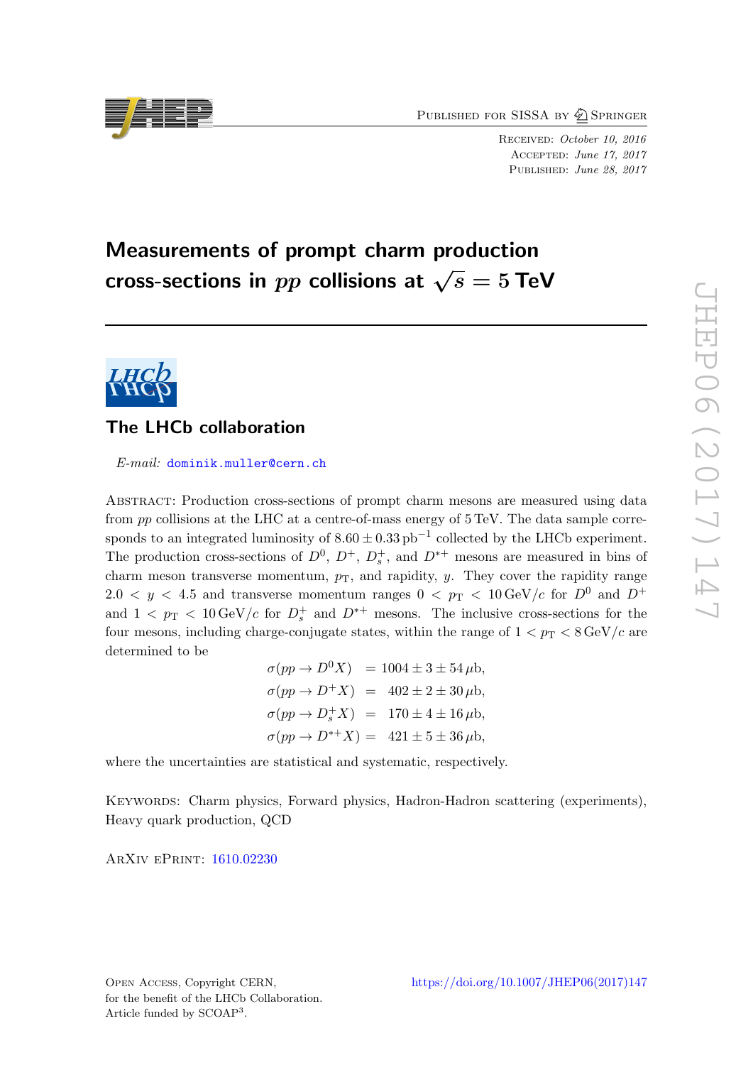Published for SISSA by Springer

Received: *October 10, 2016*
Accepted: *June 17, 2017*
Published: *June 28, 2017*

# Measurements of prompt charm production cross-sections in $pp$ collisions at $\sqrt{s} = 5$ TeV

## The LHCb collaboration

*E-mail:* dominik.muller@cern.ch

Abstract: Production cross-sections of prompt charm mesons are measured using data from $pp$ collisions at the LHC at a centre-of-mass energy of 5 TeV. The data sample corresponds to an integrated luminosity of $8.60 \pm 0.33\,\text{pb}^{-1}$ collected by the LHCb experiment. The production cross-sections of $D^0$, $D^+$, $D_s^+$, and $D^{*+}$ mesons are measured in bins of charm meson transverse momentum, $p_{\mathrm{T}}$, and rapidity, $y$. They cover the rapidity range $2.0 < y < 4.5$ and transverse momentum ranges $0 < p_{\mathrm{T}} < 10\,\text{GeV}/c$ for $D^0$ and $D^+$ and $1 < p_{\mathrm{T}} < 10\,\text{GeV}/c$ for $D_s^+$ and $D^{*+}$ mesons. The inclusive cross-sections for the four mesons, including charge-conjugate states, within the range of $1 < p_{\mathrm{T}} < 8\,\text{GeV}/c$ are determined to be

$$
\begin{aligned}
\sigma(pp \to D^0 X) &= 1004 \pm 3 \pm 54\,\mu\text{b}, \\
\sigma(pp \to D^+ X) &= 402 \pm 2 \pm 30\,\mu\text{b}, \\
\sigma(pp \to D_s^+ X) &= 170 \pm 4 \pm 16\,\mu\text{b}, \\
\sigma(pp \to D^{*+} X) &= 421 \pm 5 \pm 36\,\mu\text{b},
\end{aligned}
$$

where the uncertainties are statistical and systematic, respectively.

Keywords: Charm physics, Forward physics, Hadron-Hadron scattering (experiments), Heavy quark production, QCD

ArXiv ePrint: 1610.02230

Open Access, Copyright CERN, for the benefit of the LHCb Collaboration. Article funded by SCOAP[3].

https://doi.org/10.1007/JHEP06(2017)147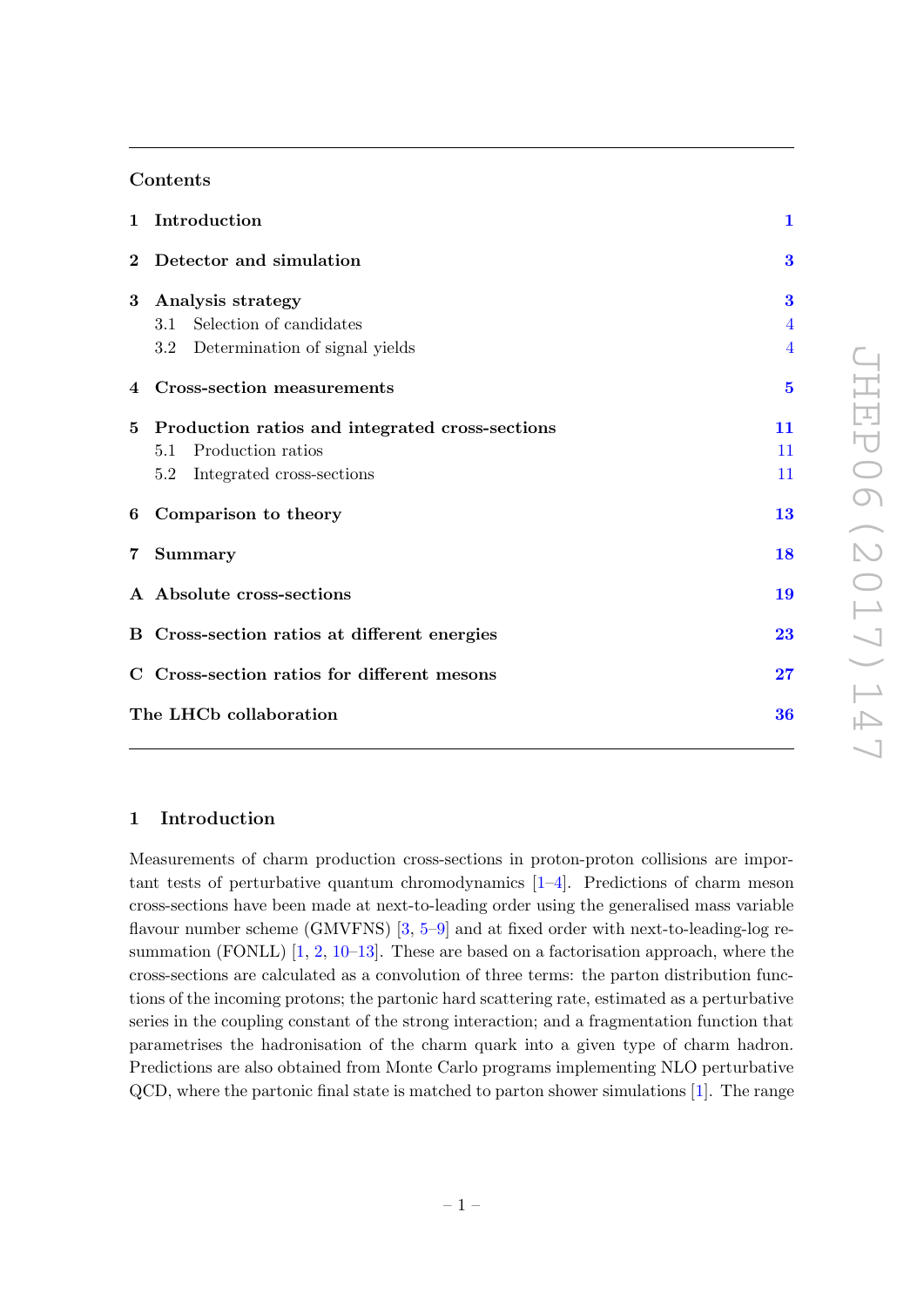## Contents

| | | |
|---|---|---|
| **1** | **Introduction** | **1** |
| **2** | **Detector and simulation** | **3** |
| **3** | **Analysis strategy** | **3** |
| | 3.1 Selection of candidates | 4 |
| | 3.2 Determination of signal yields | 4 |
| **4** | **Cross-section measurements** | **5** |
| **5** | **Production ratios and integrated cross-sections** | **11** |
| | 5.1 Production ratios | 11 |
| | 5.2 Integrated cross-sections | 11 |
| **6** | **Comparison to theory** | **13** |
| **7** | **Summary** | **18** |
| **A** | **Absolute cross-sections** | **19** |
| **B** | **Cross-section ratios at different energies** | **23** |
| **C** | **Cross-section ratios for different mesons** | **27** |
| | **The LHCb collaboration** | **36** |

## 1 Introduction

Measurements of charm production cross-sections in proton-proton collisions are important tests of perturbative quantum chromodynamics [1–4]. Predictions of charm meson cross-sections have been made at next-to-leading order using the generalised mass variable flavour number scheme (GMVFNS) [3, 5–9] and at fixed order with next-to-leading-log resummation (FONLL) [1, 2, 10–13]. These are based on a factorisation approach, where the cross-sections are calculated as a convolution of three terms: the parton distribution functions of the incoming protons; the partonic hard scattering rate, estimated as a perturbative series in the coupling constant of the strong interaction; and a fragmentation function that parametrises the hadronisation of the charm quark into a given type of charm hadron. Predictions are also obtained from Monte Carlo programs implementing NLO perturbative QCD, where the partonic final state is matched to parton shower simulations [1]. The range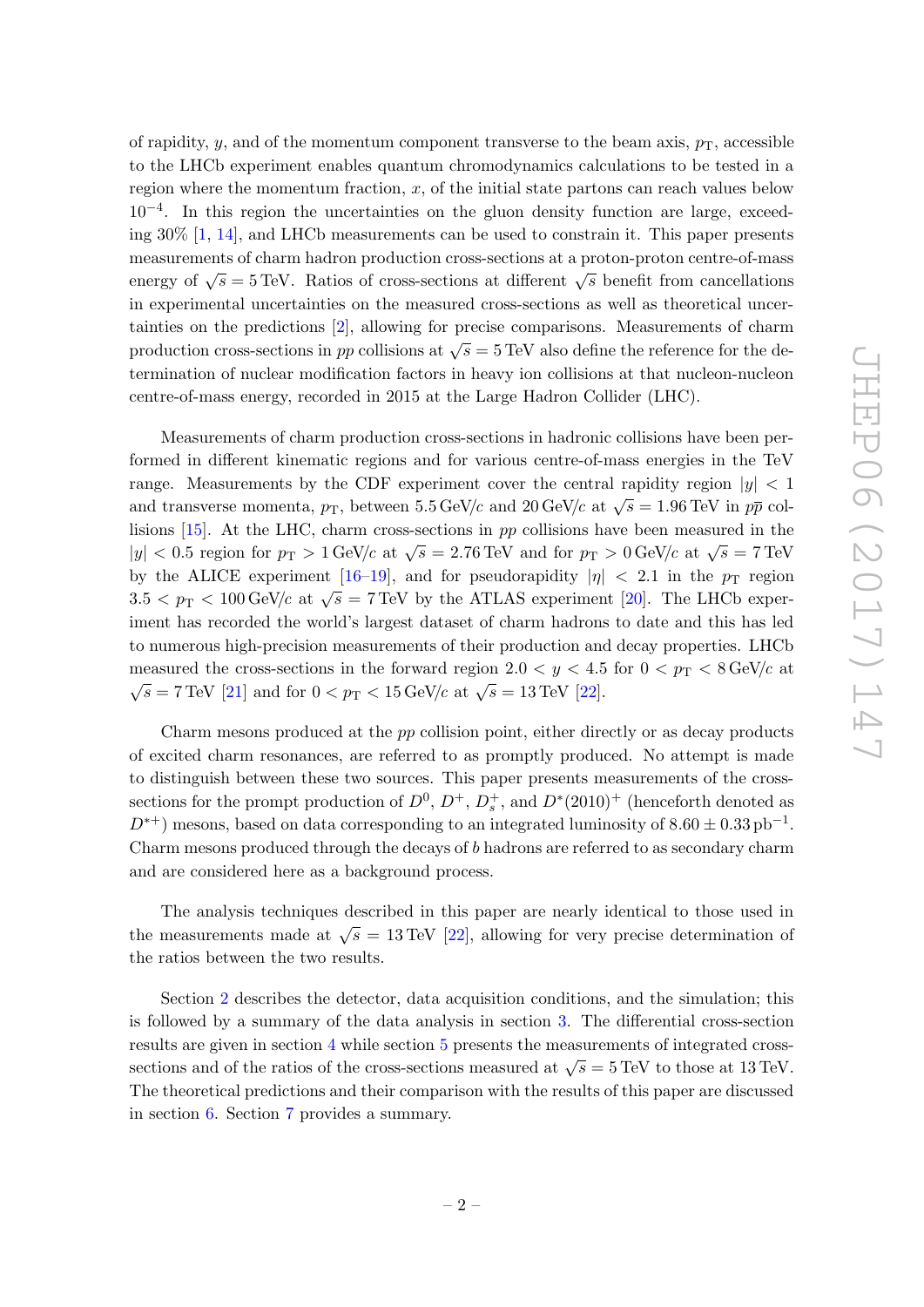of rapidity, $y$, and of the momentum component transverse to the beam axis, $p_{\mathrm{T}}$, accessible to the LHCb experiment enables quantum chromodynamics calculations to be tested in a region where the momentum fraction, $x$, of the initial state partons can reach values below $10^{-4}$. In this region the uncertainties on the gluon density function are large, exceeding 30% [1, 14], and LHCb measurements can be used to constrain it. This paper presents measurements of charm hadron production cross-sections at a proton-proton centre-of-mass energy of $\sqrt{s} = 5\,\mathrm{TeV}$. Ratios of cross-sections at different $\sqrt{s}$ benefit from cancellations in experimental uncertainties on the measured cross-sections as well as theoretical uncertainties on the predictions [2], allowing for precise comparisons. Measurements of charm production cross-sections in $pp$ collisions at $\sqrt{s} = 5\,\mathrm{TeV}$ also define the reference for the determination of nuclear modification factors in heavy ion collisions at that nucleon-nucleon centre-of-mass energy, recorded in 2015 at the Large Hadron Collider (LHC).

Measurements of charm production cross-sections in hadronic collisions have been performed in different kinematic regions and for various centre-of-mass energies in the TeV range. Measurements by the CDF experiment cover the central rapidity region $|y| < 1$ and transverse momenta, $p_{\mathrm{T}}$, between $5.5\,\mathrm{GeV}/c$ and $20\,\mathrm{GeV}/c$ at $\sqrt{s} = 1.96\,\mathrm{TeV}$ in $p\overline{p}$ collisions [15]. At the LHC, charm cross-sections in $pp$ collisions have been measured in the $|y| < 0.5$ region for $p_{\mathrm{T}} > 1\,\mathrm{GeV}/c$ at $\sqrt{s} = 2.76\,\mathrm{TeV}$ and for $p_{\mathrm{T}} > 0\,\mathrm{GeV}/c$ at $\sqrt{s} = 7\,\mathrm{TeV}$ by the ALICE experiment [16–19], and for pseudorapidity $|\eta| < 2.1$ in the $p_{\mathrm{T}}$ region $3.5 < p_{\mathrm{T}} < 100\,\mathrm{GeV}/c$ at $\sqrt{s} = 7\,\mathrm{TeV}$ by the ATLAS experiment [20]. The LHCb experiment has recorded the world's largest dataset of charm hadrons to date and this has led to numerous high-precision measurements of their production and decay properties. LHCb measured the cross-sections in the forward region $2.0 < y < 4.5$ for $0 < p_{\mathrm{T}} < 8\,\mathrm{GeV}/c$ at $\sqrt{s} = 7\,\mathrm{TeV}$ [21] and for $0 < p_{\mathrm{T}} < 15\,\mathrm{GeV}/c$ at $\sqrt{s} = 13\,\mathrm{TeV}$ [22].

Charm mesons produced at the $pp$ collision point, either directly or as decay products of excited charm resonances, are referred to as promptly produced. No attempt is made to distinguish between these two sources. This paper presents measurements of the cross-sections for the prompt production of $D^0$, $D^+$, $D_s^+$, and $D^*(2010)^+$ (henceforth denoted as $D^{*+}$) mesons, based on data corresponding to an integrated luminosity of $8.60 \pm 0.33\,\mathrm{pb}^{-1}$. Charm mesons produced through the decays of $b$ hadrons are referred to as secondary charm and are considered here as a background process.

The analysis techniques described in this paper are nearly identical to those used in the measurements made at $\sqrt{s} = 13\,\mathrm{TeV}$ [22], allowing for very precise determination of the ratios between the two results.

Section 2 describes the detector, data acquisition conditions, and the simulation; this is followed by a summary of the data analysis in section 3. The differential cross-section results are given in section 4 while section 5 presents the measurements of integrated cross-sections and of the ratios of the cross-sections measured at $\sqrt{s} = 5\,\mathrm{TeV}$ to those at $13\,\mathrm{TeV}$. The theoretical predictions and their comparison with the results of this paper are discussed in section 6. Section 7 provides a summary.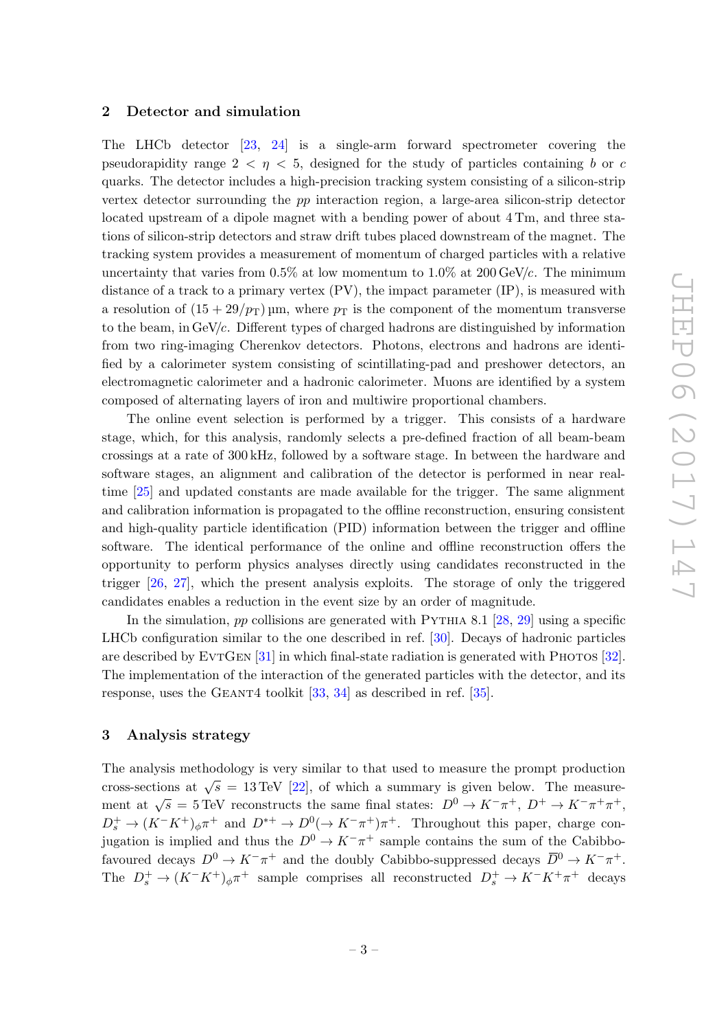## 2 Detector and simulation

The LHCb detector [23, 24] is a single-arm forward spectrometer covering the pseudorapidity range $2 < \eta < 5$, designed for the study of particles containing $b$ or $c$ quarks. The detector includes a high-precision tracking system consisting of a silicon-strip vertex detector surrounding the $pp$ interaction region, a large-area silicon-strip detector located upstream of a dipole magnet with a bending power of about 4 Tm, and three stations of silicon-strip detectors and straw drift tubes placed downstream of the magnet. The tracking system provides a measurement of momentum of charged particles with a relative uncertainty that varies from 0.5% at low momentum to 1.0% at 200 GeV/$c$. The minimum distance of a track to a primary vertex (PV), the impact parameter (IP), is measured with a resolution of $(15 + 29/p_{\mathrm{T}})$ μm, where $p_{\mathrm{T}}$ is the component of the momentum transverse to the beam, in GeV/$c$. Different types of charged hadrons are distinguished by information from two ring-imaging Cherenkov detectors. Photons, electrons and hadrons are identified by a calorimeter system consisting of scintillating-pad and preshower detectors, an electromagnetic calorimeter and a hadronic calorimeter. Muons are identified by a system composed of alternating layers of iron and multiwire proportional chambers.

The online event selection is performed by a trigger. This consists of a hardware stage, which, for this analysis, randomly selects a pre-defined fraction of all beam-beam crossings at a rate of 300 kHz, followed by a software stage. In between the hardware and software stages, an alignment and calibration of the detector is performed in near real-time [25] and updated constants are made available for the trigger. The same alignment and calibration information is propagated to the offline reconstruction, ensuring consistent and high-quality particle identification (PID) information between the trigger and offline software. The identical performance of the online and offline reconstruction offers the opportunity to perform physics analyses directly using candidates reconstructed in the trigger [26, 27], which the present analysis exploits. The storage of only the triggered candidates enables a reduction in the event size by an order of magnitude.

In the simulation, $pp$ collisions are generated with Pythia 8.1 [28, 29] using a specific LHCb configuration similar to the one described in ref. [30]. Decays of hadronic particles are described by EvtGen [31] in which final-state radiation is generated with Photos [32]. The implementation of the interaction of the generated particles with the detector, and its response, uses the Geant4 toolkit [33, 34] as described in ref. [35].

## 3 Analysis strategy

The analysis methodology is very similar to that used to measure the prompt production cross-sections at $\sqrt{s} = 13$ TeV [22], of which a summary is given below. The measurement at $\sqrt{s} = 5$ TeV reconstructs the same final states: $D^0 \to K^-\pi^+$, $D^+ \to K^-\pi^+\pi^+$, $D_s^+ \to (K^-K^+)_\phi\pi^+$ and $D^{*+} \to D^0(\to K^-\pi^+)\pi^+$. Throughout this paper, charge conjugation is implied and thus the $D^0 \to K^-\pi^+$ sample contains the sum of the Cabibbo-favoured decays $D^0 \to K^-\pi^+$ and the doubly Cabibbo-suppressed decays $\overline{D}^0 \to K^-\pi^+$. The $D_s^+ \to (K^-K^+)_\phi\pi^+$ sample comprises all reconstructed $D_s^+ \to K^-K^+\pi^+$ decays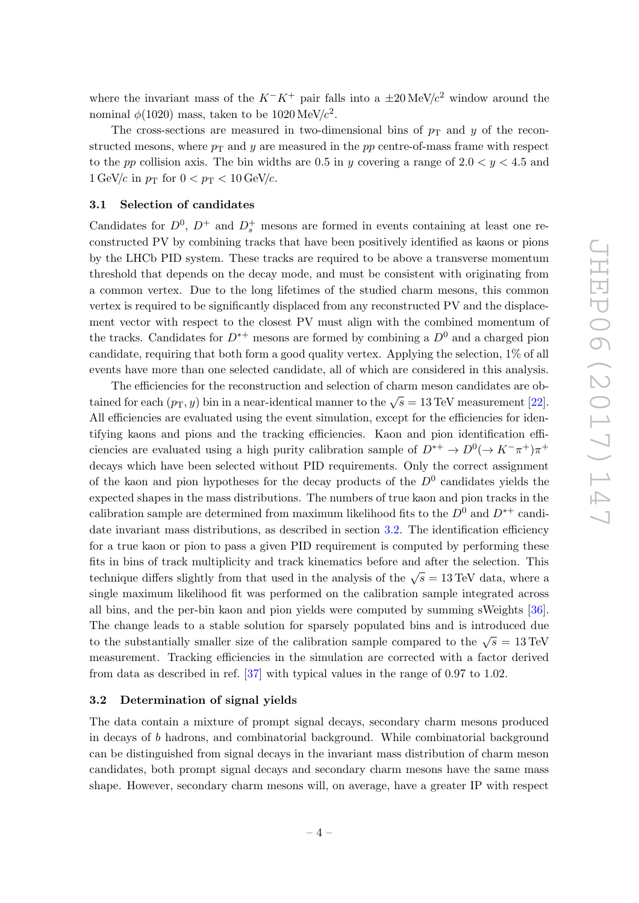where the invariant mass of the $K^-K^+$ pair falls into a $\pm 20\,\mathrm{MeV}/c^2$ window around the nominal $\phi(1020)$ mass, taken to be $1020\,\mathrm{MeV}/c^2$.

The cross-sections are measured in two-dimensional bins of $p_\mathrm{T}$ and $y$ of the reconstructed mesons, where $p_\mathrm{T}$ and $y$ are measured in the $pp$ centre-of-mass frame with respect to the $pp$ collision axis. The bin widths are 0.5 in $y$ covering a range of $2.0 < y < 4.5$ and $1\,\mathrm{GeV}/c$ in $p_\mathrm{T}$ for $0 < p_\mathrm{T} < 10\,\mathrm{GeV}/c$.

### 3.1 Selection of candidates

Candidates for $D^0$, $D^+$ and $D_s^+$ mesons are formed in events containing at least one reconstructed PV by combining tracks that have been positively identified as kaons or pions by the LHCb PID system. These tracks are required to be above a transverse momentum threshold that depends on the decay mode, and must be consistent with originating from a common vertex. Due to the long lifetimes of the studied charm mesons, this common vertex is required to be significantly displaced from any reconstructed PV and the displacement vector with respect to the closest PV must align with the combined momentum of the tracks. Candidates for $D^{*+}$ mesons are formed by combining a $D^0$ and a charged pion candidate, requiring that both form a good quality vertex. Applying the selection, 1% of all events have more than one selected candidate, all of which are considered in this analysis.

The efficiencies for the reconstruction and selection of charm meson candidates are obtained for each $(p_\mathrm{T}, y)$ bin in a near-identical manner to the $\sqrt{s} = 13\,\mathrm{TeV}$ measurement [22]. All efficiencies are evaluated using the event simulation, except for the efficiencies for identifying kaons and pions and the tracking efficiencies. Kaon and pion identification efficiencies are evaluated using a high purity calibration sample of $D^{*+} \to D^0(\to K^-\pi^+)\pi^+$ decays which have been selected without PID requirements. Only the correct assignment of the kaon and pion hypotheses for the decay products of the $D^0$ candidates yields the expected shapes in the mass distributions. The numbers of true kaon and pion tracks in the calibration sample are determined from maximum likelihood fits to the $D^0$ and $D^{*+}$ candidate invariant mass distributions, as described in section 3.2. The identification efficiency for a true kaon or pion to pass a given PID requirement is computed by performing these fits in bins of track multiplicity and track kinematics before and after the selection. This technique differs slightly from that used in the analysis of the $\sqrt{s} = 13\,\mathrm{TeV}$ data, where a single maximum likelihood fit was performed on the calibration sample integrated across all bins, and the per-bin kaon and pion yields were computed by summing sWeights [36]. The change leads to a stable solution for sparsely populated bins and is introduced due to the substantially smaller size of the calibration sample compared to the $\sqrt{s} = 13\,\mathrm{TeV}$ measurement. Tracking efficiencies in the simulation are corrected with a factor derived from data as described in ref. [37] with typical values in the range of 0.97 to 1.02.

### 3.2 Determination of signal yields

The data contain a mixture of prompt signal decays, secondary charm mesons produced in decays of $b$ hadrons, and combinatorial background. While combinatorial background can be distinguished from signal decays in the invariant mass distribution of charm meson candidates, both prompt signal decays and secondary charm mesons have the same mass shape. However, secondary charm mesons will, on average, have a greater IP with respect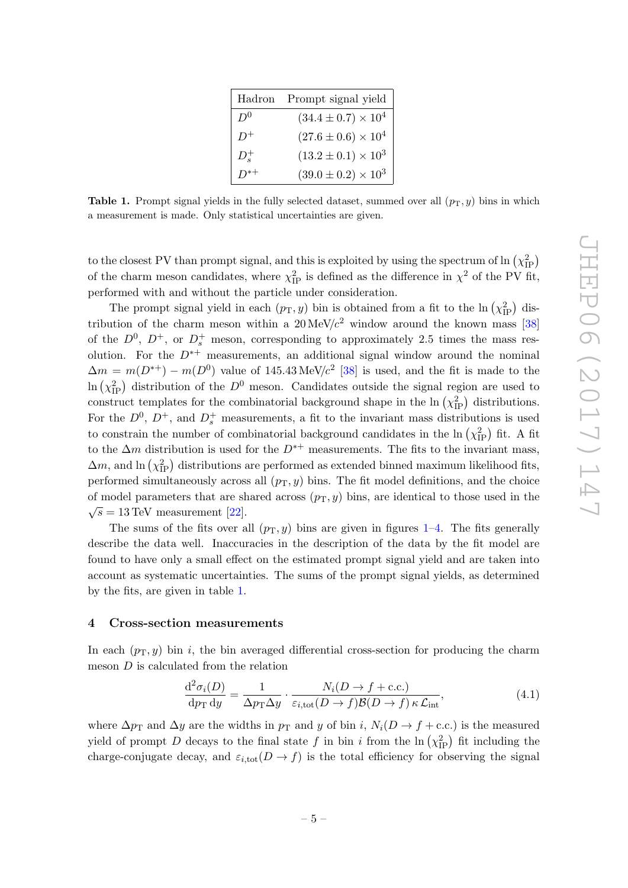| Hadron | Prompt signal yield |
|---|---|
| $D^0$ | $(34.4 \pm 0.7) \times 10^4$ |
| $D^+$ | $(27.6 \pm 0.6) \times 10^4$ |
| $D_s^+$ | $(13.2 \pm 0.1) \times 10^3$ |
| $D^{*+}$ | $(39.0 \pm 0.2) \times 10^3$ |

**Table 1.** Prompt signal yields in the fully selected dataset, summed over all $(p_{\rm T}, y)$ bins in which a measurement is made. Only statistical uncertainties are given.

to the closest PV than prompt signal, and this is exploited by using the spectrum of $\ln\left(\chi^2_{\rm IP}\right)$ of the charm meson candidates, where $\chi^2_{\rm IP}$ is defined as the difference in $\chi^2$ of the PV fit, performed with and without the particle under consideration.

The prompt signal yield in each $(p_{\rm T}, y)$ bin is obtained from a fit to the $\ln\left(\chi^2_{\rm IP}\right)$ distribution of the charm meson within a $20\,{\rm MeV}/c^2$ window around the known mass [38] of the $D^0$, $D^+$, or $D_s^+$ meson, corresponding to approximately 2.5 times the mass resolution. For the $D^{*+}$ measurements, an additional signal window around the nominal $\Delta m = m(D^{*+}) - m(D^0)$ value of $145.43\,{\rm MeV}/c^2$ [38] is used, and the fit is made to the $\ln\left(\chi^2_{\rm IP}\right)$ distribution of the $D^0$ meson. Candidates outside the signal region are used to construct templates for the combinatorial background shape in the $\ln\left(\chi^2_{\rm IP}\right)$ distributions. For the $D^0$, $D^+$, and $D_s^+$ measurements, a fit to the invariant mass distributions is used to constrain the number of combinatorial background candidates in the $\ln\left(\chi^2_{\rm IP}\right)$ fit. A fit to the $\Delta m$ distribution is used for the $D^{*+}$ measurements. The fits to the invariant mass, $\Delta m$, and $\ln\left(\chi^2_{\rm IP}\right)$ distributions are performed as extended binned maximum likelihood fits, performed simultaneously across all $(p_{\rm T}, y)$ bins. The fit model definitions, and the choice of model parameters that are shared across $(p_{\rm T}, y)$ bins, are identical to those used in the $\sqrt{s} = 13\,{\rm TeV}$ measurement [22].

The sums of the fits over all $(p_{\rm T}, y)$ bins are given in figures 1–4. The fits generally describe the data well. Inaccuracies in the description of the data by the fit model are found to have only a small effect on the estimated prompt signal yield and are taken into account as systematic uncertainties. The sums of the prompt signal yields, as determined by the fits, are given in table 1.

## 4 Cross-section measurements

In each $(p_{\rm T}, y)$ bin $i$, the bin averaged differential cross-section for producing the charm meson $D$ is calculated from the relation

$$\frac{{\rm d}^2\sigma_i(D)}{{\rm d}p_{\rm T}\,{\rm d}y} = \frac{1}{\Delta p_{\rm T}\Delta y} \cdot \frac{N_i(D \to f + {\rm c.c.})}{\varepsilon_{i,{\rm tot}}(D \to f)\mathcal{B}(D \to f)\,\kappa\,\mathcal{L}_{\rm int}}, \tag{4.1}$$

where $\Delta p_{\rm T}$ and $\Delta y$ are the widths in $p_{\rm T}$ and $y$ of bin $i$, $N_i(D \to f + {\rm c.c.})$ is the measured yield of prompt $D$ decays to the final state $f$ in bin $i$ from the $\ln\left(\chi^2_{\rm IP}\right)$ fit including the charge-conjugate decay, and $\varepsilon_{i,{\rm tot}}(D \to f)$ is the total efficiency for observing the signal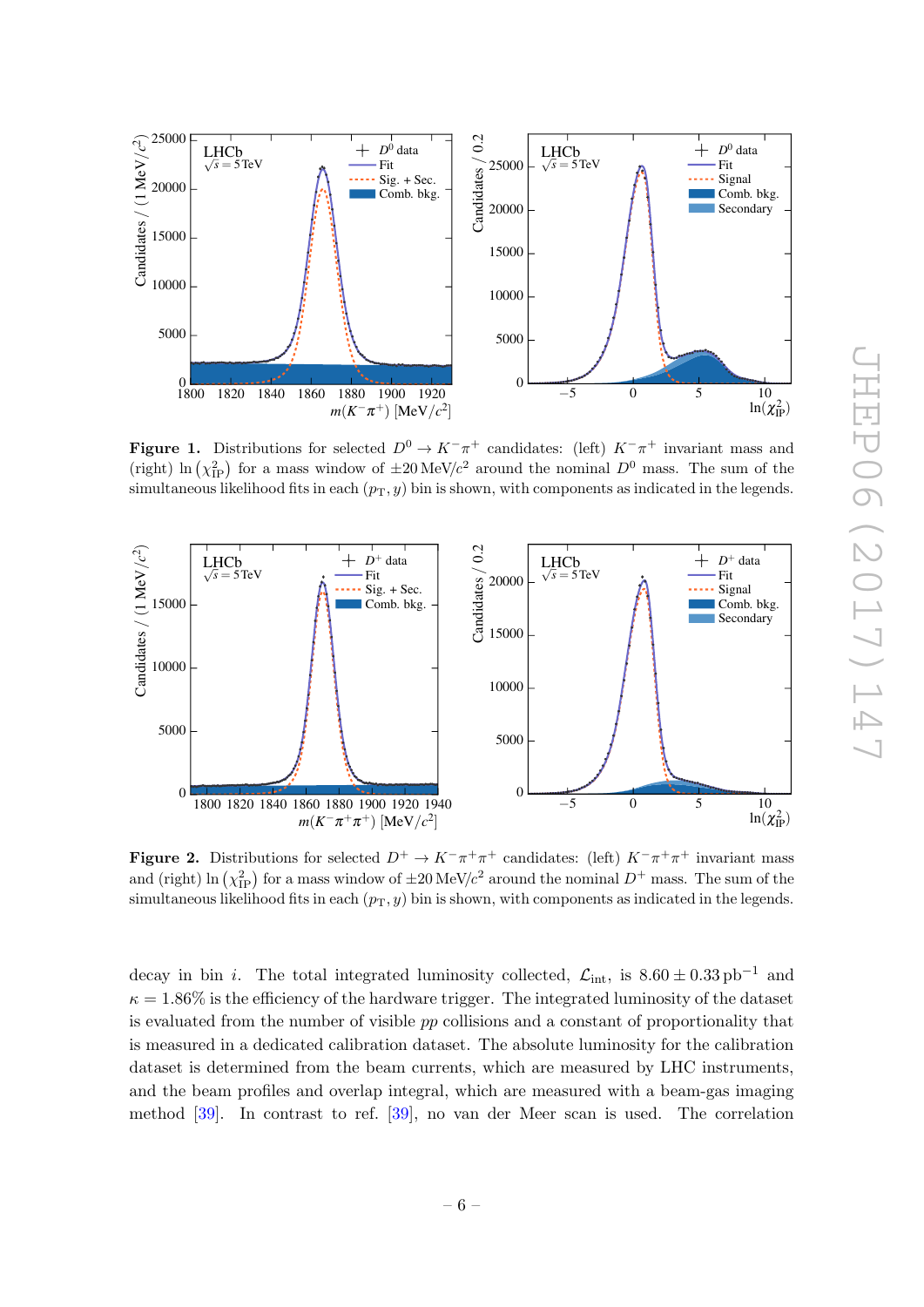**Figure 1.** Distributions for selected $D^0 \to K^-\pi^+$ candidates: (left) $K^-\pi^+$ invariant mass and (right) $\ln(\chi^2_{\rm IP})$ for a mass window of $\pm 20\,{\rm MeV}/c^2$ around the nominal $D^0$ mass. The sum of the simultaneous likelihood fits in each $(p_{\rm T}, y)$ bin is shown, with components as indicated in the legends.

**Figure 2.** Distributions for selected $D^+ \to K^-\pi^+\pi^+$ candidates: (left) $K^-\pi^+\pi^+$ invariant mass and (right) $\ln(\chi^2_{\rm IP})$ for a mass window of $\pm 20\,{\rm MeV}/c^2$ around the nominal $D^+$ mass. The sum of the simultaneous likelihood fits in each $(p_{\rm T}, y)$ bin is shown, with components as indicated in the legends.

decay in bin $i$. The total integrated luminosity collected, $\mathcal{L}_{\rm int}$, is $8.60 \pm 0.33\,{\rm pb}^{-1}$ and $\kappa = 1.86\%$ is the efficiency of the hardware trigger. The integrated luminosity of the dataset is evaluated from the number of visible $pp$ collisions and a constant of proportionality that is measured in a dedicated calibration dataset. The absolute luminosity for the calibration dataset is determined from the beam currents, which are measured by LHC instruments, and the beam profiles and overlap integral, which are measured with a beam-gas imaging method [39]. In contrast to ref. [39], no van der Meer scan is used. The correlation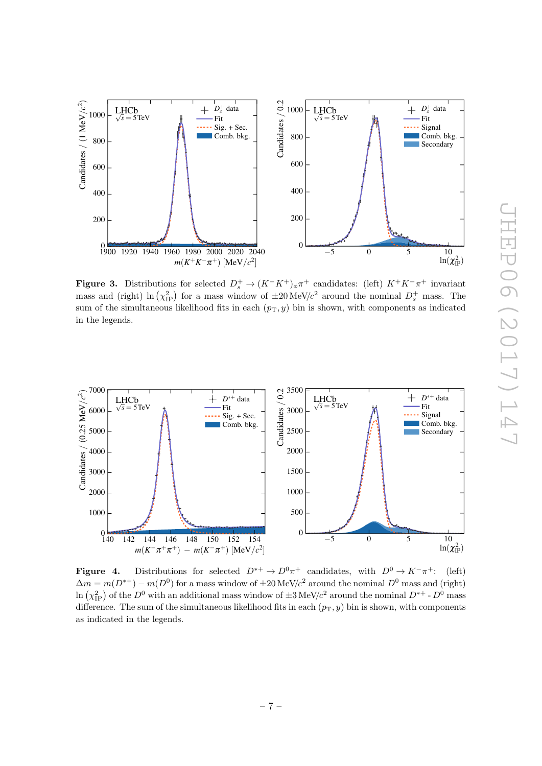**Figure 3.** Distributions for selected $D_s^+ \to (K^-K^+)_\phi \pi^+$ candidates: (left) $K^+K^-\pi^+$ invariant mass and (right) $\ln\left(\chi^2_{\rm IP}\right)$ for a mass window of $\pm 20\,\mathrm{MeV}/c^2$ around the nominal $D_s^+$ mass. The sum of the simultaneous likelihood fits in each $(p_{\rm T}, y)$ bin is shown, with components as indicated in the legends.

**Figure 4.** Distributions for selected $D^{*+} \to D^0\pi^+$ candidates, with $D^0 \to K^-\pi^+$: (left) $\Delta m = m(D^{*+}) - m(D^0)$ for a mass window of $\pm 20\,\mathrm{MeV}/c^2$ around the nominal $D^0$ mass and (right) $\ln\left(\chi^2_{\rm IP}\right)$ of the $D^0$ with an additional mass window of $\pm 3\,\mathrm{MeV}/c^2$ around the nominal $D^{*+}$ - $D^0$ mass difference. The sum of the simultaneous likelihood fits in each $(p_{\rm T}, y)$ bin is shown, with components as indicated in the legends.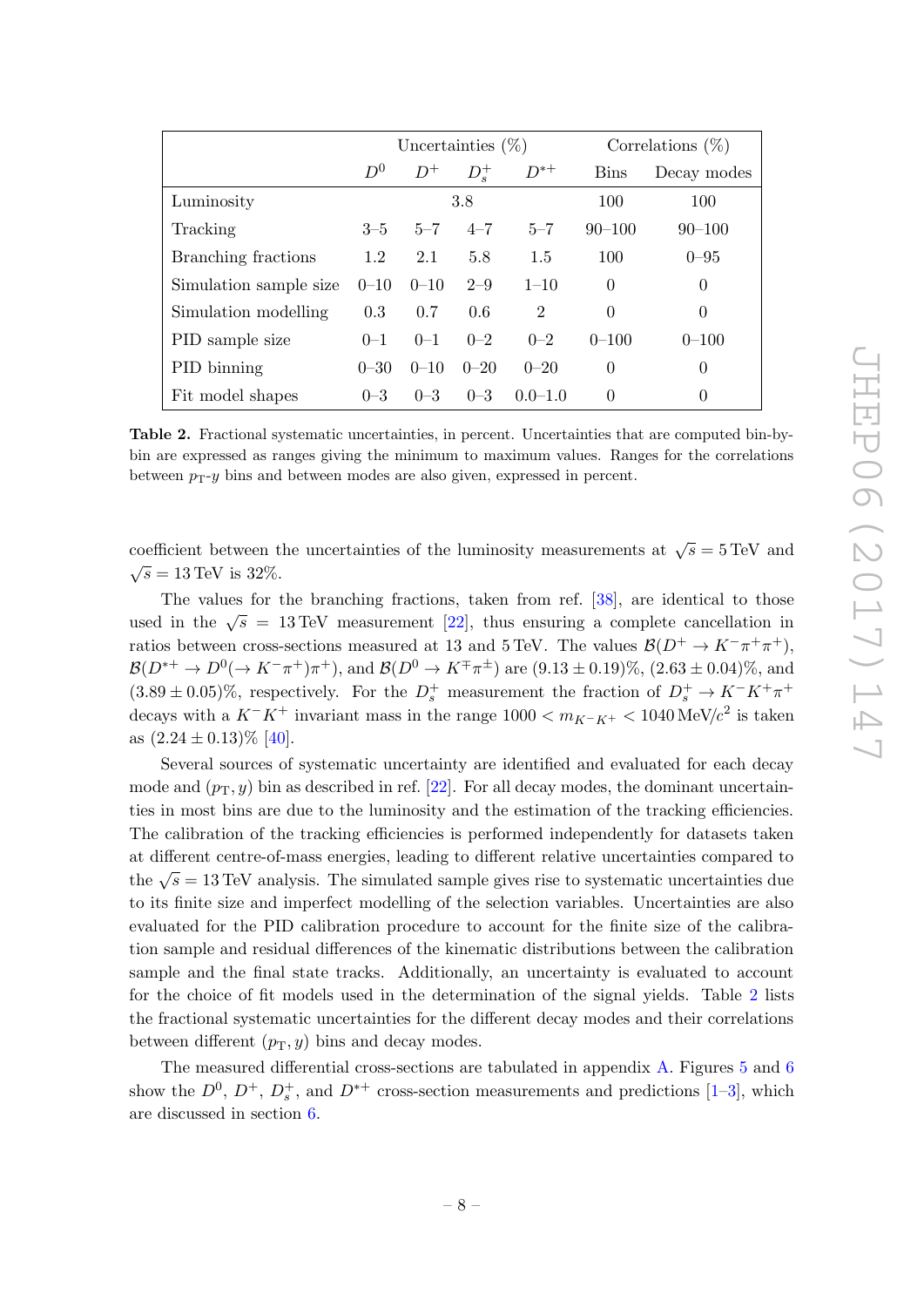| | Uncertainties (%) | | | | Correlations (%) | |
|---|---|---|---|---|---|---|
| | $D^0$ | $D^+$ | $D_s^+$ | $D^{*+}$ | Bins | Decay modes |
| Luminosity | | 3.8 | | | 100 | 100 |
| Tracking | 3–5 | 5–7 | 4–7 | 5–7 | 90–100 | 90–100 |
| Branching fractions | 1.2 | 2.1 | 5.8 | 1.5 | 100 | 0–95 |
| Simulation sample size | 0–10 | 0–10 | 2–9 | 1–10 | 0 | 0 |
| Simulation modelling | 0.3 | 0.7 | 0.6 | 2 | 0 | 0 |
| PID sample size | 0–1 | 0–1 | 0–2 | 0–2 | 0–100 | 0–100 |
| PID binning | 0–30 | 0–10 | 0–20 | 0–20 | 0 | 0 |
| Fit model shapes | 0–3 | 0–3 | 0–3 | 0.0–1.0 | 0 | 0 |

**Table 2.** Fractional systematic uncertainties, in percent. Uncertainties that are computed bin-by-bin are expressed as ranges giving the minimum to maximum values. Ranges for the correlations between $p_{\mathrm{T}}$-$y$ bins and between modes are also given, expressed in percent.

coefficient between the uncertainties of the luminosity measurements at $\sqrt{s} = 5\,\mathrm{TeV}$ and $\sqrt{s} = 13\,\mathrm{TeV}$ is 32%.

The values for the branching fractions, taken from ref. [38], are identical to those used in the $\sqrt{s} = 13\,\mathrm{TeV}$ measurement [22], thus ensuring a complete cancellation in ratios between cross-sections measured at 13 and 5 TeV. The values $\mathcal{B}(D^+ \to K^-\pi^+\pi^+)$, $\mathcal{B}(D^{*+} \to D^0(\to K^-\pi^+)\pi^+)$, and $\mathcal{B}(D^0 \to K^\mp\pi^\pm)$ are $(9.13 \pm 0.19)\%$, $(2.63 \pm 0.04)\%$, and $(3.89 \pm 0.05)\%$, respectively. For the $D_s^+$ measurement the fraction of $D_s^+ \to K^-K^+\pi^+$ decays with a $K^-K^+$ invariant mass in the range $1000 < m_{K^-K^+} < 1040\,\mathrm{MeV}/c^2$ is taken as $(2.24 \pm 0.13)\%$ [40].

Several sources of systematic uncertainty are identified and evaluated for each decay mode and $(p_{\mathrm{T}}, y)$ bin as described in ref. [22]. For all decay modes, the dominant uncertainties in most bins are due to the luminosity and the estimation of the tracking efficiencies. The calibration of the tracking efficiencies is performed independently for datasets taken at different centre-of-mass energies, leading to different relative uncertainties compared to the $\sqrt{s} = 13\,\mathrm{TeV}$ analysis. The simulated sample gives rise to systematic uncertainties due to its finite size and imperfect modelling of the selection variables. Uncertainties are also evaluated for the PID calibration procedure to account for the finite size of the calibration sample and residual differences of the kinematic distributions between the calibration sample and the final state tracks. Additionally, an uncertainty is evaluated to account for the choice of fit models used in the determination of the signal yields. Table 2 lists the fractional systematic uncertainties for the different decay modes and their correlations between different $(p_{\mathrm{T}}, y)$ bins and decay modes.

The measured differential cross-sections are tabulated in appendix A. Figures 5 and 6 show the $D^0$, $D^+$, $D_s^+$, and $D^{*+}$ cross-section measurements and predictions [1–3], which are discussed in section 6.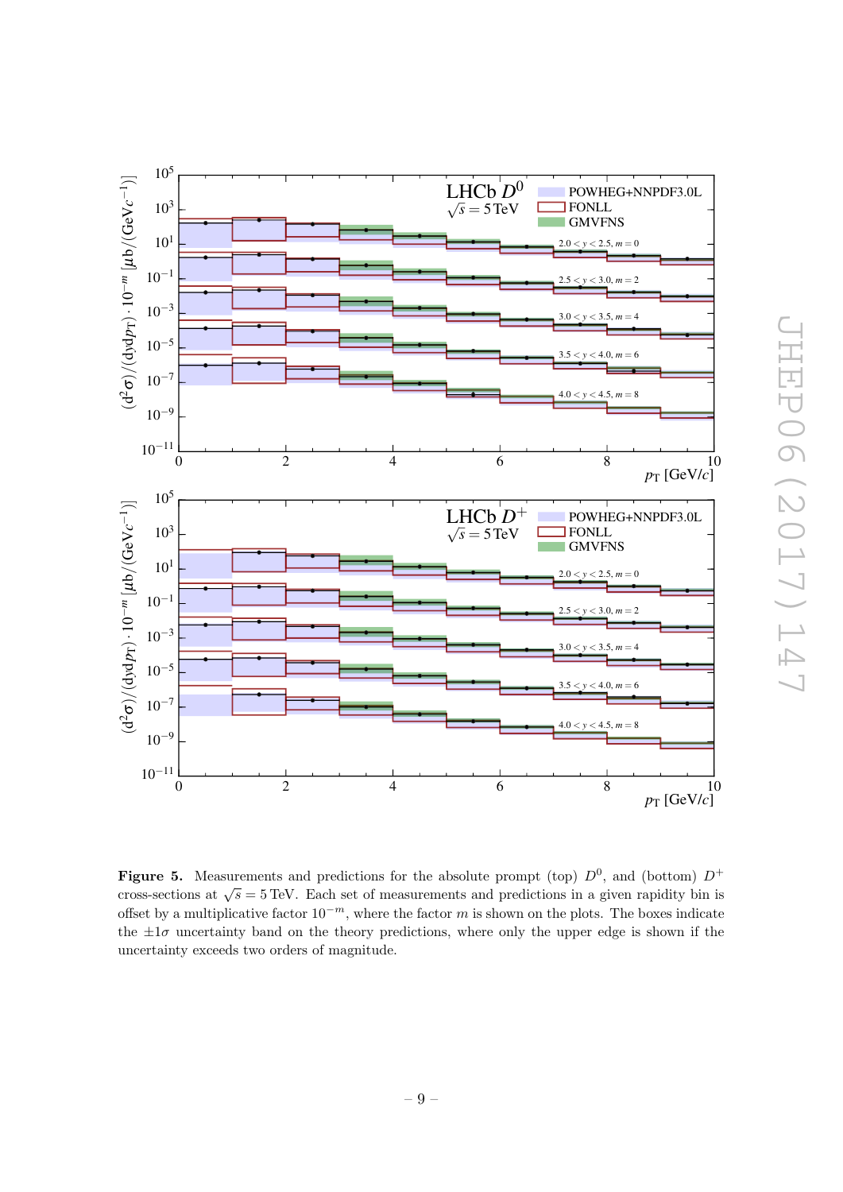**Figure 5.** Measurements and predictions for the absolute prompt (top) $D^0$, and (bottom) $D^+$ cross-sections at $\sqrt{s} = 5\,\text{TeV}$. Each set of measurements and predictions in a given rapidity bin is offset by a multiplicative factor $10^{-m}$, where the factor $m$ is shown on the plots. The boxes indicate the $\pm 1\sigma$ uncertainty band on the theory predictions, where only the upper edge is shown if the uncertainty exceeds two orders of magnitude.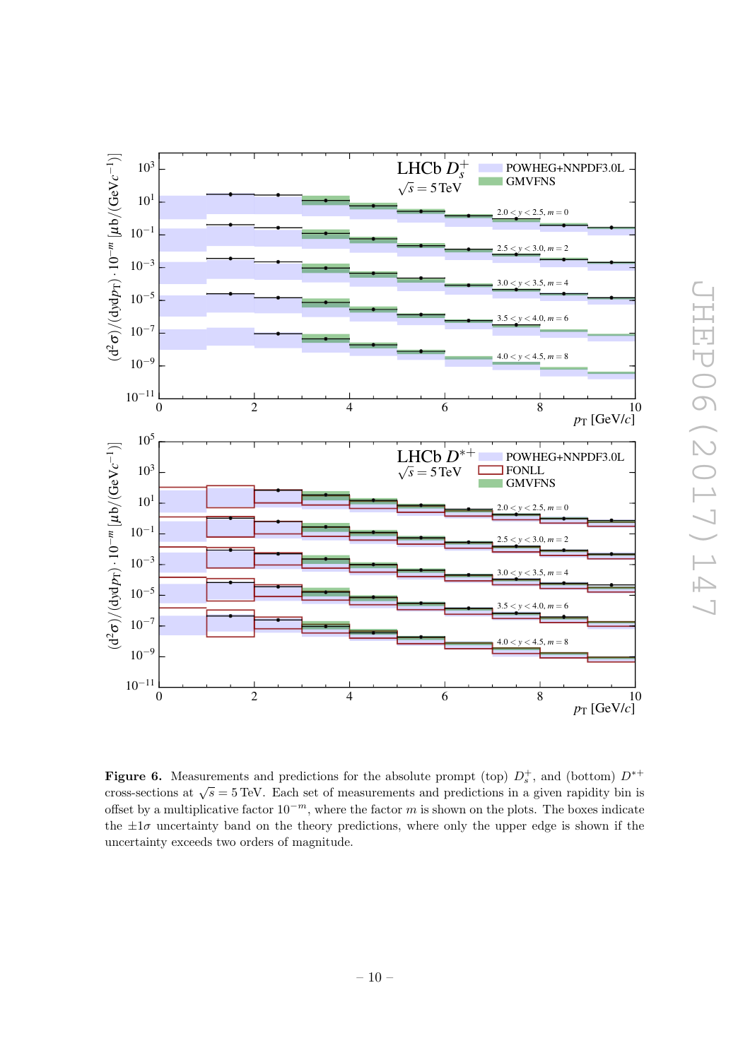**Figure 6.** Measurements and predictions for the absolute prompt (top) $D_s^+$, and (bottom) $D^{*+}$ cross-sections at $\sqrt{s} = 5\,\text{TeV}$. Each set of measurements and predictions in a given rapidity bin is offset by a multiplicative factor $10^{-m}$, where the factor $m$ is shown on the plots. The boxes indicate the $\pm 1\sigma$ uncertainty band on the theory predictions, where only the upper edge is shown if the uncertainty exceeds two orders of magnitude.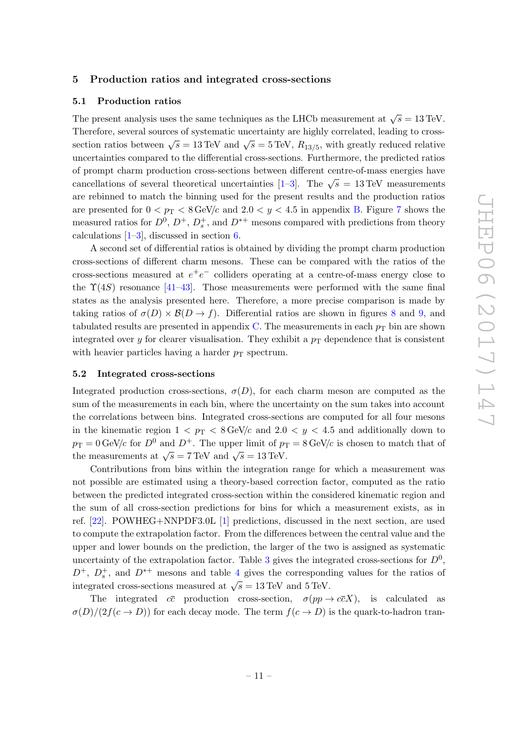## 5 Production ratios and integrated cross-sections

### 5.1 Production ratios

The present analysis uses the same techniques as the LHCb measurement at $\sqrt{s} = 13\,\text{TeV}$. Therefore, several sources of systematic uncertainty are highly correlated, leading to cross-section ratios between $\sqrt{s} = 13\,\text{TeV}$ and $\sqrt{s} = 5\,\text{TeV}$, $R_{13/5}$, with greatly reduced relative uncertainties compared to the differential cross-sections. Furthermore, the predicted ratios of prompt charm production cross-sections between different centre-of-mass energies have cancellations of several theoretical uncertainties [1–3]. The $\sqrt{s} = 13\,\text{TeV}$ measurements are rebinned to match the binning used for the present results and the production ratios are presented for $0 < p_{\mathrm{T}} < 8\,\text{GeV}/c$ and $2.0 < y < 4.5$ in appendix B. Figure 7 shows the measured ratios for $D^0$, $D^+$, $D_s^+$, and $D^{*+}$ mesons compared with predictions from theory calculations [1–3], discussed in section 6.

A second set of differential ratios is obtained by dividing the prompt charm production cross-sections of different charm mesons. These can be compared with the ratios of the cross-sections measured at $e^+e^-$ colliders operating at a centre-of-mass energy close to the $\Upsilon(4S)$ resonance [41–43]. Those measurements were performed with the same final states as the analysis presented here. Therefore, a more precise comparison is made by taking ratios of $\sigma(D) \times \mathcal{B}(D \to f)$. Differential ratios are shown in figures 8 and 9, and tabulated results are presented in appendix C. The measurements in each $p_{\mathrm{T}}$ bin are shown integrated over $y$ for clearer visualisation. They exhibit a $p_{\mathrm{T}}$ dependence that is consistent with heavier particles having a harder $p_{\mathrm{T}}$ spectrum.

### 5.2 Integrated cross-sections

Integrated production cross-sections, $\sigma(D)$, for each charm meson are computed as the sum of the measurements in each bin, where the uncertainty on the sum takes into account the correlations between bins. Integrated cross-sections are computed for all four mesons in the kinematic region $1 < p_{\mathrm{T}} < 8\,\text{GeV}/c$ and $2.0 < y < 4.5$ and additionally down to $p_{\mathrm{T}} = 0\,\text{GeV}/c$ for $D^0$ and $D^+$. The upper limit of $p_{\mathrm{T}} = 8\,\text{GeV}/c$ is chosen to match that of the measurements at $\sqrt{s} = 7\,\text{TeV}$ and $\sqrt{s} = 13\,\text{TeV}$.

Contributions from bins within the integration range for which a measurement was not possible are estimated using a theory-based correction factor, computed as the ratio between the predicted integrated cross-section within the considered kinematic region and the sum of all cross-section predictions for bins for which a measurement exists, as in ref. [22]. POWHEG+NNPDF3.0L [1] predictions, discussed in the next section, are used to compute the extrapolation factor. From the differences between the central value and the upper and lower bounds on the prediction, the larger of the two is assigned as systematic uncertainty of the extrapolation factor. Table 3 gives the integrated cross-sections for $D^0$, $D^+$, $D_s^+$, and $D^{*+}$ mesons and table 4 gives the corresponding values for the ratios of integrated cross-sections measured at $\sqrt{s} = 13\,\text{TeV}$ and $5\,\text{TeV}$.

The integrated $c\bar{c}$ production cross-section, $\sigma(pp \to c\bar{c}X)$, is calculated as $\sigma(D)/(2f(c \to D))$ for each decay mode. The term $f(c \to D)$ is the quark-to-hadron tran-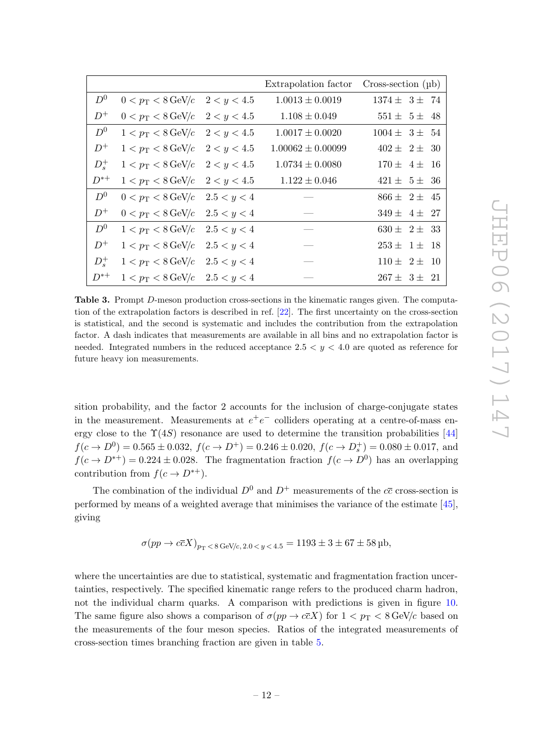| | | | Extrapolation factor | Cross-section (μb) |
|---|---|---|---|---|
| $D^0$ | $0 < p_\mathrm{T} < 8\,\mathrm{GeV}/c$ | $2 < y < 4.5$ | $1.0013 \pm 0.0019$ | $1374 \pm\ 3 \pm\ 74$ |
| $D^+$ | $0 < p_\mathrm{T} < 8\,\mathrm{GeV}/c$ | $2 < y < 4.5$ | $1.108 \pm 0.049$ | $551 \pm\ 5 \pm\ 48$ |
| $D^0$ | $1 < p_\mathrm{T} < 8\,\mathrm{GeV}/c$ | $2 < y < 4.5$ | $1.0017 \pm 0.0020$ | $1004 \pm\ 3 \pm\ 54$ |
| $D^+$ | $1 < p_\mathrm{T} < 8\,\mathrm{GeV}/c$ | $2 < y < 4.5$ | $1.00062 \pm 0.00099$ | $402 \pm\ 2 \pm\ 30$ |
| $D_s^+$ | $1 < p_\mathrm{T} < 8\,\mathrm{GeV}/c$ | $2 < y < 4.5$ | $1.0734 \pm 0.0080$ | $170 \pm\ 4 \pm\ 16$ |
| $D^{*+}$ | $1 < p_\mathrm{T} < 8\,\mathrm{GeV}/c$ | $2 < y < 4.5$ | $1.122 \pm 0.046$ | $421 \pm\ 5 \pm\ 36$ |
| $D^0$ | $0 < p_\mathrm{T} < 8\,\mathrm{GeV}/c$ | $2.5 < y < 4$ | — | $866 \pm\ 2 \pm\ 45$ |
| $D^+$ | $0 < p_\mathrm{T} < 8\,\mathrm{GeV}/c$ | $2.5 < y < 4$ | — | $349 \pm\ 4 \pm\ 27$ |
| $D^0$ | $1 < p_\mathrm{T} < 8\,\mathrm{GeV}/c$ | $2.5 < y < 4$ | — | $630 \pm\ 2 \pm\ 33$ |
| $D^+$ | $1 < p_\mathrm{T} < 8\,\mathrm{GeV}/c$ | $2.5 < y < 4$ | — | $253 \pm\ 1 \pm\ 18$ |
| $D_s^+$ | $1 < p_\mathrm{T} < 8\,\mathrm{GeV}/c$ | $2.5 < y < 4$ | — | $110 \pm\ 2 \pm\ 10$ |
| $D^{*+}$ | $1 < p_\mathrm{T} < 8\,\mathrm{GeV}/c$ | $2.5 < y < 4$ | — | $267 \pm\ 3 \pm\ 21$ |

**Table 3.** Prompt $D$-meson production cross-sections in the kinematic ranges given. The computation of the extrapolation factors is described in ref. [22]. The first uncertainty on the cross-section is statistical, and the second is systematic and includes the contribution from the extrapolation factor. A dash indicates that measurements are available in all bins and no extrapolation factor is needed. Integrated numbers in the reduced acceptance $2.5 < y < 4.0$ are quoted as reference for future heavy ion measurements.

sition probability, and the factor 2 accounts for the inclusion of charge-conjugate states in the measurement. Measurements at $e^+e^-$ colliders operating at a centre-of-mass energy close to the $\Upsilon(4S)$ resonance are used to determine the transition probabilities [44] $f(c \to D^0) = 0.565 \pm 0.032$, $f(c \to D^+) = 0.246 \pm 0.020$, $f(c \to D_s^+) = 0.080 \pm 0.017$, and $f(c \to D^{*+}) = 0.224 \pm 0.028$. The fragmentation fraction $f(c \to D^0)$ has an overlapping contribution from $f(c \to D^{*+})$.

The combination of the individual $D^0$ and $D^+$ measurements of the $c\overline{c}$ cross-section is performed by means of a weighted average that minimises the variance of the estimate [45], giving

$$\sigma(pp \to c\overline{c}X)_{p_\mathrm{T} < 8\,\mathrm{GeV}/c,\, 2.0 < y < 4.5} = 1193 \pm 3 \pm 67 \pm 58\,\mathrm{\mu b},$$

where the uncertainties are due to statistical, systematic and fragmentation fraction uncertainties, respectively. The specified kinematic range refers to the produced charm hadron, not the individual charm quarks. A comparison with predictions is given in figure 10. The same figure also shows a comparison of $\sigma(pp \to c\overline{c}X)$ for $1 < p_\mathrm{T} < 8\,\mathrm{GeV}/c$ based on the measurements of the four meson species. Ratios of the integrated measurements of cross-section times branching fraction are given in table 5.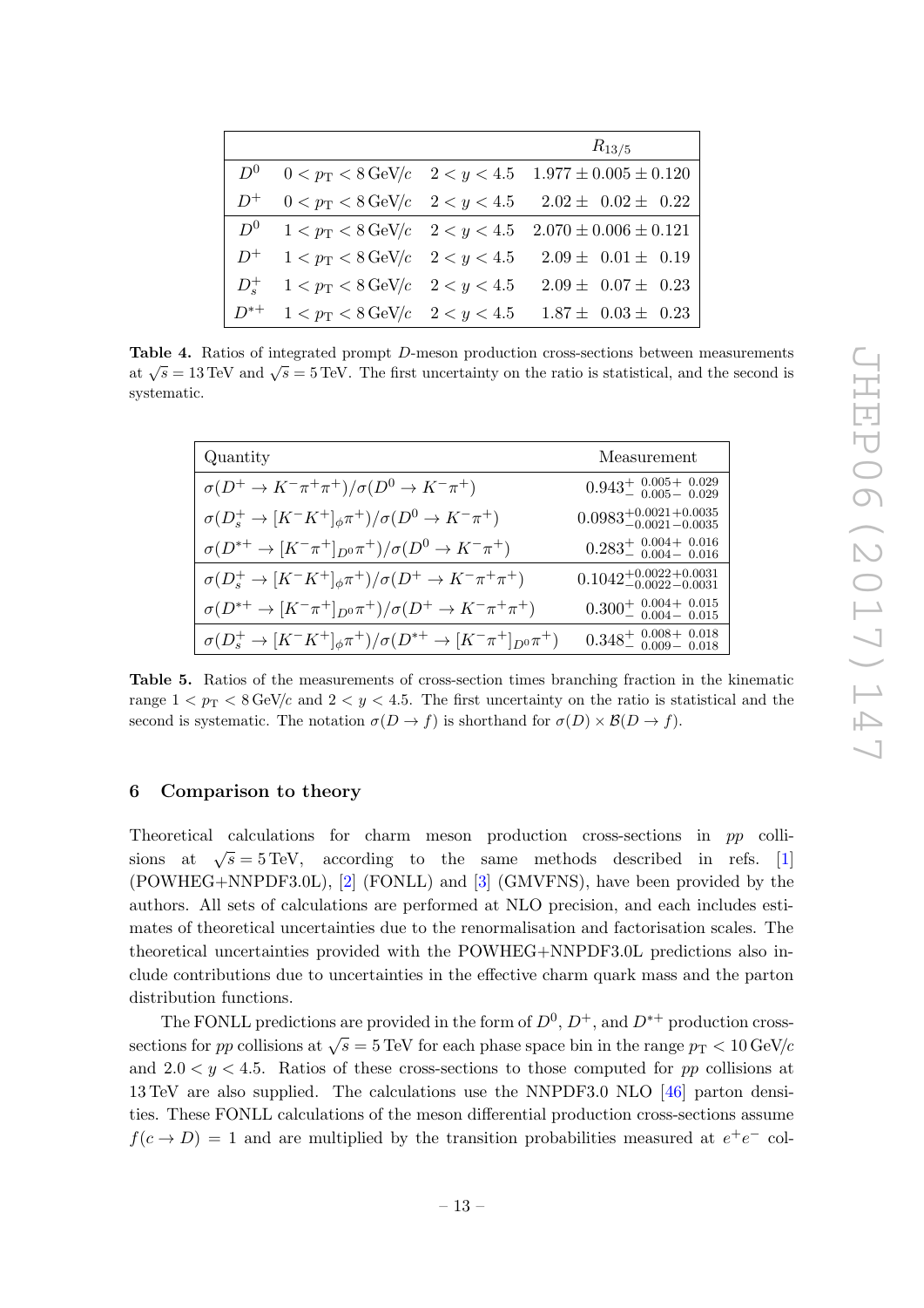| | | | $R_{13/5}$ |
|---|---|---|---|
| $D^0$ | $0 < p_{\mathrm{T}} < 8\,\mathrm{GeV}/c$ | $2 < y < 4.5$ | $1.977 \pm 0.005 \pm 0.120$ |
| $D^+$ | $0 < p_{\mathrm{T}} < 8\,\mathrm{GeV}/c$ | $2 < y < 4.5$ | $2.02 \pm 0.02 \pm 0.22$ |
| $D^0$ | $1 < p_{\mathrm{T}} < 8\,\mathrm{GeV}/c$ | $2 < y < 4.5$ | $2.070 \pm 0.006 \pm 0.121$ |
| $D^+$ | $1 < p_{\mathrm{T}} < 8\,\mathrm{GeV}/c$ | $2 < y < 4.5$ | $2.09 \pm 0.01 \pm 0.19$ |
| $D_s^+$ | $1 < p_{\mathrm{T}} < 8\,\mathrm{GeV}/c$ | $2 < y < 4.5$ | $2.09 \pm 0.07 \pm 0.23$ |
| $D^{*+}$ | $1 < p_{\mathrm{T}} < 8\,\mathrm{GeV}/c$ | $2 < y < 4.5$ | $1.87 \pm 0.03 \pm 0.23$ |

**Table 4.** Ratios of integrated prompt $D$-meson production cross-sections between measurements at $\sqrt{s} = 13\,\mathrm{TeV}$ and $\sqrt{s} = 5\,\mathrm{TeV}$. The first uncertainty on the ratio is statistical, and the second is systematic.

| Quantity | Measurement |
|---|---|
| $\sigma(D^+ \to K^-\pi^+\pi^+)/\sigma(D^0 \to K^-\pi^+)$ | $0.943^{+\,0.005+\,0.029}_{-\,0.005-\,0.029}$ |
| $\sigma(D_s^+ \to [K^-K^+]_\phi\pi^+)/\sigma(D^0 \to K^-\pi^+)$ | $0.0983^{+0.0021+0.0035}_{-0.0021-0.0035}$ |
| $\sigma(D^{*+} \to [K^-\pi^+]_{D^0}\pi^+)/\sigma(D^0 \to K^-\pi^+)$ | $0.283^{+\,0.004+\,0.016}_{-\,0.004-\,0.016}$ |
| $\sigma(D_s^+ \to [K^-K^+]_\phi\pi^+)/\sigma(D^+ \to K^-\pi^+\pi^+)$ | $0.1042^{+0.0022+0.0031}_{-0.0022-0.0031}$ |
| $\sigma(D^{*+} \to [K^-\pi^+]_{D^0}\pi^+)/\sigma(D^+ \to K^-\pi^+\pi^+)$ | $0.300^{+\,0.004+\,0.015}_{-\,0.004-\,0.015}$ |
| $\sigma(D_s^+ \to [K^-K^+]_\phi\pi^+)/\sigma(D^{*+} \to [K^-\pi^+]_{D^0}\pi^+)$ | $0.348^{+\,0.008+\,0.018}_{-\,0.009-\,0.018}$ |

**Table 5.** Ratios of the measurements of cross-section times branching fraction in the kinematic range $1 < p_{\mathrm{T}} < 8\,\mathrm{GeV}/c$ and $2 < y < 4.5$. The first uncertainty on the ratio is statistical and the second is systematic. The notation $\sigma(D \to f)$ is shorthand for $\sigma(D) \times \mathcal{B}(D \to f)$.

## 6 Comparison to theory

Theoretical calculations for charm meson production cross-sections in $pp$ collisions at $\sqrt{s} = 5\,\mathrm{TeV}$, according to the same methods described in refs. [1] (POWHEG+NNPDF3.0L), [2] (FONLL) and [3] (GMVFNS), have been provided by the authors. All sets of calculations are performed at NLO precision, and each includes estimates of theoretical uncertainties due to the renormalisation and factorisation scales. The theoretical uncertainties provided with the POWHEG+NNPDF3.0L predictions also include contributions due to uncertainties in the effective charm quark mass and the parton distribution functions.

The FONLL predictions are provided in the form of $D^0$, $D^+$, and $D^{*+}$ production cross-sections for $pp$ collisions at $\sqrt{s} = 5\,\mathrm{TeV}$ for each phase space bin in the range $p_{\mathrm{T}} < 10\,\mathrm{GeV}/c$ and $2.0 < y < 4.5$. Ratios of these cross-sections to those computed for $pp$ collisions at 13 TeV are also supplied. The calculations use the NNPDF3.0 NLO [46] parton densities. These FONLL calculations of the meson differential production cross-sections assume $f(c \to D) = 1$ and are multiplied by the transition probabilities measured at $e^+e^-$ col-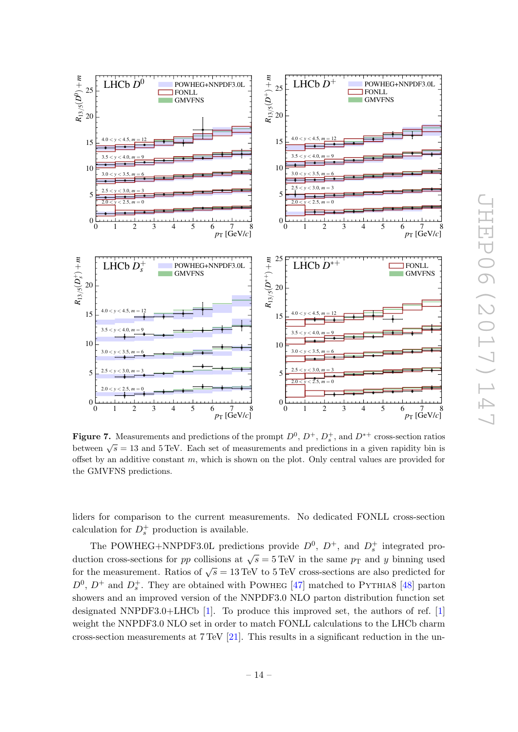**Figure 7.** Measurements and predictions of the prompt $D^0$, $D^+$, $D_s^+$, and $D^{*+}$ cross-section ratios between $\sqrt{s} = 13$ and 5 TeV. Each set of measurements and predictions in a given rapidity bin is offset by an additive constant $m$, which is shown on the plot. Only central values are provided for the GMVFNS predictions.

liders for comparison to the current measurements. No dedicated FONLL cross-section calculation for $D_s^+$ production is available.

The POWHEG+NNPDF3.0L predictions provide $D^0$, $D^+$, and $D_s^+$ integrated production cross-sections for $pp$ collisions at $\sqrt{s} = 5$ TeV in the same $p_T$ and $y$ binning used for the measurement. Ratios of $\sqrt{s} = 13$ TeV to 5 TeV cross-sections are also predicted for $D^0$, $D^+$ and $D_s^+$. They are obtained with POWHEG [47] matched to PYTHIA8 [48] parton showers and an improved version of the NNPDF3.0 NLO parton distribution function set designated NNPDF3.0+LHCb [1]. To produce this improved set, the authors of ref. [1] weight the NNPDF3.0 NLO set in order to match FONLL calculations to the LHCb charm cross-section measurements at 7 TeV [21]. This results in a significant reduction in the un-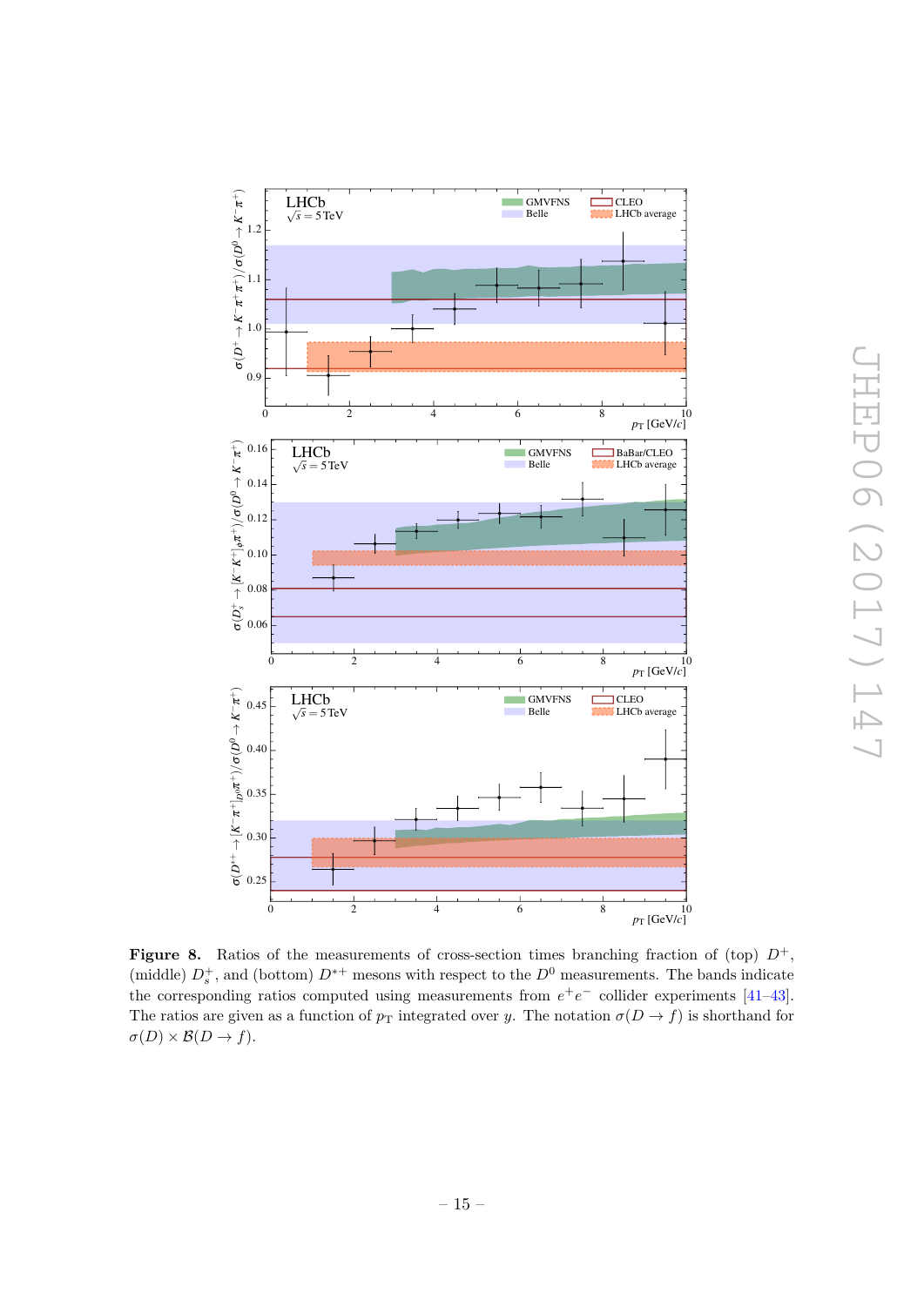**Figure 8.** Ratios of the measurements of cross-section times branching fraction of (top) $D^+$, (middle) $D_s^+$, and (bottom) $D^{*+}$ mesons with respect to the $D^0$ measurements. The bands indicate the corresponding ratios computed using measurements from $e^+e^-$ collider experiments [41–43]. The ratios are given as a function of $p_{\mathrm{T}}$ integrated over $y$. The notation $\sigma(D \to f)$ is shorthand for $\sigma(D) \times \mathcal{B}(D \to f)$.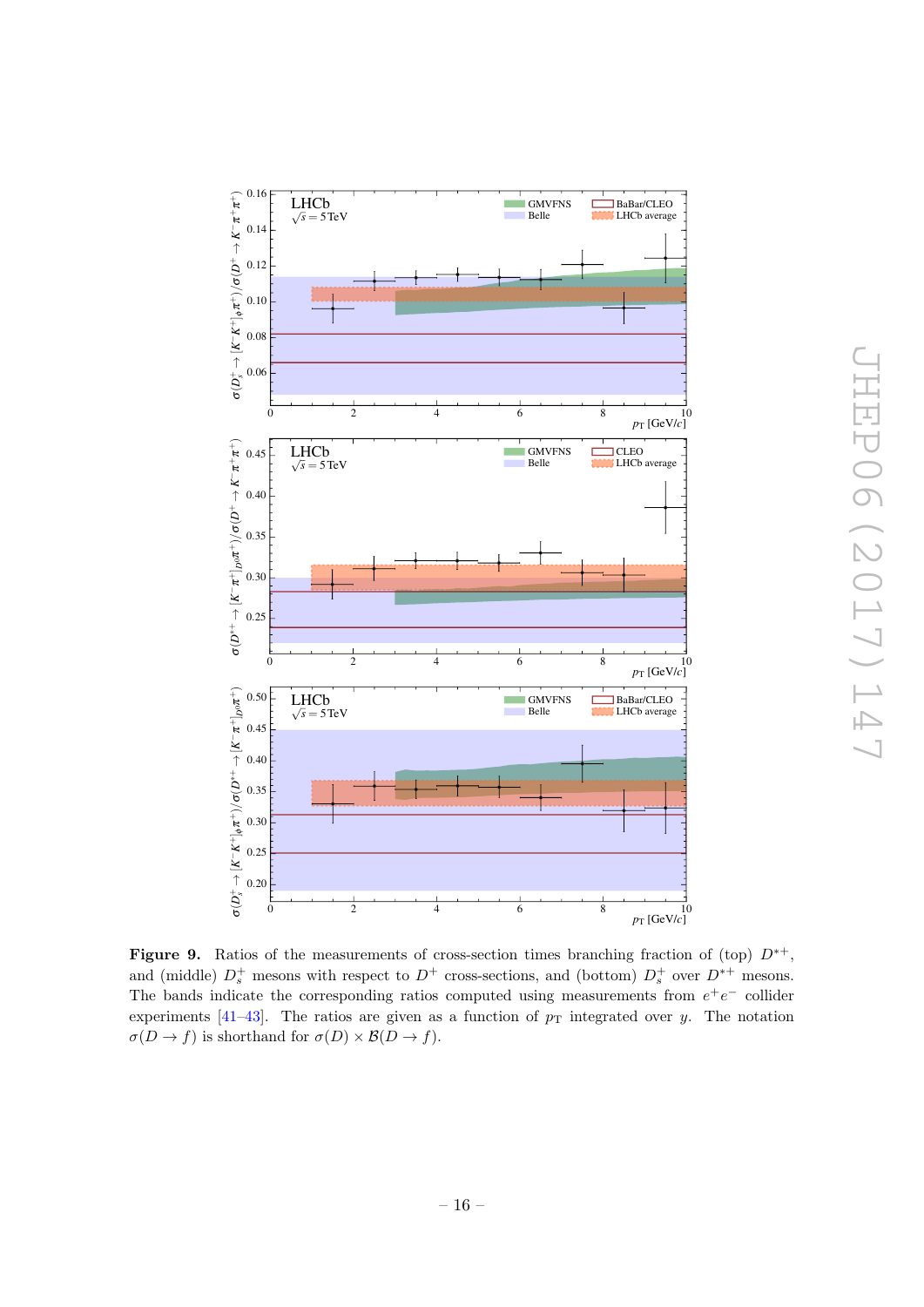**Figure 9.** Ratios of the measurements of cross-section times branching fraction of (top) $D^{*+}$, and (middle) $D_s^+$ mesons with respect to $D^+$ cross-sections, and (bottom) $D_s^+$ over $D^{*+}$ mesons. The bands indicate the corresponding ratios computed using measurements from $e^+e^-$ collider experiments [41–43]. The ratios are given as a function of $p_{\mathrm{T}}$ integrated over $y$. The notation $\sigma(D \to f)$ is shorthand for $\sigma(D) \times \mathcal{B}(D \to f)$.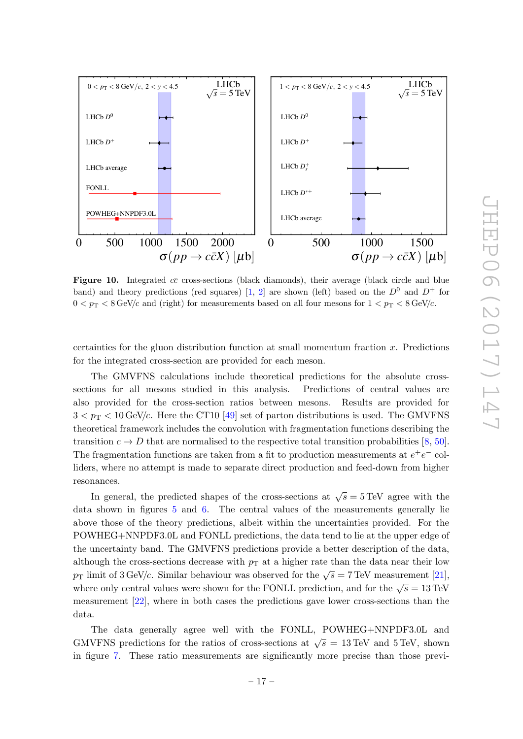Figure 10. Integrated $c\bar{c}$ cross-sections (black diamonds), their average (black circle and blue band) and theory predictions (red squares) [1, 2] are shown (left) based on the $D^0$ and $D^+$ for $0 < p_{\mathrm{T}} < 8\,\mathrm{GeV}/c$ and (right) for measurements based on all four mesons for $1 < p_{\mathrm{T}} < 8\,\mathrm{GeV}/c$.

certainties for the gluon distribution function at small momentum fraction $x$. Predictions for the integrated cross-section are provided for each meson.

The GMVFNS calculations include theoretical predictions for the absolute cross-sections for all mesons studied in this analysis. Predictions of central values are also provided for the cross-section ratios between mesons. Results are provided for $3 < p_{\mathrm{T}} < 10\,\mathrm{GeV}/c$. Here the CT10 [49] set of parton distributions is used. The GMVFNS theoretical framework includes the convolution with fragmentation functions describing the transition $c \to D$ that are normalised to the respective total transition probabilities [8, 50]. The fragmentation functions are taken from a fit to production measurements at $e^+e^-$ colliders, where no attempt is made to separate direct production and feed-down from higher resonances.

In general, the predicted shapes of the cross-sections at $\sqrt{s} = 5\,\mathrm{TeV}$ agree with the data shown in figures 5 and 6. The central values of the measurements generally lie above those of the theory predictions, albeit within the uncertainties provided. For the POWHEG+NNPDF3.0L and FONLL predictions, the data tend to lie at the upper edge of the uncertainty band. The GMVFNS predictions provide a better description of the data, although the cross-sections decrease with $p_{\mathrm{T}}$ at a higher rate than the data near their low $p_{\mathrm{T}}$ limit of $3\,\mathrm{GeV}/c$. Similar behaviour was observed for the $\sqrt{s} = 7\,\mathrm{TeV}$ measurement [21], where only central values were shown for the FONLL prediction, and for the $\sqrt{s} = 13\,\mathrm{TeV}$ measurement [22], where in both cases the predictions gave lower cross-sections than the data.

The data generally agree well with the FONLL, POWHEG+NNPDF3.0L and GMVFNS predictions for the ratios of cross-sections at $\sqrt{s} = 13\,\mathrm{TeV}$ and $5\,\mathrm{TeV}$, shown in figure 7. These ratio measurements are significantly more precise than those previ-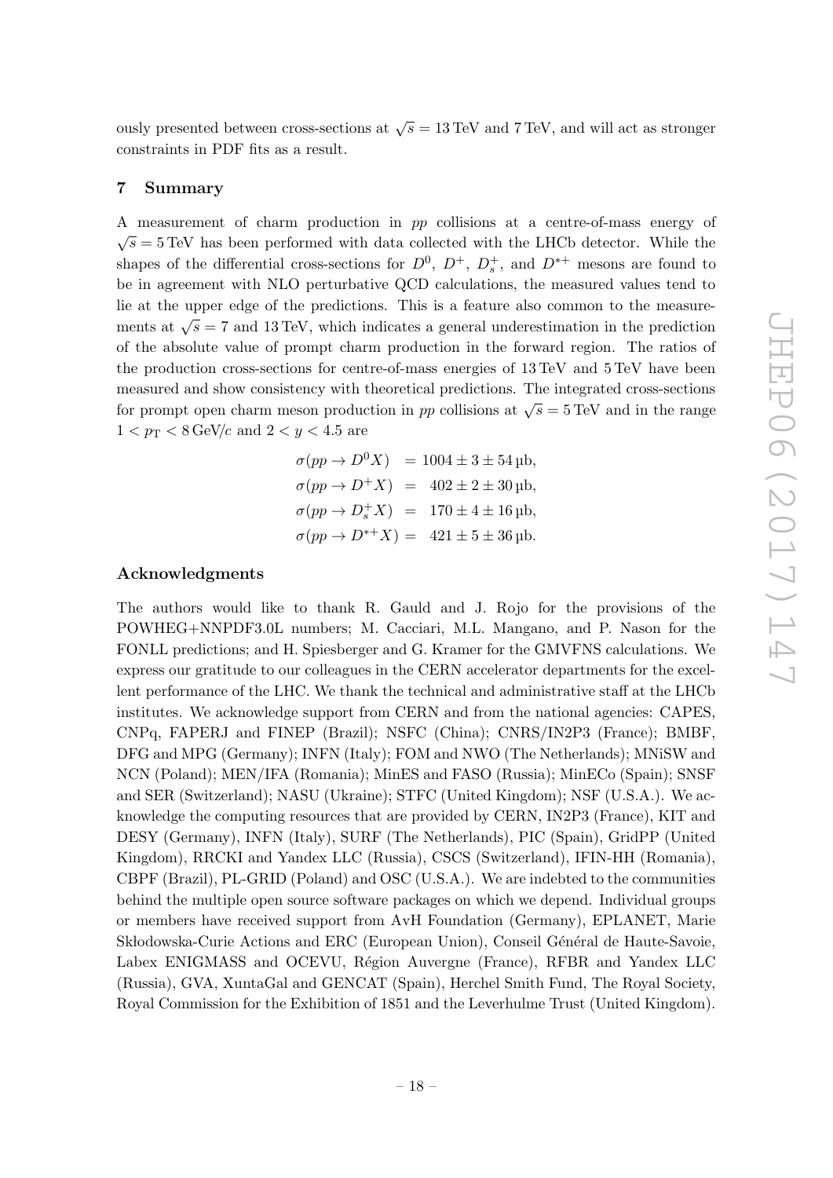ously presented between cross-sections at $\sqrt{s} = 13\,\text{TeV}$ and $7\,\text{TeV}$, and will act as stronger constraints in PDF fits as a result.

## 7 Summary

A measurement of charm production in $pp$ collisions at a centre-of-mass energy of $\sqrt{s} = 5\,\text{TeV}$ has been performed with data collected with the LHCb detector. While the shapes of the differential cross-sections for $D^0$, $D^+$, $D_s^+$, and $D^{*+}$ mesons are found to be in agreement with NLO perturbative QCD calculations, the measured values tend to lie at the upper edge of the predictions. This is a feature also common to the measurements at $\sqrt{s} = 7$ and $13\,\text{TeV}$, which indicates a general underestimation in the prediction of the absolute value of prompt charm production in the forward region. The ratios of the production cross-sections for centre-of-mass energies of $13\,\text{TeV}$ and $5\,\text{TeV}$ have been measured and show consistency with theoretical predictions. The integrated cross-sections for prompt open charm meson production in $pp$ collisions at $\sqrt{s} = 5\,\text{TeV}$ and in the range $1 < p_\text{T} < 8\,\text{GeV}/c$ and $2 < y < 4.5$ are

$$
\begin{aligned}
\sigma(pp \to D^0 X) &= 1004 \pm 3 \pm 54\,\mu\text{b}, \\
\sigma(pp \to D^+ X) &= 402 \pm 2 \pm 30\,\mu\text{b}, \\
\sigma(pp \to D_s^+ X) &= 170 \pm 4 \pm 16\,\mu\text{b}, \\
\sigma(pp \to D^{*+} X) &= 421 \pm 5 \pm 36\,\mu\text{b}.
\end{aligned}
$$

## Acknowledgments

The authors would like to thank R. Gauld and J. Rojo for the provisions of the POWHEG+NNPDF3.0L numbers; M. Cacciari, M.L. Mangano, and P. Nason for the FONLL predictions; and H. Spiesberger and G. Kramer for the GMVFNS calculations. We express our gratitude to our colleagues in the CERN accelerator departments for the excellent performance of the LHC. We thank the technical and administrative staff at the LHCb institutes. We acknowledge support from CERN and from the national agencies: CAPES, CNPq, FAPERJ and FINEP (Brazil); NSFC (China); CNRS/IN2P3 (France); BMBF, DFG and MPG (Germany); INFN (Italy); FOM and NWO (The Netherlands); MNiSW and NCN (Poland); MEN/IFA (Romania); MinES and FASO (Russia); MinECo (Spain); SNSF and SER (Switzerland); NASU (Ukraine); STFC (United Kingdom); NSF (U.S.A.). We acknowledge the computing resources that are provided by CERN, IN2P3 (France), KIT and DESY (Germany), INFN (Italy), SURF (The Netherlands), PIC (Spain), GridPP (United Kingdom), RRCKI and Yandex LLC (Russia), CSCS (Switzerland), IFIN-HH (Romania), CBPF (Brazil), PL-GRID (Poland) and OSC (U.S.A.). We are indebted to the communities behind the multiple open source software packages on which we depend. Individual groups or members have received support from AvH Foundation (Germany), EPLANET, Marie Skłodowska-Curie Actions and ERC (European Union), Conseil Général de Haute-Savoie, Labex ENIGMASS and OCEVU, Région Auvergne (France), RFBR and Yandex LLC (Russia), GVA, XuntaGal and GENCAT (Spain), Herchel Smith Fund, The Royal Society, Royal Commission for the Exhibition of 1851 and the Leverhulme Trust (United Kingdom).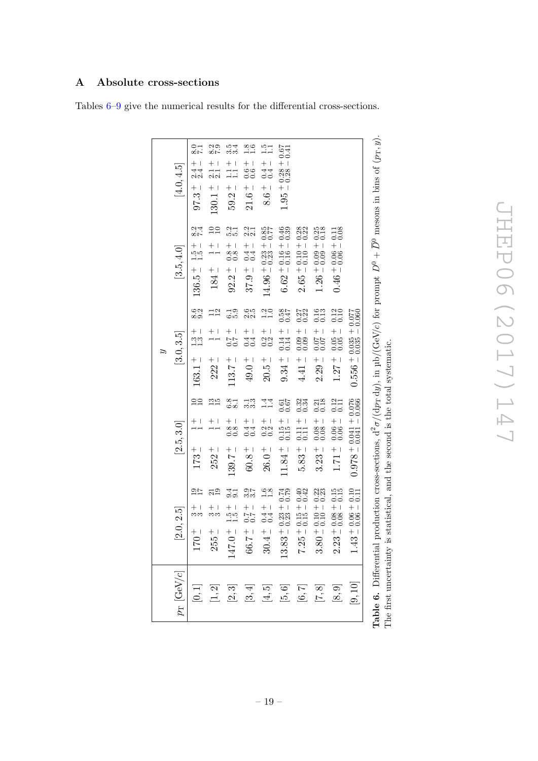## A Absolute cross-sections

Tables 6–9 give the numerical results for the differential cross-sections.

| $p_T$ [GeV/$c$] | $y$ [2.0, 2.5] | $y$ [2.5, 3.0] | $y$ [3.0, 3.5] | $y$ [3.5, 4.0] | $y$ [4.0, 4.5] |
|---|---|---|---|---|---|
| [0, 1] | $170^{+\ 3}_{-\ 3}{}^{+\ 19}_{-\ 17}$ | $173^{+\ 1}_{-\ 1}{}^{+\ 10}_{-\ 10}$ | $163.1^{+\ 1.3}_{-\ 1.3}{}^{+\ 8.6}_{-\ 9.2}$ | $136.5^{+\ 1.5}_{-\ 1.5}{}^{+\ 8.2}_{-\ 7.4}$ | $97.3^{+\ 2.4}_{-\ 2.4}{}^{+\ 8.0}_{-\ 7.1}$ |
| [1, 2] | $255^{+\ 3}_{-\ 3}{}^{+\ 21}_{-\ 19}$ | $252^{+\ 1}_{-\ 1}{}^{+\ 13}_{-\ 15}$ | $222^{+\ 1}_{-\ 1}{}^{+\ 11}_{-\ 12}$ | $184^{+\ 1}_{-\ 1}{}^{+\ 10}_{-\ 10}$ | $130.1^{+\ 2.1}_{-\ 2.1}{}^{+\ 8.2}_{-\ 7.9}$ |
| [2, 3] | $147.0^{+\ 1.5}_{-\ 1.5}{}^{+\ 9.4}_{-\ 9.1}$ | $139.7^{+\ 0.8}_{-\ 0.8}{}^{+\ 6.8}_{-\ 8.1}$ | $113.7^{+\ 0.7}_{-\ 0.7}{}^{+\ 6.1}_{-\ 5.9}$ | $92.2^{+\ 0.8}_{-\ 0.8}{}^{+\ 5.2}_{-\ 5.1}$ | $59.2^{+\ 1.1}_{-\ 1.1}{}^{+\ 3.5}_{-\ 3.4}$ |
| [3, 4] | $66.7^{+\ 0.7}_{-\ 0.7}{}^{+\ 3.9}_{-\ 3.7}$ | $60.8^{+\ 0.4}_{-\ 0.4}{}^{+\ 3.1}_{-\ 3.3}$ | $49.0^{+\ 0.4}_{-\ 0.4}{}^{+\ 2.6}_{-\ 2.5}$ | $37.9^{+\ 0.4}_{-\ 0.4}{}^{+\ 2.2}_{-\ 2.1}$ | $21.6^{+\ 0.6}_{-\ 0.6}{}^{+\ 1.8}_{-\ 1.6}$ |
| [4, 5] | $30.4^{+\ 0.4}_{-\ 0.4}{}^{+\ 1.6}_{-\ 1.8}$ | $26.0^{+\ 0.2}_{-\ 0.2}{}^{+\ 1.4}_{-\ 1.4}$ | $20.5^{+\ 0.2}_{-\ 0.2}{}^{+\ 1.2}_{-\ 1.0}$ | $14.96^{+\ 0.23}_{-\ 0.23}{}^{+\ 0.85}_{-\ 0.77}$ | $8.6^{+\ 0.4}_{-\ 0.4}{}^{+\ 1.5}_{-\ 1.1}$ |
| [5, 6] | $13.83^{+\ 0.23}_{-\ 0.23}{}^{+\ 0.74}_{-\ 0.79}$ | $11.84^{+\ 0.15}_{-\ 0.15}{}^{+\ 0.61}_{-\ 0.67}$ | $9.34^{+\ 0.14}_{-\ 0.14}{}^{+\ 0.58}_{-\ 0.47}$ | $6.62^{+\ 0.16}_{-\ 0.16}{}^{+\ 0.46}_{-\ 0.39}$ | $1.95^{+\ 0.28}_{-\ 0.28}{}^{+\ 0.67}_{-\ 0.41}$ |
| [6, 7] | $7.25^{+\ 0.15}_{-\ 0.15}{}^{+\ 0.40}_{-\ 0.42}$ | $5.83^{+\ 0.11}_{-\ 0.11}{}^{+\ 0.32}_{-\ 0.34}$ | $4.41^{+\ 0.09}_{-\ 0.09}{}^{+\ 0.27}_{-\ 0.22}$ | $2.65^{+\ 0.10}_{-\ 0.10}{}^{+\ 0.28}_{-\ 0.22}$ | |
| [7, 8] | $3.80^{+\ 0.10}_{-\ 0.10}{}^{+\ 0.22}_{-\ 0.23}$ | $3.23^{+\ 0.08}_{-\ 0.08}{}^{+\ 0.21}_{-\ 0.18}$ | $2.29^{+\ 0.07}_{-\ 0.07}{}^{+\ 0.16}_{-\ 0.13}$ | $1.26^{+\ 0.09}_{-\ 0.09}{}^{+\ 0.25}_{-\ 0.18}$ | |
| [8, 9] | $2.23^{+\ 0.08}_{-\ 0.08}{}^{+\ 0.15}_{-\ 0.15}$ | $1.71^{+\ 0.06}_{-\ 0.06}{}^{+\ 0.12}_{-\ 0.11}$ | $1.27^{+\ 0.05}_{-\ 0.05}{}^{+\ 0.12}_{-\ 0.10}$ | $0.46^{+\ 0.06}_{-\ 0.06}{}^{+\ 0.11}_{-\ 0.08}$ | |
| [9, 10] | $1.43^{+\ 0.06}_{-\ 0.06}{}^{+\ 0.10}_{-\ 0.11}$ | $0.978^{+\ 0.041}_{-\ 0.041}{}^{+\ 0.076}_{-\ 0.066}$ | $0.556^{+\ 0.035}_{-\ 0.035}{}^{+\ 0.077}_{-\ 0.060}$ | | |

**Table 6**. Differential production cross-sections, $d^2\sigma/(dp_T\, dy)$, in μb/(GeV/$c$) for prompt $D^0 + \bar{D}^0$ mesons in bins of $(p_T, y)$. The first uncertainty is statistical, and the second is the total systematic.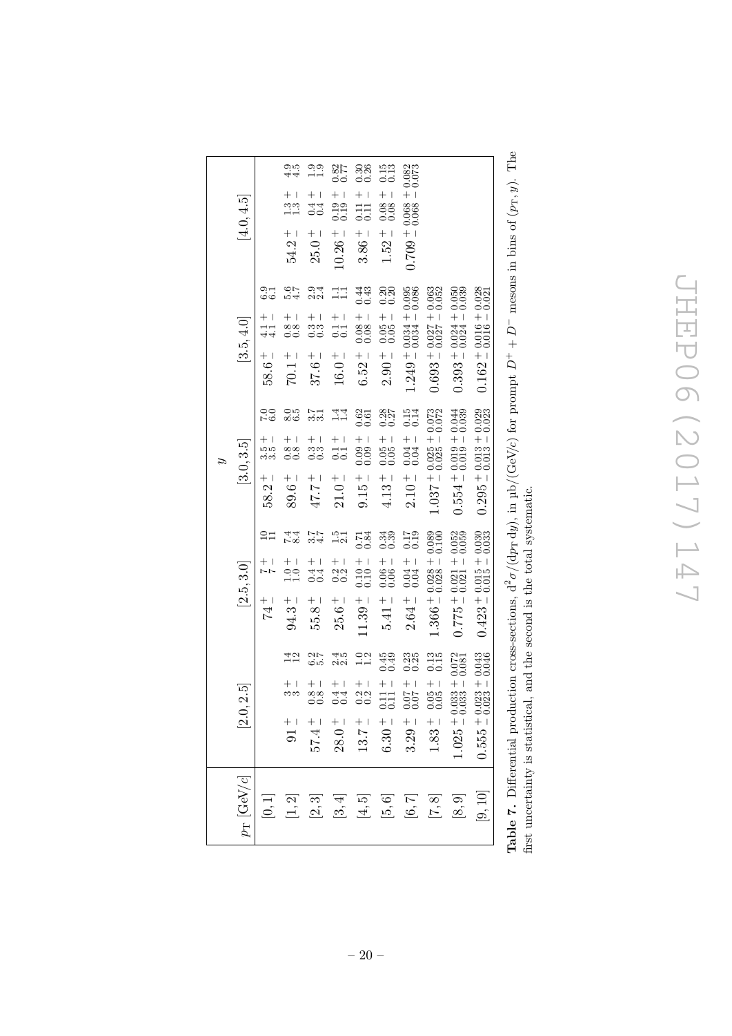| $p_T$ [GeV/$c$] | $y$ [2.0, 2.5] | $y$ [2.5, 3.0] | $y$ [3.0, 3.5] | $y$ [3.5, 4.0] | $y$ [4.0, 4.5] |
|---|---|---|---|---|---|
| [0, 1] | | $74\,^{+}_{-}\,^{7}_{7}\,^{+}_{-}\,^{10}_{11}$ | $58.2\,^{+}_{-}\,^{3.5}_{3.5}\,^{+}_{-}\,^{7.0}_{6.0}$ | $58.6\,^{+}_{-}\,^{4.1}_{4.1}\,^{+}_{-}\,^{6.9}_{6.1}$ | |
| [1, 2] | $91\,^{+}_{-}\,^{3}_{3}\,^{+}_{-}\,^{14}_{12}$ | $94.3\,^{+}_{-}\,^{1.0}_{1.0}\,^{+}_{-}\,^{7.4}_{8.4}$ | $89.6\,^{+}_{-}\,^{0.8}_{0.8}\,^{+}_{-}\,^{8.0}_{6.5}$ | $70.1\,^{+}_{-}\,^{0.8}_{0.8}\,^{+}_{-}\,^{5.6}_{4.7}$ | $54.2\,^{+}_{-}\,^{1.3}_{1.3}\,^{+}_{-}\,^{4.9}_{4.5}$ |
| [2, 3] | $57.4\,^{+}_{-}\,^{0.8}_{0.8}\,^{+}_{-}\,^{6.2}_{5.7}$ | $55.8\,^{+}_{-}\,^{0.4}_{0.4}\,^{+}_{-}\,^{3.7}_{4.7}$ | $47.7\,^{+}_{-}\,^{0.3}_{0.3}\,^{+}_{-}\,^{3.7}_{3.1}$ | $37.6\,^{+}_{-}\,^{0.3}_{0.3}\,^{+}_{-}\,^{2.9}_{2.4}$ | $25.0\,^{+}_{-}\,^{0.4}_{0.4}\,^{+}_{-}\,^{1.9}_{1.9}$ |
| [3, 4] | $28.0\,^{+}_{-}\,^{0.4}_{0.4}\,^{+}_{-}\,^{2.4}_{2.5}$ | $25.6\,^{+}_{-}\,^{0.2}_{0.2}\,^{+}_{-}\,^{1.5}_{2.1}$ | $21.0\,^{+}_{-}\,^{0.1}_{0.1}\,^{+}_{-}\,^{1.4}_{1.4}$ | $16.0\,^{+}_{-}\,^{0.1}_{0.1}\,^{+}_{-}\,^{1.1}_{1.1}$ | $10.26\,^{+}_{-}\,^{0.19}_{0.19}\,^{+}_{-}\,^{0.82}_{0.77}$ |
| [4, 5] | $13.7\,^{+}_{-}\,^{0.2}_{0.2}\,^{+}_{-}\,^{1.0}_{1.2}$ | $11.39\,^{+}_{-}\,^{0.10}_{0.10}\,^{+}_{-}\,^{0.71}_{0.84}$ | $9.15\,^{+}_{-}\,^{0.09}_{0.09}\,^{+}_{-}\,^{0.62}_{0.61}$ | $6.52\,^{+}_{-}\,^{0.08}_{0.08}\,^{+}_{-}\,^{0.44}_{0.43}$ | $3.86\,^{+}_{-}\,^{0.11}_{0.11}\,^{+}_{-}\,^{0.30}_{0.26}$ |
| [5, 6] | $6.30\,^{+}_{-}\,^{0.11}_{0.11}\,^{+}_{-}\,^{0.45}_{0.49}$ | $5.41\,^{+}_{-}\,^{0.06}_{0.06}\,^{+}_{-}\,^{0.34}_{0.39}$ | $4.13\,^{+}_{-}\,^{0.05}_{0.05}\,^{+}_{-}\,^{0.28}_{0.27}$ | $2.90\,^{+}_{-}\,^{0.05}_{0.05}\,^{+}_{-}\,^{0.20}_{0.20}$ | $1.52\,^{+}_{-}\,^{0.08}_{0.08}\,^{+}_{-}\,^{0.15}_{0.13}$ |
| [6, 7] | $3.29\,^{+}_{-}\,^{0.07}_{0.07}\,^{+}_{-}\,^{0.23}_{0.25}$ | $2.64\,^{+}_{-}\,^{0.04}_{0.04}\,^{+}_{-}\,^{0.17}_{0.19}$ | $2.10\,^{+}_{-}\,^{0.04}_{0.04}\,^{+}_{-}\,^{0.15}_{0.14}$ | $1.249\,^{+0.034}_{-0.034}\,^{+0.095}_{-0.086}$ | $0.709\,^{+0.068}_{-0.068}\,^{+0.082}_{-0.073}$ |
| [7, 8] | $1.83\,^{+}_{-}\,^{0.05}_{0.05}\,^{+}_{-}\,^{0.13}_{0.15}$ | $1.366\,^{+0.028}_{-0.028}\,^{+0.089}_{-0.100}$ | $1.037\,^{+0.025}_{-0.025}\,^{+0.073}_{-0.072}$ | $0.693\,^{+0.027}_{-0.027}\,^{+0.063}_{-0.052}$ | |
| [8, 9] | $1.025\,^{+0.033}_{-0.033}\,^{+0.072}_{-0.081}$ | $0.775\,^{+0.021}_{-0.021}\,^{+0.052}_{-0.059}$ | $0.554\,^{+0.019}_{-0.019}\,^{+0.044}_{-0.039}$ | $0.393\,^{+0.024}_{-0.024}\,^{+0.050}_{-0.039}$ | |
| [9, 10] | $0.555\,^{+0.023}_{-0.023}\,^{+0.043}_{-0.046}$ | $0.423\,^{+0.015}_{-0.015}\,^{+0.030}_{-0.033}$ | $0.295\,^{+0.013}_{-0.013}\,^{+0.029}_{-0.023}$ | $0.162\,^{+0.016}_{-0.016}\,^{+0.028}_{-0.021}$ | |

**Table 7.** Differential production cross-sections, $\mathrm{d}^2\sigma/(\mathrm{d}p_T\,\mathrm{d}y)$, in $\mu$b/(GeV/$c$) for prompt $D^+ + D^-$ mesons in bins of $(p_T, y)$. The first uncertainty is statistical, and the second is the total systematic.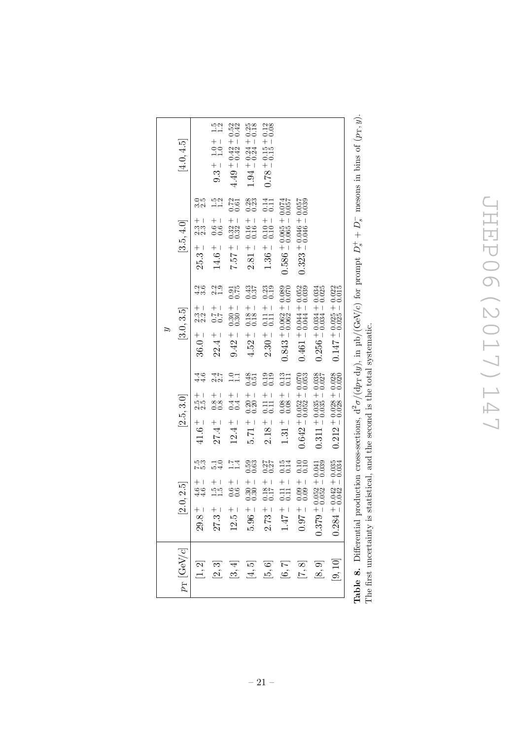| $p_T$ [GeV/$c$] | $y$ [2.0, 2.5] | $y$ [2.5, 3.0] | $y$ [3.0, 3.5] | $y$ [3.5, 4.0] | $y$ [4.0, 4.5] |
|---|---|---|---|---|---|
| [1, 2] | $29.8\,^{+\ 4.6}_{-\ 4.6}\,^{+\ 7.5}_{-\ 5.3}$ | $41.6\,^{+\ 2.5}_{-\ 2.5}\,^{+\ 4.4}_{-\ 4.6}$ | $36.0\,^{+\ 2.3}_{-\ 2.2}\,^{+\ 4.2}_{-\ 3.6}$ | $25.3\,^{+\ 2.3}_{-\ 2.3}\,^{+\ 3.0}_{-\ 2.5}$ | |
| [2, 3] | $27.3\,^{+\ 1.5}_{-\ 1.5}\,^{+\ 5.1}_{-\ 4.0}$ | $27.4\,^{+\ 0.8}_{-\ 0.8}\,^{+\ 2.4}_{-\ 2.7}$ | $22.4\,^{+\ 0.7}_{-\ 0.7}\,^{+\ 2.2}_{-\ 1.9}$ | $14.6\,^{+\ 0.6}_{-\ 0.6}\,^{+\ 1.5}_{-\ 1.2}$ | $9.3\,^{+\ 1.0}_{-\ 1.0}\,^{+\ 1.5}_{-\ 1.2}$ |
| [3, 4] | $12.5\,^{+\ 0.6}_{-\ 0.6}\,^{+\ 1.7}_{-\ 1.4}$ | $12.4\,^{+\ 0.4}_{-\ 0.4}\,^{+\ 1.0}_{-\ 1.1}$ | $9.42\,^{+\ 0.30}_{-\ 0.30}\,^{+\ 0.91}_{-\ 0.75}$ | $7.57\,^{+\ 0.32}_{-\ 0.32}\,^{+\ 0.72}_{-\ 0.61}$ | $4.49\,^{+\ 0.42}_{-\ 0.42}\,^{+\ 0.52}_{-\ 0.42}$ |
| [4, 5] | $5.96\,^{+\ 0.30}_{-\ 0.30}\,^{+\ 0.59}_{-\ 0.63}$ | $5.71\,^{+\ 0.20}_{-\ 0.20}\,^{+\ 0.48}_{-\ 0.51}$ | $4.52\,^{+\ 0.18}_{-\ 0.18}\,^{+\ 0.43}_{-\ 0.37}$ | $2.81\,^{+\ 0.16}_{-\ 0.16}\,^{+\ 0.28}_{-\ 0.23}$ | $1.94\,^{+\ 0.24}_{-\ 0.24}\,^{+\ 0.25}_{-\ 0.18}$ |
| [5, 6] | $2.73\,^{+\ 0.18}_{-\ 0.17}\,^{+\ 0.27}_{-\ 0.27}$ | $2.18\,^{+\ 0.11}_{-\ 0.11}\,^{+\ 0.19}_{-\ 0.19}$ | $2.30\,^{+\ 0.11}_{-\ 0.11}\,^{+\ 0.23}_{-\ 0.19}$ | $1.36\,^{+\ 0.10}_{-\ 0.10}\,^{+\ 0.14}_{-\ 0.11}$ | $0.78\,^{+\ 0.15}_{-\ 0.15}\,^{+\ 0.12}_{-\ 0.08}$ |
| [6, 7] | $1.47\,^{+\ 0.11}_{-\ 0.11}\,^{+\ 0.15}_{-\ 0.14}$ | $1.31\,^{+\ 0.08}_{-\ 0.08}\,^{+\ 0.13}_{-\ 0.11}$ | $0.843\,^{+\ 0.062}_{-\ 0.062}\,^{+\ 0.089}_{-\ 0.070}$ | $0.586\,^{+\ 0.065}_{-\ 0.065}\,^{+\ 0.074}_{-\ 0.057}$ | |
| [7, 8] | $0.97\,^{+\ 0.09}_{-\ 0.09}\,^{+\ 0.10}_{-\ 0.10}$ | $0.642\,^{+\ 0.052}_{-\ 0.052}\,^{+\ 0.070}_{-\ 0.053}$ | $0.461\,^{+\ 0.044}_{-\ 0.044}\,^{+\ 0.052}_{-\ 0.039}$ | $0.323\,^{+\ 0.046}_{-\ 0.046}\,^{+\ 0.057}_{-\ 0.039}$ | |
| [8, 9] | $0.379\,^{+\ 0.052}_{-\ 0.052}\,^{+\ 0.041}_{-\ 0.039}$ | $0.311\,^{+\ 0.035}_{-\ 0.035}\,^{+\ 0.038}_{-\ 0.027}$ | $0.256\,^{+\ 0.034}_{-\ 0.034}\,^{+\ 0.034}_{-\ 0.025}$ | | |
| [9, 10] | $0.284\,^{+\ 0.042}_{-\ 0.042}\,^{+\ 0.035}_{-\ 0.034}$ | $0.212\,^{+\ 0.028}_{-\ 0.028}\,^{+\ 0.028}_{-\ 0.020}$ | $0.147\,^{+\ 0.025}_{-\ 0.025}\,^{+\ 0.022}_{-\ 0.015}$ | | |

**Table 8.** Differential production cross-sections, $d^2\sigma/(dp_T\,dy)$, in μb/(GeV/$c$) for prompt $D_s^+ + D_s^-$ mesons in bins of $(p_T, y)$. The first uncertainty is statistical, and the second is the total systematic.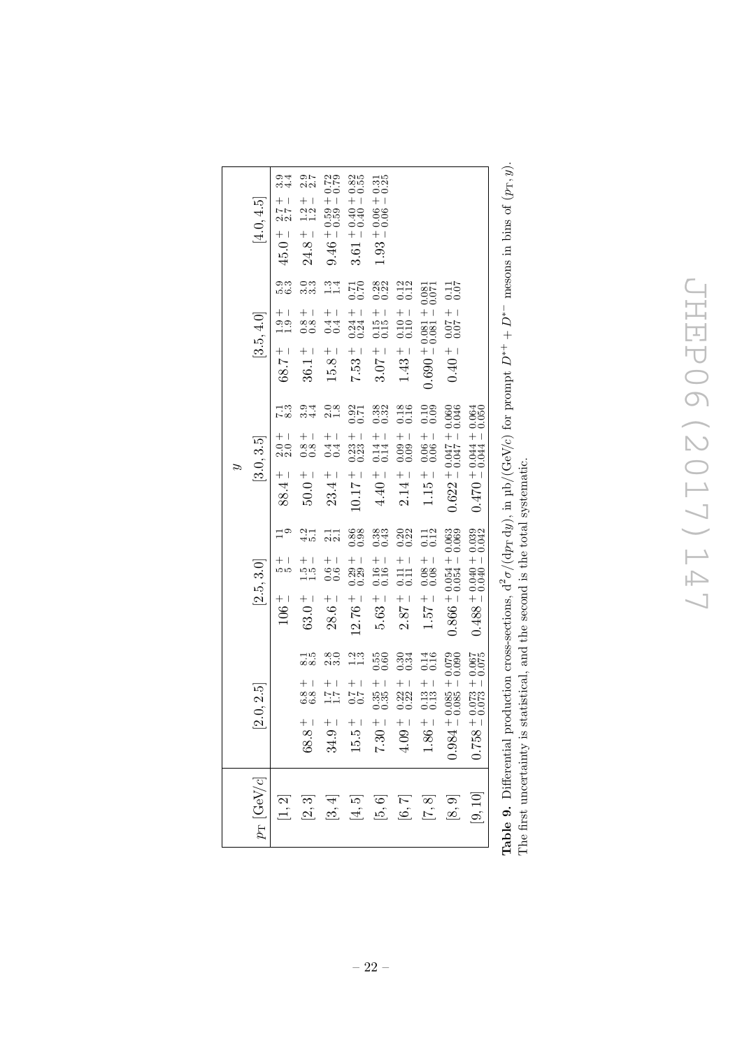| $p_T$ [GeV/$c$] | $y$ [2.0, 2.5] | $y$ [2.5, 3.0] | $y$ [3.0, 3.5] | $y$ [3.5, 4.0] | $y$ [4.0, 4.5] |
|---|---|---|---|---|---|
| [1, 2] | | $106 \pm 5 {}^{+11}_{-9}$ | $88.4 \pm 2.0 {}^{+7.1}_{-8.3}$ | $68.7 \pm 1.9 {}^{+5.9}_{-6.3}$ | $45.0 \pm 2.7 {}^{+3.9}_{-4.4}$ |
| [2, 3] | $68.8 \pm 6.8 {}^{+8.1}_{-8.5}$ | $63.0 \pm 1.5 {}^{+4.2}_{-5.1}$ | $50.0 \pm 0.8 {}^{+3.9}_{-4.4}$ | $36.1 \pm 0.8 {}^{+3.0}_{-3.3}$ | $24.8 \pm 1.2 {}^{+2.9}_{-2.7}$ |
| [3, 4] | $34.9 \pm 1.7 {}^{+2.8}_{-3.0}$ | $28.6 \pm 0.6 {}^{+2.1}_{-2.1}$ | $23.4 \pm 0.4 {}^{+2.0}_{-1.8}$ | $15.8 \pm 0.4 {}^{+1.3}_{-1.4}$ | $9.46 \pm 0.59 {}^{+0.72}_{-0.79}$ |
| [4, 5] | $15.5 \pm 0.7 {}^{+1.2}_{-1.3}$ | $12.76 \pm 0.29 {}^{+0.86}_{-0.98}$ | $10.17 \pm 0.23 {}^{+0.92}_{-0.71}$ | $7.53 \pm 0.24 {}^{+0.71}_{-0.70}$ | $3.61 \pm 0.40 {}^{+0.82}_{-0.55}$ |
| [5, 6] | $7.30 \pm 0.35 {}^{+0.55}_{-0.60}$ | $5.63 \pm 0.16 {}^{+0.38}_{-0.43}$ | $4.40 \pm 0.14 {}^{+0.38}_{-0.32}$ | $3.07 \pm 0.15 {}^{+0.28}_{-0.22}$ | $1.93 \pm 0.06 {}^{+0.31}_{-0.25}$ |
| [6, 7] | $4.09 \pm 0.22 {}^{+0.30}_{-0.34}$ | $2.87 \pm 0.11 {}^{+0.20}_{-0.22}$ | $2.14 \pm 0.09 {}^{+0.18}_{-0.16}$ | $1.43 \pm 0.10 {}^{+0.12}_{-0.12}$ | |
| [7, 8] | $1.86 \pm 0.13 {}^{+0.14}_{-0.16}$ | $1.57 \pm 0.08 {}^{+0.11}_{-0.12}$ | $1.15 \pm 0.06 {}^{+0.10}_{-0.09}$ | $0.690 \pm 0.081 {}^{+0.081}_{-0.071}$ | |
| [8, 9] | $0.984 \pm 0.085 {}^{+0.079}_{-0.090}$ | $0.866 \pm 0.054 {}^{+0.063}_{-0.069}$ | $0.622 \pm 0.047 {}^{+0.060}_{-0.046}$ | $0.40 \pm 0.07 {}^{+0.11}_{-0.07}$ | |
| [9, 10] | $0.758 \pm 0.073 {}^{+0.067}_{-0.075}$ | $0.488 \pm 0.040 {}^{+0.039}_{-0.042}$ | $0.470 \pm 0.044 {}^{+0.064}_{-0.050}$ | | |

**Table 9.** Differential production cross-sections, $\mathrm{d}^2\sigma/(\mathrm{d}p_T\,\mathrm{d}y)$, in μb/(GeV/$c$) for prompt $D^{*+} + D^{*-}$ mesons in bins of $(p_T, y)$. The first uncertainty is statistical, and the second is the total systematic.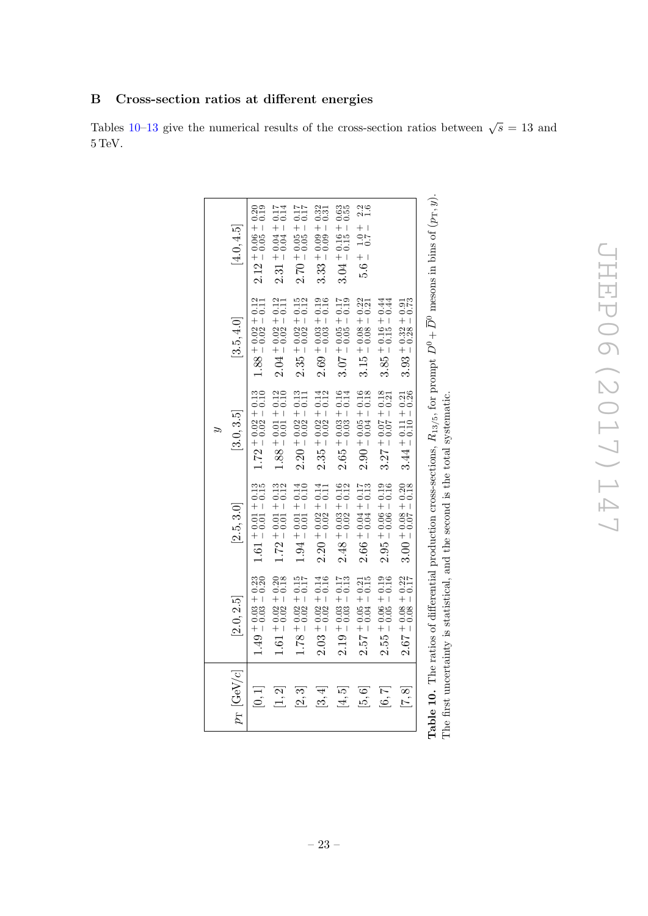## B Cross-section ratios at different energies

Tables 10–13 give the numerical results of the cross-section ratios between $\sqrt{s} = 13$ and 5 TeV.

| $p_{\mathrm{T}}$ [GeV/$c$] | $y$ | | | | |
|---|---|---|---|---|---|
| | [2.0, 2.5] | [2.5, 3.0] | [3.0, 3.5] | [3.5, 4.0] | [4.0, 4.5] |
| [0, 1] | $1.49\,^{+\,0.03}_{-\,0.03}\,^{+\,0.23}_{-\,0.20}$ | $1.61\,^{+\,0.01}_{-\,0.01}\,^{+\,0.13}_{-\,0.15}$ | $1.72\,^{+\,0.02}_{-\,0.02}\,^{+\,0.13}_{-\,0.10}$ | $1.88\,^{+\,0.02}_{-\,0.02}\,^{+\,0.12}_{-\,0.11}$ | $2.12\,^{+\,0.06}_{-\,0.05}\,^{+\,0.20}_{-\,0.19}$ |
| [1, 2] | $1.61\,^{+\,0.02}_{-\,0.02}\,^{+\,0.20}_{-\,0.18}$ | $1.72\,^{+\,0.01}_{-\,0.01}\,^{+\,0.13}_{-\,0.12}$ | $1.88\,^{+\,0.01}_{-\,0.01}\,^{+\,0.12}_{-\,0.10}$ | $2.04\,^{+\,0.02}_{-\,0.02}\,^{+\,0.12}_{-\,0.11}$ | $2.31\,^{+\,0.04}_{-\,0.04}\,^{+\,0.17}_{-\,0.14}$ |
| [2, 3] | $1.78\,^{+\,0.02}_{-\,0.02}\,^{+\,0.15}_{-\,0.17}$ | $1.94\,^{+\,0.01}_{-\,0.01}\,^{+\,0.14}_{-\,0.10}$ | $2.20\,^{+\,0.02}_{-\,0.02}\,^{+\,0.13}_{-\,0.11}$ | $2.35\,^{+\,0.02}_{-\,0.02}\,^{+\,0.15}_{-\,0.12}$ | $2.70\,^{+\,0.05}_{-\,0.05}\,^{+\,0.17}_{-\,0.17}$ |
| [3, 4] | $2.03\,^{+\,0.02}_{-\,0.02}\,^{+\,0.14}_{-\,0.16}$ | $2.20\,^{+\,0.02}_{-\,0.02}\,^{+\,0.14}_{-\,0.11}$ | $2.35\,^{+\,0.02}_{-\,0.02}\,^{+\,0.14}_{-\,0.12}$ | $2.69\,^{+\,0.03}_{-\,0.03}\,^{+\,0.19}_{-\,0.16}$ | $3.33\,^{+\,0.09}_{-\,0.09}\,^{+\,0.32}_{-\,0.31}$ |
| [4, 5] | $2.19\,^{+\,0.03}_{-\,0.03}\,^{+\,0.17}_{-\,0.13}$ | $2.48\,^{+\,0.03}_{-\,0.02}\,^{+\,0.16}_{-\,0.12}$ | $2.65\,^{+\,0.03}_{-\,0.03}\,^{+\,0.16}_{-\,0.14}$ | $3.07\,^{+\,0.05}_{-\,0.05}\,^{+\,0.17}_{-\,0.19}$ | $3.04\,^{+\,0.16}_{-\,0.15}\,^{+\,0.63}_{-\,0.55}$ |
| [5, 6] | $2.57\,^{+\,0.05}_{-\,0.04}\,^{+\,0.21}_{-\,0.15}$ | $2.66\,^{+\,0.04}_{-\,0.04}\,^{+\,0.17}_{-\,0.13}$ | $2.90\,^{+\,0.05}_{-\,0.04}\,^{+\,0.16}_{-\,0.18}$ | $3.15\,^{+\,0.08}_{-\,0.08}\,^{+\,0.22}_{-\,0.21}$ | $5.6\,^{+\,1.0}_{-\,0.7}\,^{+\,2.2}_{-\,1.6}$ |
| [6, 7] | $2.55\,^{+\,0.06}_{-\,0.05}\,^{+\,0.19}_{-\,0.16}$ | $2.95\,^{+\,0.06}_{-\,0.06}\,^{+\,0.19}_{-\,0.16}$ | $3.27\,^{+\,0.07}_{-\,0.07}\,^{+\,0.18}_{-\,0.21}$ | $3.85\,^{+\,0.16}_{-\,0.15}\,^{+\,0.44}_{-\,0.44}$ | |
| [7, 8] | $2.67\,^{+\,0.08}_{-\,0.08}\,^{+\,0.22}_{-\,0.17}$ | $3.00\,^{+\,0.08}_{-\,0.07}\,^{+\,0.20}_{-\,0.18}$ | $3.44\,^{+\,0.11}_{-\,0.10}\,^{+\,0.21}_{-\,0.26}$ | $3.93\,^{+\,0.32}_{-\,0.28}\,^{+\,0.91}_{-\,0.73}$ | |

**Table 10.** The ratios of differential production cross-sections, $R_{13/5}$, for prompt $D^0+\overline{D}{}^0$ mesons in bins of $(p_{\mathrm{T}}, y)$. The first uncertainty is statistical, and the second is the total systematic.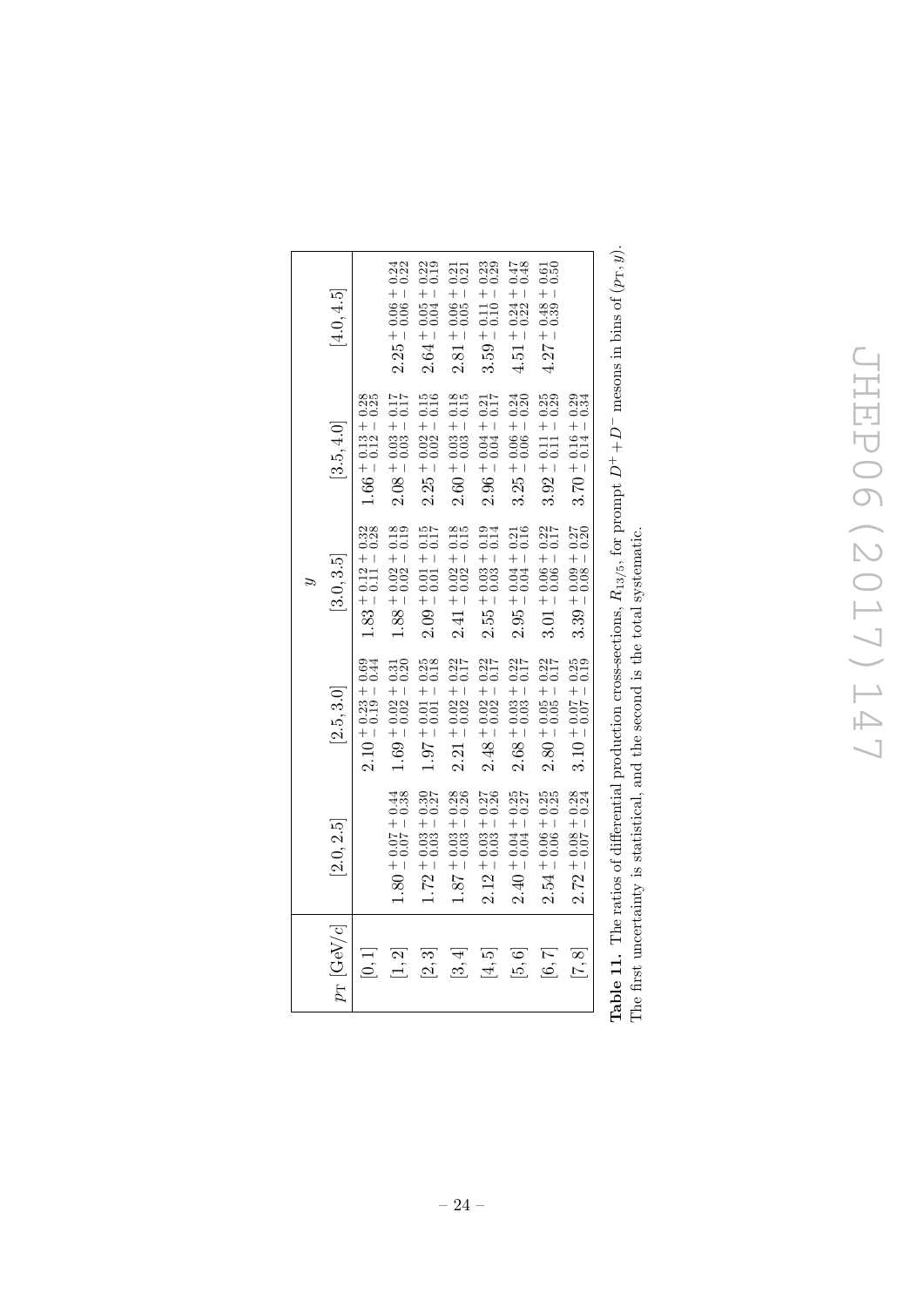| $p_{\rm T}$ [GeV/$c$] | $y$ [2.0, 2.5] | $y$ [2.5, 3.0] | $y$ [3.0, 3.5] | $y$ [3.5, 4.0] | $y$ [4.0, 4.5] |
|---|---|---|---|---|---|
| [0, 1] | | $2.10\,^{+\,0.23}_{-\,0.19}\,^{+\,0.69}_{-\,0.44}$ | $1.83\,^{+\,0.12}_{-\,0.11}\,^{+\,0.32}_{-\,0.28}$ | $1.66\,^{+\,0.13}_{-\,0.12}\,^{+\,0.28}_{-\,0.25}$ | |
| [1, 2] | $1.80\,^{+\,0.07}_{-\,0.07}\,^{+\,0.44}_{-\,0.38}$ | $1.69\,^{+\,0.02}_{-\,0.02}\,^{+\,0.31}_{-\,0.20}$ | $1.88\,^{+\,0.02}_{-\,0.02}\,^{+\,0.18}_{-\,0.19}$ | $2.08\,^{+\,0.03}_{-\,0.03}\,^{+\,0.17}_{-\,0.17}$ | $2.25\,^{+\,0.06}_{-\,0.06}\,^{+\,0.24}_{-\,0.22}$ |
| [2, 3] | $1.72\,^{+\,0.03}_{-\,0.03}\,^{+\,0.30}_{-\,0.27}$ | $1.97\,^{+\,0.01}_{-\,0.01}\,^{+\,0.25}_{-\,0.18}$ | $2.09\,^{+\,0.01}_{-\,0.01}\,^{+\,0.15}_{-\,0.17}$ | $2.25\,^{+\,0.02}_{-\,0.02}\,^{+\,0.15}_{-\,0.16}$ | $2.64\,^{+\,0.05}_{-\,0.04}\,^{+\,0.22}_{-\,0.19}$ |
| [3, 4] | $1.87\,^{+\,0.03}_{-\,0.03}\,^{+\,0.28}_{-\,0.26}$ | $2.21\,^{+\,0.02}_{-\,0.02}\,^{+\,0.22}_{-\,0.17}$ | $2.41\,^{+\,0.02}_{-\,0.02}\,^{+\,0.18}_{-\,0.15}$ | $2.60\,^{+\,0.03}_{-\,0.03}\,^{+\,0.18}_{-\,0.15}$ | $2.81\,^{+\,0.06}_{-\,0.05}\,^{+\,0.21}_{-\,0.21}$ |
| [4, 5] | $2.12\,^{+\,0.03}_{-\,0.03}\,^{+\,0.27}_{-\,0.26}$ | $2.48\,^{+\,0.02}_{-\,0.02}\,^{+\,0.22}_{-\,0.17}$ | $2.55\,^{+\,0.03}_{-\,0.03}\,^{+\,0.19}_{-\,0.14}$ | $2.96\,^{+\,0.04}_{-\,0.04}\,^{+\,0.21}_{-\,0.17}$ | $3.59\,^{+\,0.11}_{-\,0.10}\,^{+\,0.23}_{-\,0.29}$ |
| [5, 6] | $2.40\,^{+\,0.04}_{-\,0.04}\,^{+\,0.25}_{-\,0.27}$ | $2.68\,^{+\,0.03}_{-\,0.03}\,^{+\,0.22}_{-\,0.17}$ | $2.95\,^{+\,0.04}_{-\,0.04}\,^{+\,0.21}_{-\,0.16}$ | $3.25\,^{+\,0.06}_{-\,0.06}\,^{+\,0.24}_{-\,0.20}$ | $4.51\,^{+\,0.24}_{-\,0.22}\,^{+\,0.47}_{-\,0.48}$ |
| [6, 7] | $2.54\,^{+\,0.06}_{-\,0.06}\,^{+\,0.25}_{-\,0.25}$ | $2.80\,^{+\,0.05}_{-\,0.05}\,^{+\,0.22}_{-\,0.17}$ | $3.01\,^{+\,0.06}_{-\,0.06}\,^{+\,0.22}_{-\,0.17}$ | $3.92\,^{+\,0.11}_{-\,0.11}\,^{+\,0.25}_{-\,0.29}$ | $4.27\,^{+\,0.48}_{-\,0.39}\,^{+\,0.61}_{-\,0.50}$ |
| [7, 8] | $2.72\,^{+\,0.08}_{-\,0.07}\,^{+\,0.28}_{-\,0.24}$ | $3.10\,^{+\,0.07}_{-\,0.07}\,^{+\,0.25}_{-\,0.19}$ | $3.39\,^{+\,0.09}_{-\,0.08}\,^{+\,0.27}_{-\,0.20}$ | $3.70\,^{+\,0.16}_{-\,0.14}\,^{+\,0.29}_{-\,0.34}$ | |

**Table 11.** The ratios of differential production cross-sections, $R_{13/5}$, for prompt $D^+ + D^-$ mesons in bins of $(p_{\rm T}, y)$. The first uncertainty is statistical, and the second is the total systematic.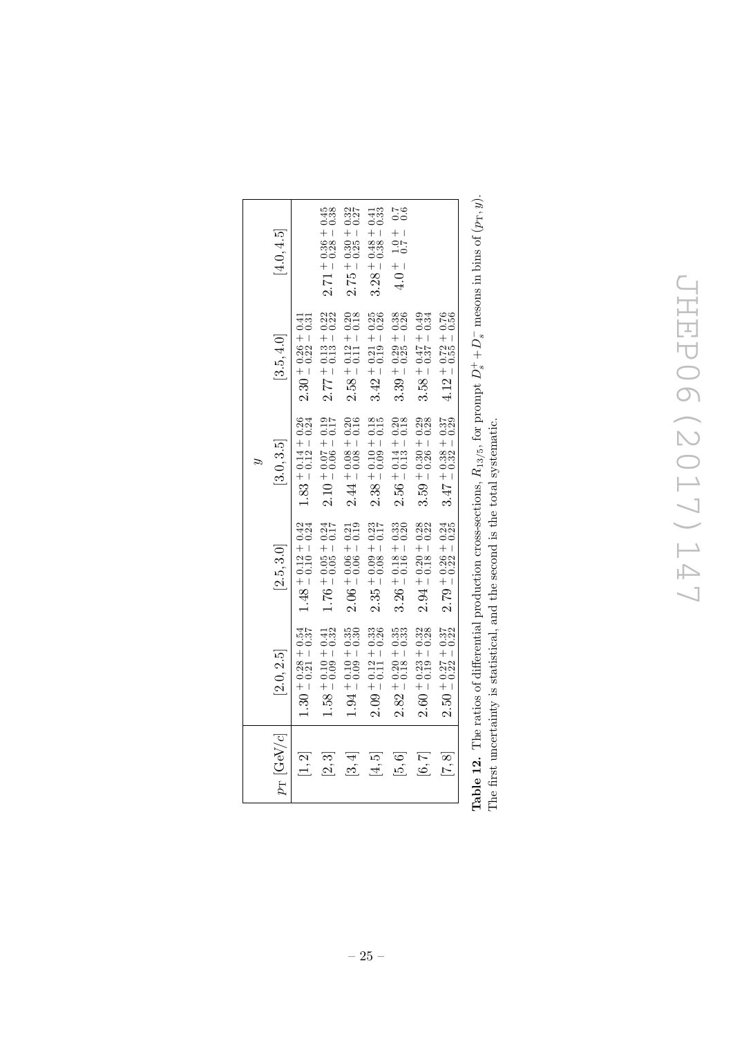| $p_{\mathrm{T}}$ [GeV/$c$] | $y$ [2.0, 2.5] | $y$ [2.5, 3.0] | $y$ [3.0, 3.5] | $y$ [3.5, 4.0] | $y$ [4.0, 4.5] |
|---|---|---|---|---|---|
| [1, 2] | $1.30\,^{+\,0.28}_{-\,0.21}\,^{+\,0.54}_{-\,0.37}$ | $1.48\,^{+\,0.12}_{-\,0.10}\,^{+\,0.42}_{-\,0.24}$ | $1.83\,^{+\,0.14}_{-\,0.12}\,^{+\,0.26}_{-\,0.24}$ | $2.30\,^{+\,0.26}_{-\,0.22}\,^{+\,0.41}_{-\,0.31}$ | |
| [2, 3] | $1.58\,^{+\,0.10}_{-\,0.09}\,^{+\,0.41}_{-\,0.32}$ | $1.76\,^{+\,0.05}_{-\,0.05}\,^{+\,0.24}_{-\,0.17}$ | $2.10\,^{+\,0.07}_{-\,0.06}\,^{+\,0.19}_{-\,0.17}$ | $2.77\,^{+\,0.13}_{-\,0.13}\,^{+\,0.22}_{-\,0.22}$ | $2.71\,^{+\,0.36}_{-\,0.28}\,^{+\,0.45}_{-\,0.38}$ |
| [3, 4] | $1.94\,^{+\,0.10}_{-\,0.09}\,^{+\,0.35}_{-\,0.30}$ | $2.06\,^{+\,0.06}_{-\,0.06}\,^{+\,0.21}_{-\,0.19}$ | $2.44\,^{+\,0.08}_{-\,0.08}\,^{+\,0.20}_{-\,0.16}$ | $2.58\,^{+\,0.12}_{-\,0.11}\,^{+\,0.20}_{-\,0.18}$ | $2.75\,^{+\,0.30}_{-\,0.25}\,^{+\,0.32}_{-\,0.27}$ |
| [4, 5] | $2.09\,^{+\,0.12}_{-\,0.11}\,^{+\,0.33}_{-\,0.26}$ | $2.35\,^{+\,0.09}_{-\,0.08}\,^{+\,0.23}_{-\,0.17}$ | $2.38\,^{+\,0.10}_{-\,0.09}\,^{+\,0.18}_{-\,0.15}$ | $3.42\,^{+\,0.21}_{-\,0.19}\,^{+\,0.25}_{-\,0.26}$ | $3.28\,^{+\,0.48}_{-\,0.38}\,^{+\,0.41}_{-\,0.33}$ |
| [5, 6] | $2.82\,^{+\,0.20}_{-\,0.18}\,^{+\,0.35}_{-\,0.33}$ | $3.26\,^{+\,0.18}_{-\,0.16}\,^{+\,0.33}_{-\,0.20}$ | $2.56\,^{+\,0.14}_{-\,0.13}\,^{+\,0.20}_{-\,0.18}$ | $3.39\,^{+\,0.29}_{-\,0.25}\,^{+\,0.38}_{-\,0.26}$ | $4.0\,^{+\,1.0}_{-\,0.7}\,^{+\,0.7}_{-\,0.6}$ |
| [6, 7] | $2.60\,^{+\,0.23}_{-\,0.19}\,^{+\,0.32}_{-\,0.28}$ | $2.94\,^{+\,0.20}_{-\,0.18}\,^{+\,0.28}_{-\,0.22}$ | $3.59\,^{+\,0.30}_{-\,0.26}\,^{+\,0.29}_{-\,0.28}$ | $3.58\,^{+\,0.47}_{-\,0.37}\,^{+\,0.49}_{-\,0.34}$ | |
| [7, 8] | $2.50\,^{+\,0.27}_{-\,0.22}\,^{+\,0.37}_{-\,0.22}$ | $2.79\,^{+\,0.26}_{-\,0.22}\,^{+\,0.24}_{-\,0.25}$ | $3.47\,^{+\,0.38}_{-\,0.32}\,^{+\,0.37}_{-\,0.29}$ | $4.12\,^{+\,0.72}_{-\,0.55}\,^{+\,0.76}_{-\,0.56}$ | |

**Table 12.** The ratios of differential production cross-sections, $R_{13/5}$, for prompt $D_s^+ + D_s^-$ mesons in bins of $(p_{\mathrm{T}}, y)$. The first uncertainty is statistical, and the second is the total systematic.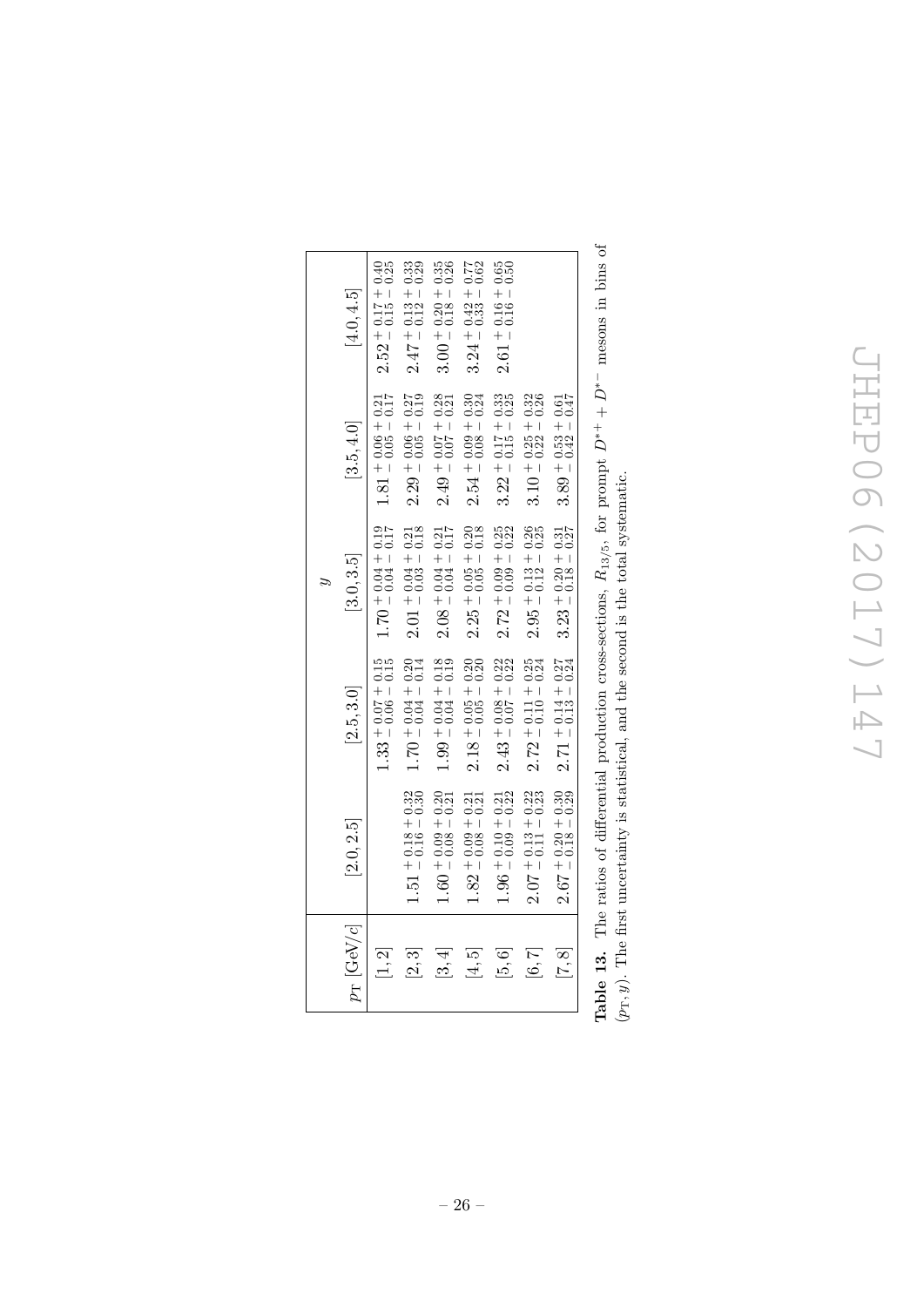| $p_{\mathrm{T}}$ [GeV/$c$] | $y$ | | | | |
|---|---|---|---|---|---|
| | [2.0, 2.5] | [2.5, 3.0] | [3.0, 3.5] | [3.5, 4.0] | [4.0, 4.5] |
| [1, 2] | | $1.33\,^{+\,0.07}_{-\,0.06}\,^{+\,0.15}_{-\,0.15}$ | $1.70\,^{+\,0.04}_{-\,0.04}\,^{+\,0.19}_{-\,0.17}$ | $1.81\,^{+\,0.06}_{-\,0.05}\,^{+\,0.21}_{-\,0.17}$ | $2.52\,^{+\,0.17}_{-\,0.15}\,^{+\,0.40}_{-\,0.25}$ |
| [2, 3] | $1.51\,^{+\,0.18}_{-\,0.16}\,^{+\,0.32}_{-\,0.30}$ | $1.70\,^{+\,0.04}_{-\,0.04}\,^{+\,0.20}_{-\,0.14}$ | $2.01\,^{+\,0.04}_{-\,0.03}\,^{+\,0.21}_{-\,0.18}$ | $2.29\,^{+\,0.06}_{-\,0.05}\,^{+\,0.27}_{-\,0.19}$ | $2.47\,^{+\,0.13}_{-\,0.12}\,^{+\,0.33}_{-\,0.29}$ |
| [3, 4] | $1.60\,^{+\,0.09}_{-\,0.08}\,^{+\,0.20}_{-\,0.21}$ | $1.99\,^{+\,0.04}_{-\,0.04}\,^{+\,0.18}_{-\,0.19}$ | $2.08\,^{+\,0.04}_{-\,0.04}\,^{+\,0.21}_{-\,0.17}$ | $2.49\,^{+\,0.07}_{-\,0.07}\,^{+\,0.28}_{-\,0.21}$ | $3.00\,^{+\,0.20}_{-\,0.18}\,^{+\,0.35}_{-\,0.26}$ |
| [4, 5] | $1.82\,^{+\,0.09}_{-\,0.08}\,^{+\,0.21}_{-\,0.21}$ | $2.18\,^{+\,0.05}_{-\,0.05}\,^{+\,0.20}_{-\,0.20}$ | $2.25\,^{+\,0.05}_{-\,0.05}\,^{+\,0.20}_{-\,0.18}$ | $2.54\,^{+\,0.09}_{-\,0.08}\,^{+\,0.30}_{-\,0.24}$ | $3.24\,^{+\,0.42}_{-\,0.33}\,^{+\,0.77}_{-\,0.62}$ |
| [5, 6] | $1.96\,^{+\,0.10}_{-\,0.09}\,^{+\,0.21}_{-\,0.22}$ | $2.43\,^{+\,0.08}_{-\,0.07}\,^{+\,0.22}_{-\,0.22}$ | $2.72\,^{+\,0.09}_{-\,0.09}\,^{+\,0.25}_{-\,0.22}$ | $3.22\,^{+\,0.17}_{-\,0.15}\,^{+\,0.33}_{-\,0.25}$ | $2.61\,^{+\,0.16}_{-\,0.16}\,^{+\,0.65}_{-\,0.50}$ |
| [6, 7] | $2.07\,^{+\,0.13}_{-\,0.11}\,^{+\,0.22}_{-\,0.23}$ | $2.72\,^{+\,0.11}_{-\,0.10}\,^{+\,0.25}_{-\,0.24}$ | $2.95\,^{+\,0.13}_{-\,0.12}\,^{+\,0.26}_{-\,0.25}$ | $3.10\,^{+\,0.25}_{-\,0.22}\,^{+\,0.32}_{-\,0.26}$ | |
| [7, 8] | $2.67\,^{+\,0.20}_{-\,0.18}\,^{+\,0.30}_{-\,0.29}$ | $2.71\,^{+\,0.14}_{-\,0.13}\,^{+\,0.27}_{-\,0.24}$ | $3.23\,^{+\,0.20}_{-\,0.18}\,^{+\,0.31}_{-\,0.27}$ | $3.89\,^{+\,0.53}_{-\,0.42}\,^{+\,0.61}_{-\,0.47}$ | |

**Table 13.** The ratios of differential production cross-sections, $R_{13/5}$, for prompt $D^{*+} + D^{*-}$ mesons in bins of $(p_{\mathrm{T}}, y)$. The first uncertainty is statistical, and the second is the total systematic.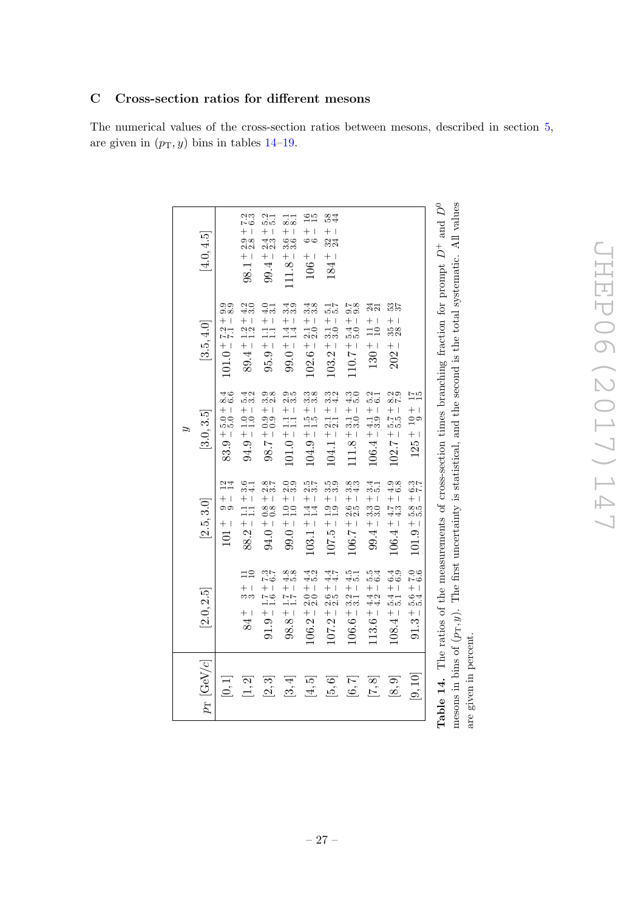## C Cross-section ratios for different mesons

The numerical values of the cross-section ratios between mesons, described in section 5, are given in $(p_{\mathrm{T}}, y)$ bins in tables 14–19.

| $p_{\mathrm{T}}$ [GeV/$c$] | $y$ [2.0, 2.5] | [2.5, 3.0] | [3.0, 3.5] | [3.5, 4.0] | [4.0, 4.5] |
|---|---|---|---|---|---|
| [0, 1] | | $101\,^{+\ 9}_{-\ 9}\,^{+\ 12}_{-\ 14}$ | $83.9\,^{+\,5.0}_{-\,5.0}\,^{+\,8.4}_{-\,6.6}$ | $101.0\,^{+\,7.2}_{-\,7.1}\,^{+\,9.9}_{-\,8.9}$ | |
| [1, 2] | $84\,^{+\ 3}_{-\ 3}\,^{+\ 11}_{-\ 10}$ | $88.2\,^{+\,1.1}_{-\,1.1}\,^{+\,3.6}_{-\,4.1}$ | $94.9\,^{+\,1.0}_{-\,1.0}\,^{+\,5.4}_{-\,3.2}$ | $89.4\,^{+\,1.2}_{-\,1.2}\,^{+\,4.2}_{-\,3.0}$ | $98.1\,^{+\,2.9}_{-\,2.8}\,^{+\,7.2}_{-\,6.3}$ |
| [2, 3] | $91.9\,^{+\,1.7}_{-\,1.6}\,^{+\,7.3}_{-\,6.7}$ | $94.0\,^{+\,0.8}_{-\,0.8}\,^{+\,2.8}_{-\,3.7}$ | $98.7\,^{+\,0.9}_{-\,0.9}\,^{+\,3.9}_{-\,2.8}$ | $95.9\,^{+\,1.1}_{-\,1.1}\,^{+\,4.0}_{-\,3.1}$ | $99.4\,^{+\,2.4}_{-\,2.3}\,^{+\,5.2}_{-\,5.1}$ |
| [3, 4] | $98.8\,^{+\,1.7}_{-\,1.7}\,^{+\,4.8}_{-\,5.8}$ | $99.0\,^{+\,1.0}_{-\,1.0}\,^{+\,2.0}_{-\,3.9}$ | $101.0\,^{+\,1.1}_{-\,1.1}\,^{+\,2.9}_{-\,3.5}$ | $99.0\,^{+\,1.4}_{-\,1.4}\,^{+\,3.4}_{-\,3.9}$ | $111.8\,^{+\,3.6}_{-\,3.6}\,^{+\,8.1}_{-\,8.1}$ |
| [4, 5] | $106.2\,^{+\,2.0}_{-\,2.0}\,^{+\,4.4}_{-\,5.2}$ | $103.1\,^{+\,1.4}_{-\,1.4}\,^{+\,2.5}_{-\,3.7}$ | $104.9\,^{+\,1.5}_{-\,1.5}\,^{+\,3.3}_{-\,3.8}$ | $102.6\,^{+\,2.1}_{-\,2.0}\,^{+\,3.4}_{-\,3.8}$ | $106\,^{+\ 6}_{-\ 6}\,^{+\ 16}_{-\ 15}$ |
| [5, 6] | $107.2\,^{+\,2.6}_{-\,2.5}\,^{+\,4.4}_{-\,4.7}$ | $107.5\,^{+\,1.9}_{-\,1.9}\,^{+\,3.5}_{-\,3.9}$ | $104.1\,^{+\,2.1}_{-\,2.1}\,^{+\,3.3}_{-\,4.2}$ | $103.2\,^{+\,3.1}_{-\,3.0}\,^{+\,5.1}_{-\,5.7}$ | $184\,^{+\ 32}_{-\ 24}\,^{+\ 58}_{-\ 44}$ |
| [6, 7] | $106.6\,^{+\,3.2}_{-\,3.1}\,^{+\,4.5}_{-\,5.1}$ | $106.7\,^{+\,2.6}_{-\,2.5}\,^{+\,3.8}_{-\,4.3}$ | $111.8\,^{+\,3.1}_{-\,3.0}\,^{+\,4.3}_{-\,5.0}$ | $110.7\,^{+\,5.4}_{-\,5.0}\,^{+\,9.7}_{-\,9.8}$ | |
| [7, 8] | $113.6\,^{+\,4.4}_{-\,4.2}\,^{+\,5.5}_{-\,6.4}$ | $99.4\,^{+\,3.3}_{-\,3.0}\,^{+\,3.4}_{-\,5.1}$ | $106.4\,^{+\,4.1}_{-\,3.9}\,^{+\,5.2}_{-\,6.1}$ | $130\,^{+\ 11}_{-\ 10}\,^{+\ 24}_{-\ 21}$ | |
| [8, 9] | $108.4\,^{+\,5.4}_{-\,5.1}\,^{+\,6.4}_{-\,6.9}$ | $106.4\,^{+\,4.7}_{-\,4.3}\,^{+\,4.9}_{-\,6.8}$ | $102.7\,^{+\,5.7}_{-\,5.5}\,^{+\,8.2}_{-\,7.9}$ | $202\,^{+\ 35}_{-\ 28}\,^{+\ 53}_{-\ 37}$ | |
| [9, 10] | $91.3\,^{+\,5.6}_{-\,5.4}\,^{+\,7.0}_{-\,6.6}$ | $101.9\,^{+\,5.8}_{-\,5.5}\,^{+\,6.3}_{-\,7.7}$ | $125\,^{+\ 10}_{-\ 9}\,^{+\ 17}_{-\ 15}$ | | |

**Table 14.** The ratios of the measurements of cross-section times branching fraction for prompt $D^{+}$ and $D^{0}$ mesons in bins of $(p_{\mathrm{T}}, y)$. The first uncertainty is statistical, and the second is the total systematic. All values are given in percent.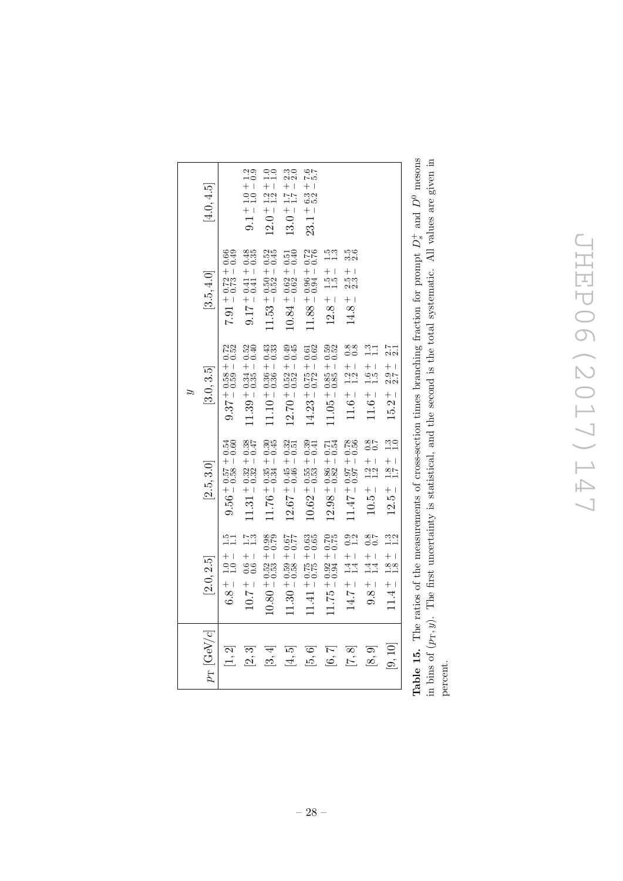| $p_{\mathrm{T}}$ [GeV/$c$] | $y$ | | | | |
|---|---|---|---|---|---|
| | [2.0, 2.5] | [2.5, 3.0] | [3.0, 3.5] | [3.5, 4.0] | [4.0, 4.5] |
| [1, 2] | $6.8\,^{+\,1.0}_{-\,1.0}\,^{+\,1.5}_{-\,1.1}$ | $9.56\,^{+\,0.57}_{-\,0.58}\,^{+\,0.54}_{-\,0.60}$ | $9.37\,^{+\,0.58}_{-\,0.59}\,^{+\,0.72}_{-\,0.52}$ | $7.91\,^{+\,0.72}_{-\,0.73}\,^{+\,0.66}_{-\,0.49}$ | |
| [2, 3] | $10.7\,^{+\,0.6}_{-\,0.6}\,^{+\,1.7}_{-\,1.3}$ | $11.31\,^{+\,0.32}_{-\,0.32}\,^{+\,0.38}_{-\,0.47}$ | $11.39\,^{+\,0.34}_{-\,0.35}\,^{+\,0.52}_{-\,0.40}$ | $9.17\,^{+\,0.41}_{-\,0.41}\,^{+\,0.48}_{-\,0.35}$ | $9.1\,^{+\,1.0}_{-\,1.0}\,^{+\,1.2}_{-\,0.9}$ |
| [3, 4] | $10.80\,^{+\,0.52}_{-\,0.53}\,^{+\,0.98}_{-\,0.79}$ | $11.76\,^{+\,0.35}_{-\,0.34}\,^{+\,0.30}_{-\,0.45}$ | $11.10\,^{+\,0.36}_{-\,0.36}\,^{+\,0.43}_{-\,0.33}$ | $11.53\,^{+\,0.50}_{-\,0.52}\,^{+\,0.52}_{-\,0.45}$ | $12.0\,^{+\,1.2}_{-\,1.2}\,^{+\,1.0}_{-\,1.0}$ |
| [4, 5] | $11.30\,^{+\,0.59}_{-\,0.58}\,^{+\,0.67}_{-\,0.77}$ | $12.67\,^{+\,0.45}_{-\,0.46}\,^{+\,0.32}_{-\,0.51}$ | $12.70\,^{+\,0.52}_{-\,0.52}\,^{+\,0.49}_{-\,0.45}$ | $10.84\,^{+\,0.62}_{-\,0.62}\,^{+\,0.51}_{-\,0.40}$ | $13.0\,^{+\,1.7}_{-\,1.7}\,^{+\,2.3}_{-\,2.0}$ |
| [5, 6] | $11.41\,^{+\,0.75}_{-\,0.75}\,^{+\,0.63}_{-\,0.65}$ | $10.62\,^{+\,0.55}_{-\,0.53}\,^{+\,0.39}_{-\,0.41}$ | $14.23\,^{+\,0.75}_{-\,0.72}\,^{+\,0.61}_{-\,0.62}$ | $11.88\,^{+\,0.96}_{-\,0.94}\,^{+\,0.72}_{-\,0.76}$ | $23.1\,^{+\,6.3}_{-\,5.2}\,^{+\,7.6}_{-\,5.7}$ |
| [6, 7] | $11.75\,^{+\,0.92}_{-\,0.94}\,^{+\,0.70}_{-\,0.75}$ | $12.98\,^{+\,0.86}_{-\,0.82}\,^{+\,0.71}_{-\,0.54}$ | $11.05\,^{+\,0.85}_{-\,0.85}\,^{+\,0.59}_{-\,0.52}$ | $12.8\,^{+\,1.5}_{-\,1.5}\,^{+\,1.5}_{-\,1.3}$ | |
| [7, 8] | $14.7\,^{+\,1.4}_{-\,1.4}\,^{+\,0.9}_{-\,1.2}$ | $11.47\,^{+\,0.97}_{-\,0.97}\,^{+\,0.78}_{-\,0.56}$ | $11.6\,^{+\,1.2}_{-\,1.2}\,^{+\,0.8}_{-\,0.8}$ | $14.8\,^{+\,2.5}_{-\,2.3}\,^{+\,3.5}_{-\,2.6}$ | |
| [8, 9] | $9.8\,^{+\,1.4}_{-\,1.4}\,^{+\,0.8}_{-\,0.7}$ | $10.5\,^{+\,1.2}_{-\,1.2}\,^{+\,0.8}_{-\,0.7}$ | $11.6\,^{+\,1.6}_{-\,1.5}\,^{+\,1.3}_{-\,1.1}$ | | |
| [9, 10] | $11.4\,^{+\,1.8}_{-\,1.8}\,^{+\,1.3}_{-\,1.2}$ | $12.5\,^{+\,1.8}_{-\,1.7}\,^{+\,1.3}_{-\,1.0}$ | $15.2\,^{+\,2.9}_{-\,2.7}\,^{+\,2.7}_{-\,2.1}$ | | |

**Table 15.** The ratios of the measurements of cross-section times branching fraction for prompt $D_s^+$ and $D^0$ mesons in bins of $(p_{\mathrm{T}}, y)$. The first uncertainty is statistical, and the second is the total systematic. All values are given in percent.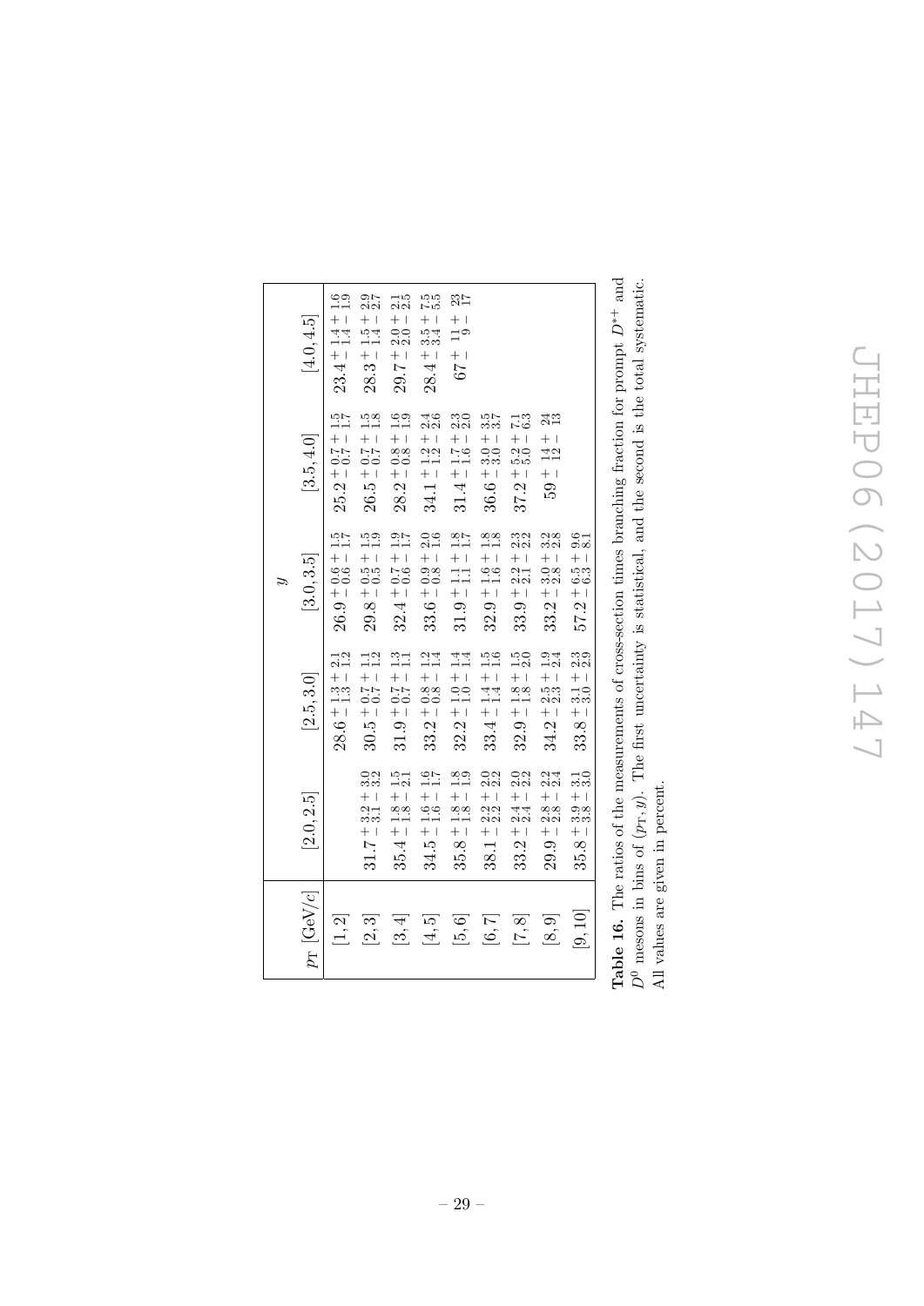| $p_T$ [GeV/$c$] | $y$ | | | | |
|---|---|---|---|---|---|
| | [2.0, 2.5] | [2.5, 3.0] | [3.0, 3.5] | [3.5, 4.0] | [4.0, 4.5] |
| [1, 2] | | $28.6\,^{+\,1.3}_{-\,1.3}\,^{+\,2.1}_{-\,1.2}$ | $26.9\,^{+\,0.6}_{-\,0.6}\,^{+\,1.5}_{-\,1.7}$ | $25.2\,^{+\,0.7}_{-\,0.7}\,^{+\,1.5}_{-\,1.7}$ | $23.4\,^{+\,1.4}_{-\,1.4}\,^{+\,1.6}_{-\,1.9}$ |
| [2, 3] | $31.7\,^{+\,3.2}_{-\,3.1}\,^{+\,3.0}_{-\,3.2}$ | $30.5\,^{+\,0.7}_{-\,0.7}\,^{+\,1.1}_{-\,1.2}$ | $29.8\,^{+\,0.5}_{-\,0.5}\,^{+\,1.5}_{-\,1.9}$ | $26.5\,^{+\,0.7}_{-\,0.7}\,^{+\,1.5}_{-\,1.8}$ | $28.3\,^{+\,1.5}_{-\,1.4}\,^{+\,2.9}_{-\,2.7}$ |
| [3, 4] | $35.4\,^{+\,1.8}_{-\,1.8}\,^{+\,1.5}_{-\,2.1}$ | $31.9\,^{+\,0.7}_{-\,0.7}\,^{+\,1.3}_{-\,1.1}$ | $32.4\,^{+\,0.7}_{-\,0.6}\,^{+\,1.9}_{-\,1.7}$ | $28.2\,^{+\,0.8}_{-\,0.8}\,^{+\,1.6}_{-\,1.9}$ | $29.7\,^{+\,2.0}_{-\,2.0}\,^{+\,2.1}_{-\,2.5}$ |
| [4, 5] | $34.5\,^{+\,1.6}_{-\,1.6}\,^{+\,1.6}_{-\,1.7}$ | $33.2\,^{+\,0.8}_{-\,0.8}\,^{+\,1.2}_{-\,1.4}$ | $33.6\,^{+\,0.9}_{-\,0.8}\,^{+\,2.0}_{-\,1.6}$ | $34.1\,^{+\,1.2}_{-\,1.2}\,^{+\,2.4}_{-\,2.6}$ | $28.4\,^{+\,3.5}_{-\,3.4}\,^{+\,7.5}_{-\,5.5}$ |
| [5, 6] | $35.8\,^{+\,1.8}_{-\,1.8}\,^{+\,1.8}_{-\,1.9}$ | $32.2\,^{+\,1.0}_{-\,1.0}\,^{+\,1.4}_{-\,1.4}$ | $31.9\,^{+\,1.1}_{-\,1.1}\,^{+\,1.8}_{-\,1.7}$ | $31.4\,^{+\,1.7}_{-\,1.6}\,^{+\,2.3}_{-\,2.0}$ | $67\,^{+\,11}_{-\,9}\,^{+\,23}_{-\,17}$ |
| [6, 7] | $38.1\,^{+\,2.2}_{-\,2.2}\,^{+\,2.0}_{-\,2.2}$ | $33.4\,^{+\,1.4}_{-\,1.4}\,^{+\,1.5}_{-\,1.6}$ | $32.9\,^{+\,1.6}_{-\,1.6}\,^{+\,1.8}_{-\,1.8}$ | $36.6\,^{+\,3.0}_{-\,3.0}\,^{+\,3.5}_{-\,3.7}$ | |
| [7, 8] | $33.2\,^{+\,2.4}_{-\,2.4}\,^{+\,2.0}_{-\,2.2}$ | $32.9\,^{+\,1.8}_{-\,1.8}\,^{+\,1.5}_{-\,2.0}$ | $33.9\,^{+\,2.2}_{-\,2.1}\,^{+\,2.3}_{-\,2.2}$ | $37.2\,^{+\,5.2}_{-\,5.0}\,^{+\,7.1}_{-\,6.3}$ | |
| [8, 9] | $29.9\,^{+\,2.8}_{-\,2.8}\,^{+\,2.2}_{-\,2.4}$ | $34.2\,^{+\,2.5}_{-\,2.3}\,^{+\,1.9}_{-\,2.4}$ | $33.2\,^{+\,3.0}_{-\,2.8}\,^{+\,3.2}_{-\,2.8}$ | $59\,^{+\,14}_{-\,12}\,^{+\,24}_{-\,13}$ | |
| [9, 10] | $35.8\,^{+\,3.9}_{-\,3.8}\,^{+\,3.1}_{-\,3.0}$ | $33.8\,^{+\,3.1}_{-\,3.0}\,^{+\,2.3}_{-\,2.9}$ | $57.2\,^{+\,6.5}_{-\,6.3}\,^{+\,9.6}_{-\,8.1}$ | | |

**Table 16.** The ratios of the measurements of cross-section times branching fraction for prompt $D^{*+}$ and $D^0$ mesons in bins of $(p_T, y)$. The first uncertainty is statistical, and the second is the total systematic. All values are given in percent.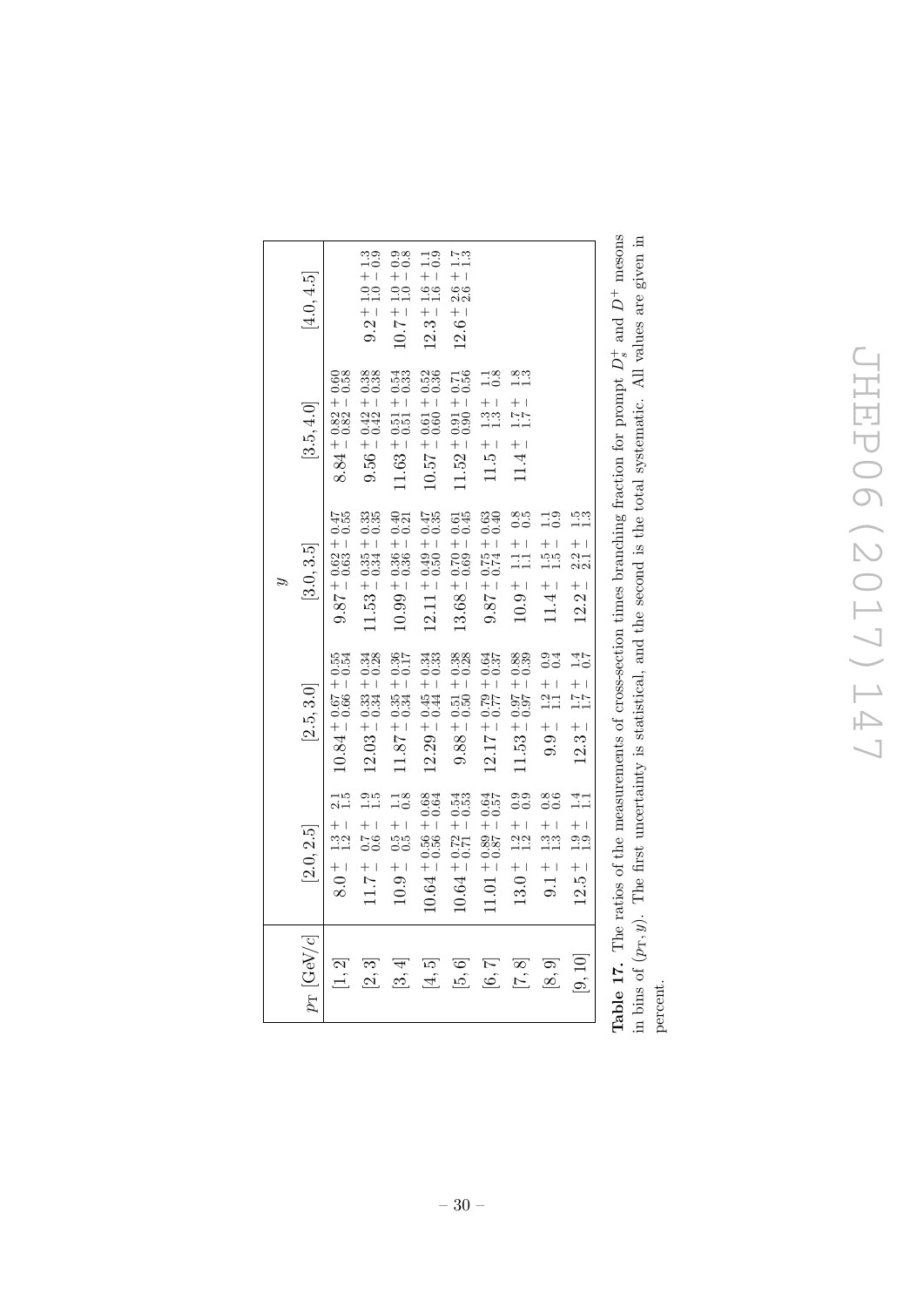| $p_{\mathrm{T}}$ [GeV/$c$] | $y$ [2.0, 2.5] | [2.5, 3.0] | [3.0, 3.5] | [3.5, 4.0] | [4.0, 4.5] |
|---|---|---|---|---|---|
| [1, 2] | $8.0\,^{+\,1.3}_{-\,1.2}\,^{+\,2.1}_{-\,1.5}$ | $10.84\,^{+\,0.67}_{-\,0.66}\,^{+\,0.55}_{-\,0.54}$ | $9.87\,^{+\,0.62}_{-\,0.63}\,^{+\,0.47}_{-\,0.55}$ | $8.84\,^{+\,0.82}_{-\,0.82}\,^{+\,0.60}_{-\,0.58}$ | |
| [2, 3] | $11.7\,^{+\,0.7}_{-\,0.6}\,^{+\,1.9}_{-\,1.5}$ | $12.03\,^{+\,0.33}_{-\,0.34}\,^{+\,0.34}_{-\,0.28}$ | $11.53\,^{+\,0.35}_{-\,0.34}\,^{+\,0.33}_{-\,0.35}$ | $9.56\,^{+\,0.42}_{-\,0.42}\,^{+\,0.38}_{-\,0.38}$ | $9.2\,^{+\,1.0}_{-\,1.0}\,^{+\,1.3}_{-\,0.9}$ |
| [3, 4] | $10.9\,^{+\,0.5}_{-\,0.5}\,^{+\,1.1}_{-\,0.8}$ | $11.87\,^{+\,0.35}_{-\,0.34}\,^{+\,0.36}_{-\,0.17}$ | $10.99\,^{+\,0.36}_{-\,0.36}\,^{+\,0.40}_{-\,0.21}$ | $11.63\,^{+\,0.51}_{-\,0.51}\,^{+\,0.54}_{-\,0.33}$ | $10.7\,^{+\,1.0}_{-\,1.0}\,^{+\,0.9}_{-\,0.8}$ |
| [4, 5] | $10.64\,^{+\,0.56}_{-\,0.56}\,^{+\,0.68}_{-\,0.64}$ | $12.29\,^{+\,0.45}_{-\,0.44}\,^{+\,0.34}_{-\,0.33}$ | $12.11\,^{+\,0.49}_{-\,0.50}\,^{+\,0.47}_{-\,0.35}$ | $10.57\,^{+\,0.61}_{-\,0.60}\,^{+\,0.52}_{-\,0.36}$ | $12.3\,^{+\,1.6}_{-\,1.6}\,^{+\,1.1}_{-\,0.9}$ |
| [5, 6] | $10.64\,^{+\,0.72}_{-\,0.71}\,^{+\,0.54}_{-\,0.53}$ | $9.88\,^{+\,0.51}_{-\,0.50}\,^{+\,0.38}_{-\,0.28}$ | $13.68\,^{+\,0.70}_{-\,0.69}\,^{+\,0.61}_{-\,0.45}$ | $11.52\,^{+\,0.91}_{-\,0.90}\,^{+\,0.71}_{-\,0.56}$ | $12.6\,^{+\,2.6}_{-\,2.6}\,^{+\,1.7}_{-\,1.3}$ |
| [6, 7] | $11.01\,^{+\,0.89}_{-\,0.87}\,^{+\,0.64}_{-\,0.57}$ | $12.17\,^{+\,0.79}_{-\,0.77}\,^{+\,0.64}_{-\,0.37}$ | $9.87\,^{+\,0.75}_{-\,0.74}\,^{+\,0.63}_{-\,0.40}$ | $11.5\,^{+\,1.3}_{-\,1.3}\,^{+\,1.1}_{-\,0.8}$ | |
| [7, 8] | $13.0\,^{+\,1.2}_{-\,1.2}\,^{+\,0.9}_{-\,0.9}$ | $11.53\,^{+\,0.97}_{-\,0.97}\,^{+\,0.88}_{-\,0.39}$ | $10.9\,^{+\,1.1}_{-\,1.1}\,^{+\,0.8}_{-\,0.5}$ | $11.4\,^{+\,1.7}_{-\,1.7}\,^{+\,1.8}_{-\,1.3}$ | |
| [8, 9] | $9.1\,^{+\,1.3}_{-\,1.3}\,^{+\,0.8}_{-\,0.6}$ | $9.9\,^{+\,1.2}_{-\,1.1}\,^{+\,0.9}_{-\,0.4}$ | $11.4\,^{+\,1.5}_{-\,1.5}\,^{+\,1.1}_{-\,0.9}$ | | |
| [9, 10] | $12.5\,^{+\,1.9}_{-\,1.9}\,^{+\,1.4}_{-\,1.1}$ | $12.3\,^{+\,1.7}_{-\,1.7}\,^{+\,1.4}_{-\,0.7}$ | $12.2\,^{+\,2.2}_{-\,2.1}\,^{+\,1.5}_{-\,1.3}$ | | |

**Table 17.** The ratios of the measurements of cross-section times branching fraction for prompt $D_s^+$ and $D^+$ mesons in bins of $(p_{\mathrm{T}}, y)$. The first uncertainty is statistical, and the second is the total systematic. All values are given in percent.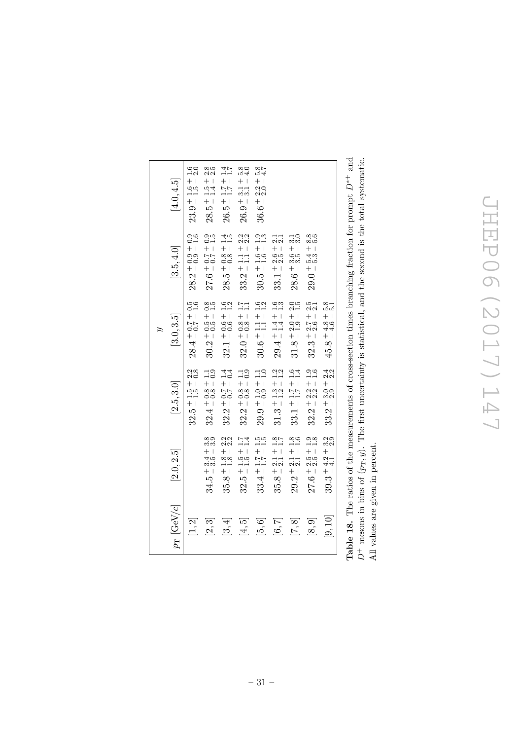| $p_T$ [GeV/$c$] | $y$ | | | | |
|---|---|---|---|---|---|
| | $[2.0, 2.5]$ | $[2.5, 3.0]$ | $[3.0, 3.5]$ | $[3.5, 4.0]$ | $[4.0, 4.5]$ |
| $[1, 2]$ | | $32.5\,^{+\,1.5}_{-\,1.5}\,^{+\,2.2}_{-\,0.8}$ | $28.4\,^{+\,0.7}_{-\,0.7}\,^{+\,0.5}_{-\,1.6}$ | $28.2\,^{+\,0.9}_{-\,0.9}\,^{+\,0.9}_{-\,1.6}$ | $23.9\,^{+\,1.6}_{-\,1.5}\,^{+\,1.6}_{-\,2.0}$ |
| $[2, 3]$ | $34.5\,^{+\,3.4}_{-\,3.5}\,^{+\,3.8}_{-\,3.9}$ | $32.4\,^{+\,0.8}_{-\,0.8}\,^{+\,1.1}_{-\,0.9}$ | $30.2\,^{+\,0.5}_{-\,0.5}\,^{+\,0.8}_{-\,1.5}$ | $27.6\,^{+\,0.7}_{-\,0.7}\,^{+\,0.9}_{-\,1.5}$ | $28.5\,^{+\,1.5}_{-\,1.4}\,^{+\,2.8}_{-\,2.5}$ |
| $[3, 4]$ | $35.8\,^{+\,1.8}_{-\,1.8}\,^{+\,2.2}_{-\,2.2}$ | $32.2\,^{+\,0.7}_{-\,0.7}\,^{+\,1.4}_{-\,0.4}$ | $32.1\,^{+\,0.6}_{-\,0.6}\,^{+\,1.6}_{-\,1.2}$ | $28.5\,^{+\,0.8}_{-\,0.8}\,^{+\,1.4}_{-\,1.5}$ | $26.5\,^{+\,1.7}_{-\,1.7}\,^{+\,1.4}_{-\,1.7}$ |
| $[4, 5]$ | $32.5\,^{+\,1.5}_{-\,1.5}\,^{+\,1.7}_{-\,1.4}$ | $32.2\,^{+\,0.8}_{-\,0.8}\,^{+\,1.1}_{-\,0.9}$ | $32.0\,^{+\,0.8}_{-\,0.8}\,^{+\,1.7}_{-\,1.1}$ | $33.2\,^{+\,1.1}_{-\,1.1}\,^{+\,2.2}_{-\,2.2}$ | $26.9\,^{+\,3.1}_{-\,3.1}\,^{+\,5.8}_{-\,4.0}$ |
| $[5, 6]$ | $33.4\,^{+\,1.7}_{-\,1.7}\,^{+\,1.5}_{-\,1.5}$ | $29.9\,^{+\,1.0}_{-\,0.9}\,^{+\,1.1}_{-\,1.0}$ | $30.6\,^{+\,1.1}_{-\,1.1}\,^{+\,1.6}_{-\,1.2}$ | $30.5\,^{+\,1.6}_{-\,1.6}\,^{+\,1.9}_{-\,1.3}$ | $36.6\,^{+\,2.2}_{-\,2.0}\,^{+\,5.8}_{-\,4.7}$ |
| $[6, 7]$ | $35.8\,^{+\,2.1}_{-\,2.1}\,^{+\,1.8}_{-\,1.7}$ | $31.3\,^{+\,1.3}_{-\,1.2}\,^{+\,1.2}_{-\,1.2}$ | $29.4\,^{+\,1.4}_{-\,1.4}\,^{+\,1.6}_{-\,1.3}$ | $33.1\,^{+\,2.6}_{-\,2.5}\,^{+\,2.1}_{-\,2.1}$ | |
| $[7, 8]$ | $29.2\,^{+\,2.1}_{-\,2.1}\,^{+\,1.8}_{-\,1.6}$ | $33.1\,^{+\,1.7}_{-\,1.7}\,^{+\,1.6}_{-\,1.4}$ | $31.8\,^{+\,2.0}_{-\,1.9}\,^{+\,2.0}_{-\,1.5}$ | $28.6\,^{+\,3.6}_{-\,3.5}\,^{+\,3.1}_{-\,3.0}$ | |
| $[8, 9]$ | $27.6\,^{+\,2.5}_{-\,2.5}\,^{+\,1.9}_{-\,1.8}$ | $32.2\,^{+\,2.2}_{-\,2.2}\,^{+\,1.9}_{-\,1.6}$ | $32.3\,^{+\,2.7}_{-\,2.6}\,^{+\,2.5}_{-\,2.1}$ | $29.0\,^{+\,5.4}_{-\,5.3}\,^{+\,8.8}_{-\,5.6}$ | |
| $[9, 10]$ | $39.3\,^{+\,4.2}_{-\,4.1}\,^{+\,3.2}_{-\,2.9}$ | $33.2\,^{+\,3.0}_{-\,2.9}\,^{+\,2.4}_{-\,2.2}$ | $45.8\,^{+\,4.8}_{-\,4.6}\,^{+\,5.8}_{-\,5.1}$ | | |

**Table 18.** The ratios of the measurements of cross-section times branching fraction for prompt $D^{*+}$ and $D^{+}$ mesons in bins of $(p_T, y)$. The first uncertainty is statistical, and the second is the total systematic. All values are given in percent.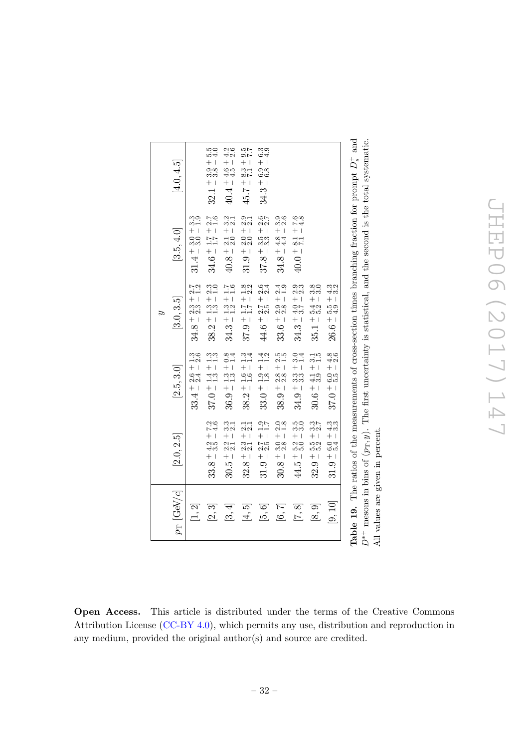| $p_T$ [GeV/$c$] | $y$ | | | | |
|---|---|---|---|---|---|
| | [2.0, 2.5] | [2.5, 3.0] | [3.0, 3.5] | [3.5, 4.0] | [4.0, 4.5] |
| [1, 2] | | $33.4\,^{+\,2.6}_{-\,2.4}\,^{+\,1.3}_{-\,2.6}$ | $34.8\,^{+\,2.3}_{-\,2.3}\,^{+\,2.7}_{-\,1.2}$ | $31.4\,^{+\,3.0}_{-\,3.0}\,^{+\,3.3}_{-\,1.9}$ | |
| [2, 3] | $33.8\,^{+\,4.2}_{-\,3.5}\,^{+\,7.2}_{-\,4.6}$ | $37.0\,^{+\,1.4}_{-\,1.3}\,^{+\,1.3}_{-\,1.3}$ | $38.2\,^{+\,1.3}_{-\,1.3}\,^{+\,2.3}_{-\,1.0}$ | $34.6\,^{+\,1.7}_{-\,1.7}\,^{+\,2.7}_{-\,1.6}$ | $32.1\,^{+\,3.9}_{-\,3.8}\,^{+\,5.5}_{-\,4.0}$ |
| [3, 4] | $30.5\,^{+\,2.2}_{-\,2.1}\,^{+\,3.3}_{-\,2.1}$ | $36.9\,^{+\,1.3}_{-\,1.3}\,^{+\,0.8}_{-\,1.4}$ | $34.3\,^{+\,1.3}_{-\,1.2}\,^{+\,1.7}_{-\,1.6}$ | $40.8\,^{+\,2.1}_{-\,2.0}\,^{+\,3.2}_{-\,2.1}$ | $40.4\,^{+\,4.6}_{-\,4.5}\,^{+\,4.2}_{-\,2.6}$ |
| [4, 5] | $32.8\,^{+\,2.3}_{-\,2.1}\,^{+\,2.1}_{-\,2.1}$ | $38.2\,^{+\,1.6}_{-\,1.6}\,^{+\,1.3}_{-\,1.4}$ | $37.9\,^{+\,1.7}_{-\,1.7}\,^{+\,1.8}_{-\,2.2}$ | $31.9\,^{+\,2.0}_{-\,2.0}\,^{+\,2.9}_{-\,2.1}$ | $45.7\,^{+\,8.3}_{-\,7.1}\,^{+\,9.5}_{-\,7.7}$ |
| [5, 6] | $31.9\,^{+\,2.7}_{-\,2.5}\,^{+\,1.9}_{-\,1.7}$ | $33.0\,^{+\,1.9}_{-\,1.8}\,^{+\,1.4}_{-\,1.2}$ | $44.6\,^{+\,2.7}_{-\,2.5}\,^{+\,2.6}_{-\,2.4}$ | $37.8\,^{+\,3.5}_{-\,3.3}\,^{+\,2.6}_{-\,2.7}$ | $34.3\,^{+\,6.9}_{-\,6.8}\,^{+\,6.3}_{-\,4.9}$ |
| [6, 7] | $30.8\,^{+\,3.0}_{-\,2.8}\,^{+\,2.0}_{-\,1.8}$ | $38.9\,^{+\,2.8}_{-\,2.8}\,^{+\,2.5}_{-\,1.5}$ | $33.6\,^{+\,2.9}_{-\,2.8}\,^{+\,2.4}_{-\,1.9}$ | $34.8\,^{+\,4.8}_{-\,4.4}\,^{+\,3.9}_{-\,2.6}$ | |
| [7, 8] | $44.5\,^{+\,5.2}_{-\,5.0}\,^{+\,3.5}_{-\,3.0}$ | $34.9\,^{+\,3.3}_{-\,3.3}\,^{+\,3.0}_{-\,1.4}$ | $34.3\,^{+\,4.0}_{-\,3.7}\,^{+\,2.9}_{-\,2.3}$ | $40.0\,^{+\,8.1}_{-\,7.1}\,^{+\,7.6}_{-\,4.8}$ | |
| [8, 9] | $32.9\,^{+\,5.5}_{-\,5.2}\,^{+\,3.3}_{-\,2.7}$ | $30.6\,^{+\,4.1}_{-\,3.9}\,^{+\,3.1}_{-\,1.5}$ | $35.1\,^{+\,5.4}_{-\,5.2}\,^{+\,3.8}_{-\,3.0}$ | | |
| [9, 10] | $31.9\,^{+\,6.0}_{-\,5.4}\,^{+\,4.3}_{-\,3.3}$ | $37.0\,^{+\,6.0}_{-\,5.5}\,^{+\,4.8}_{-\,2.6}$ | $26.6\,^{+\,5.5}_{-\,4.9}\,^{+\,4.3}_{-\,3.2}$ | | |

**Table 19.** The ratios of the measurements of cross-section times branching fraction for prompt $D_s^+$ and $D^{*+}$ mesons in bins of ($p_T$, $y$). The first uncertainty is statistical, and the second is the total systematic. All values are given in percent.

**Open Access.** This article is distributed under the terms of the Creative Commons Attribution License (CC-BY 4.0), which permits any use, distribution and reproduction in any medium, provided the original author(s) and source are credited.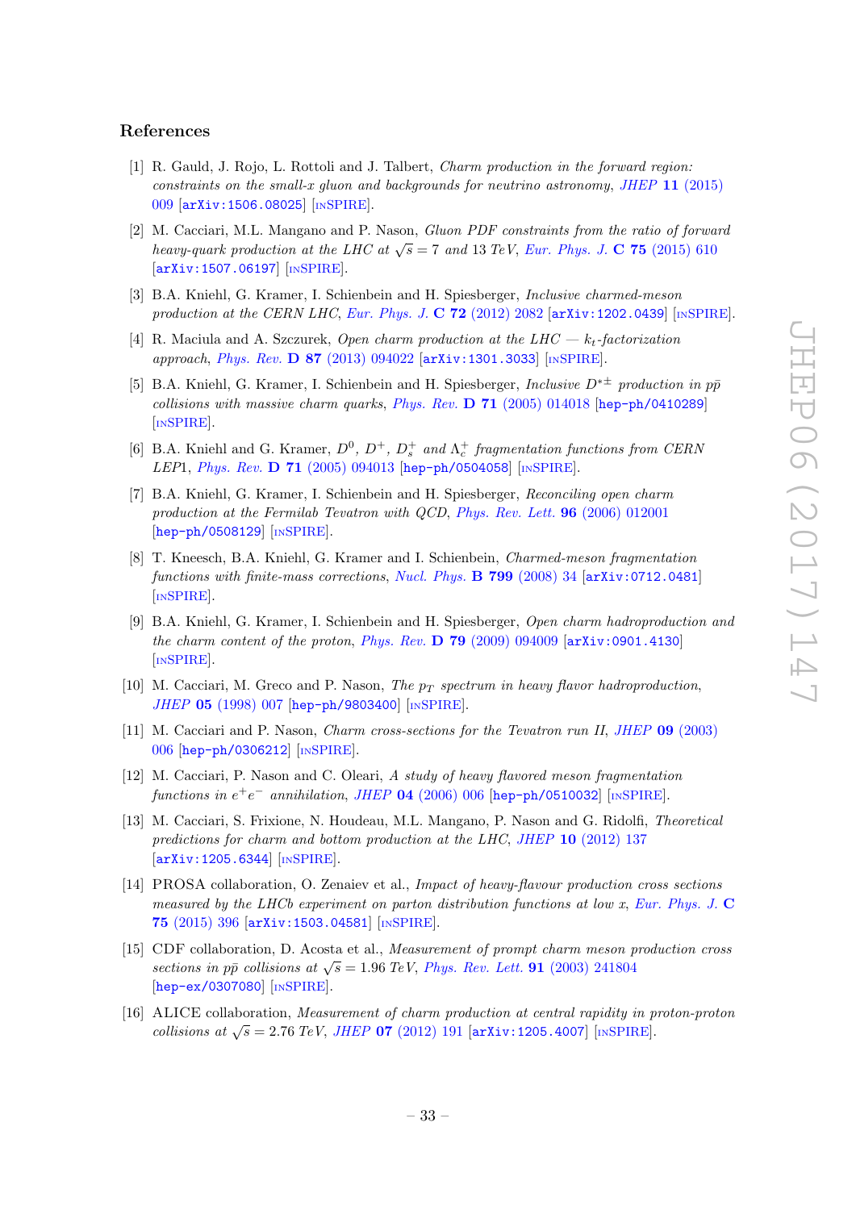## References

[1] R. Gauld, J. Rojo, L. Rottoli and J. Talbert, *Charm production in the forward region: constraints on the small-x gluon and backgrounds for neutrino astronomy*, JHEP **11** (2015) 009 [arXiv:1506.08025] [INSPIRE].

[2] M. Cacciari, M.L. Mangano and P. Nason, *Gluon PDF constraints from the ratio of forward heavy-quark production at the LHC at* $\sqrt{s} = 7$ *and* 13 *TeV*, Eur. Phys. J. **C 75** (2015) 610 [arXiv:1507.06197] [INSPIRE].

[3] B.A. Kniehl, G. Kramer, I. Schienbein and H. Spiesberger, *Inclusive charmed-meson production at the CERN LHC*, Eur. Phys. J. **C 72** (2012) 2082 [arXiv:1202.0439] [INSPIRE].

[4] R. Maciula and A. Szczurek, *Open charm production at the LHC —* $k_t$*-factorization approach*, Phys. Rev. **D 87** (2013) 094022 [arXiv:1301.3033] [INSPIRE].

[5] B.A. Kniehl, G. Kramer, I. Schienbein and H. Spiesberger, *Inclusive* $D^{*\pm}$ *production in* $p\bar{p}$ *collisions with massive charm quarks*, Phys. Rev. **D 71** (2005) 014018 [hep-ph/0410289] [INSPIRE].

[6] B.A. Kniehl and G. Kramer, $D^0$, $D^+$, $D_s^+$ *and* $\Lambda_c^+$ *fragmentation functions from CERN LEP1*, Phys. Rev. **D 71** (2005) 094013 [hep-ph/0504058] [INSPIRE].

[7] B.A. Kniehl, G. Kramer, I. Schienbein and H. Spiesberger, *Reconciling open charm production at the Fermilab Tevatron with QCD*, Phys. Rev. Lett. **96** (2006) 012001 [hep-ph/0508129] [INSPIRE].

[8] T. Kneesch, B.A. Kniehl, G. Kramer and I. Schienbein, *Charmed-meson fragmentation functions with finite-mass corrections*, Nucl. Phys. **B 799** (2008) 34 [arXiv:0712.0481] [INSPIRE].

[9] B.A. Kniehl, G. Kramer, I. Schienbein and H. Spiesberger, *Open charm hadroproduction and the charm content of the proton*, Phys. Rev. **D 79** (2009) 094009 [arXiv:0901.4130] [INSPIRE].

[10] M. Cacciari, M. Greco and P. Nason, *The* $p_T$ *spectrum in heavy flavor hadroproduction*, JHEP **05** (1998) 007 [hep-ph/9803400] [INSPIRE].

[11] M. Cacciari and P. Nason, *Charm cross-sections for the Tevatron run II*, JHEP **09** (2003) 006 [hep-ph/0306212] [INSPIRE].

[12] M. Cacciari, P. Nason and C. Oleari, *A study of heavy flavored meson fragmentation functions in* $e^+e^-$ *annihilation*, JHEP **04** (2006) 006 [hep-ph/0510032] [INSPIRE].

[13] M. Cacciari, S. Frixione, N. Houdeau, M.L. Mangano, P. Nason and G. Ridolfi, *Theoretical predictions for charm and bottom production at the LHC*, JHEP **10** (2012) 137 [arXiv:1205.6344] [INSPIRE].

[14] PROSA collaboration, O. Zenaiev et al., *Impact of heavy-flavour production cross sections measured by the LHCb experiment on parton distribution functions at low x*, Eur. Phys. J. **C 75** (2015) 396 [arXiv:1503.04581] [INSPIRE].

[15] CDF collaboration, D. Acosta et al., *Measurement of prompt charm meson production cross sections in* $p\bar{p}$ *collisions at* $\sqrt{s} = 1.96$ *TeV*, Phys. Rev. Lett. **91** (2003) 241804 [hep-ex/0307080] [INSPIRE].

[16] ALICE collaboration, *Measurement of charm production at central rapidity in proton-proton collisions at* $\sqrt{s} = 2.76$ *TeV*, JHEP **07** (2012) 191 [arXiv:1205.4007] [INSPIRE].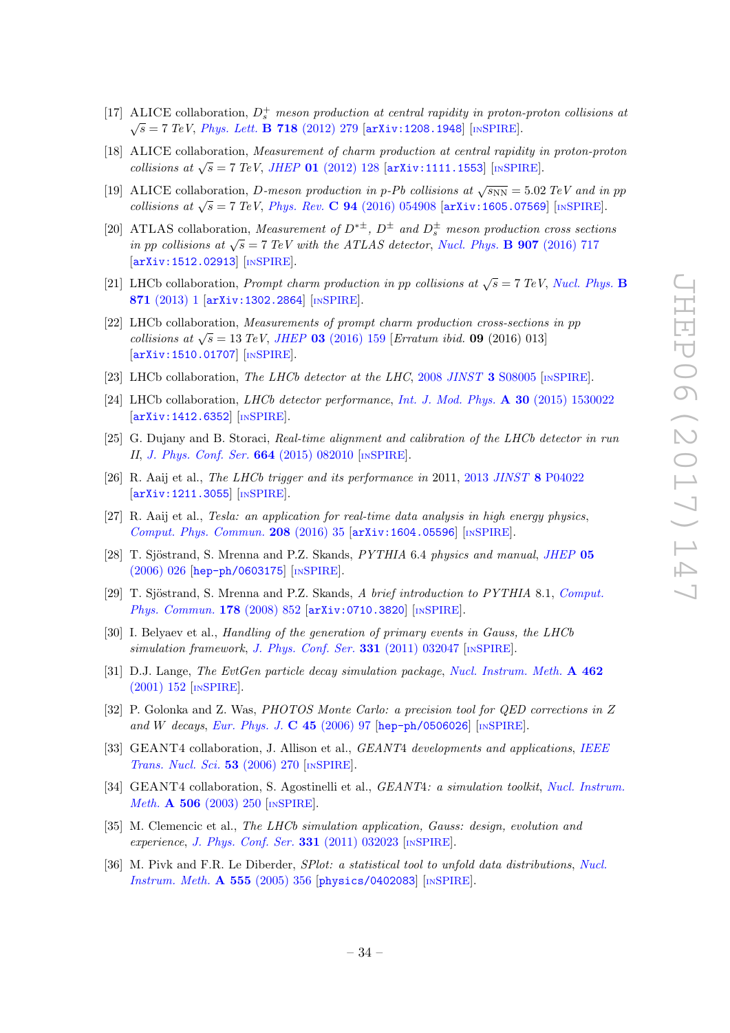[17] ALICE collaboration, *$D_s^+$ meson production at central rapidity in proton-proton collisions at $\sqrt{s} = 7$ TeV*, *Phys. Lett.* **B 718** (2012) 279 [arXiv:1208.1948] [INSPIRE].

[18] ALICE collaboration, *Measurement of charm production at central rapidity in proton-proton collisions at $\sqrt{s} = 7$ TeV*, *JHEP* **01** (2012) 128 [arXiv:1111.1553] [INSPIRE].

[19] ALICE collaboration, *D-meson production in p-Pb collisions at $\sqrt{s_{\rm NN}} = 5.02$ TeV and in pp collisions at $\sqrt{s} = 7$ TeV*, *Phys. Rev.* **C 94** (2016) 054908 [arXiv:1605.07569] [INSPIRE].

[20] ATLAS collaboration, *Measurement of $D^{*\pm}$, $D^{\pm}$ and $D_s^{\pm}$ meson production cross sections in pp collisions at $\sqrt{s} = 7$ TeV with the ATLAS detector*, *Nucl. Phys.* **B 907** (2016) 717 [arXiv:1512.02913] [INSPIRE].

[21] LHCb collaboration, *Prompt charm production in pp collisions at $\sqrt{s} = 7$ TeV*, *Nucl. Phys.* **B 871** (2013) 1 [arXiv:1302.2864] [INSPIRE].

[22] LHCb collaboration, *Measurements of prompt charm production cross-sections in pp collisions at $\sqrt{s} = 13$ TeV*, *JHEP* **03** (2016) 159 [*Erratum ibid.* **09** (2016) 013] [arXiv:1510.01707] [INSPIRE].

[23] LHCb collaboration, *The LHCb detector at the LHC*, 2008 *JINST* **3** S08005 [INSPIRE].

[24] LHCb collaboration, *LHCb detector performance*, *Int. J. Mod. Phys.* **A 30** (2015) 1530022 [arXiv:1412.6352] [INSPIRE].

[25] G. Dujany and B. Storaci, *Real-time alignment and calibration of the LHCb detector in run II*, *J. Phys. Conf. Ser.* **664** (2015) 082010 [INSPIRE].

[26] R. Aaij et al., *The LHCb trigger and its performance in* 2011, 2013 *JINST* **8** P04022 [arXiv:1211.3055] [INSPIRE].

[27] R. Aaij et al., *Tesla: an application for real-time data analysis in high energy physics*, *Comput. Phys. Commun.* **208** (2016) 35 [arXiv:1604.05596] [INSPIRE].

[28] T. Sjöstrand, S. Mrenna and P.Z. Skands, *PYTHIA* 6.4 *physics and manual*, *JHEP* **05** (2006) 026 [hep-ph/0603175] [INSPIRE].

[29] T. Sjöstrand, S. Mrenna and P.Z. Skands, *A brief introduction to PYTHIA* 8.1, *Comput. Phys. Commun.* **178** (2008) 852 [arXiv:0710.3820] [INSPIRE].

[30] I. Belyaev et al., *Handling of the generation of primary events in Gauss, the LHCb simulation framework*, *J. Phys. Conf. Ser.* **331** (2011) 032047 [INSPIRE].

[31] D.J. Lange, *The EvtGen particle decay simulation package*, *Nucl. Instrum. Meth.* **A 462** (2001) 152 [INSPIRE].

[32] P. Golonka and Z. Was, *PHOTOS Monte Carlo: a precision tool for QED corrections in Z and W decays*, *Eur. Phys. J.* **C 45** (2006) 97 [hep-ph/0506026] [INSPIRE].

[33] GEANT4 collaboration, J. Allison et al., *GEANT4 developments and applications*, *IEEE Trans. Nucl. Sci.* **53** (2006) 270 [INSPIRE].

[34] GEANT4 collaboration, S. Agostinelli et al., *GEANT4: a simulation toolkit*, *Nucl. Instrum. Meth.* **A 506** (2003) 250 [INSPIRE].

[35] M. Clemencic et al., *The LHCb simulation application, Gauss: design, evolution and experience*, *J. Phys. Conf. Ser.* **331** (2011) 032023 [INSPIRE].

[36] M. Pivk and F.R. Le Diberder, *SPlot: a statistical tool to unfold data distributions*, *Nucl. Instrum. Meth.* **A 555** (2005) 356 [physics/0402083] [INSPIRE].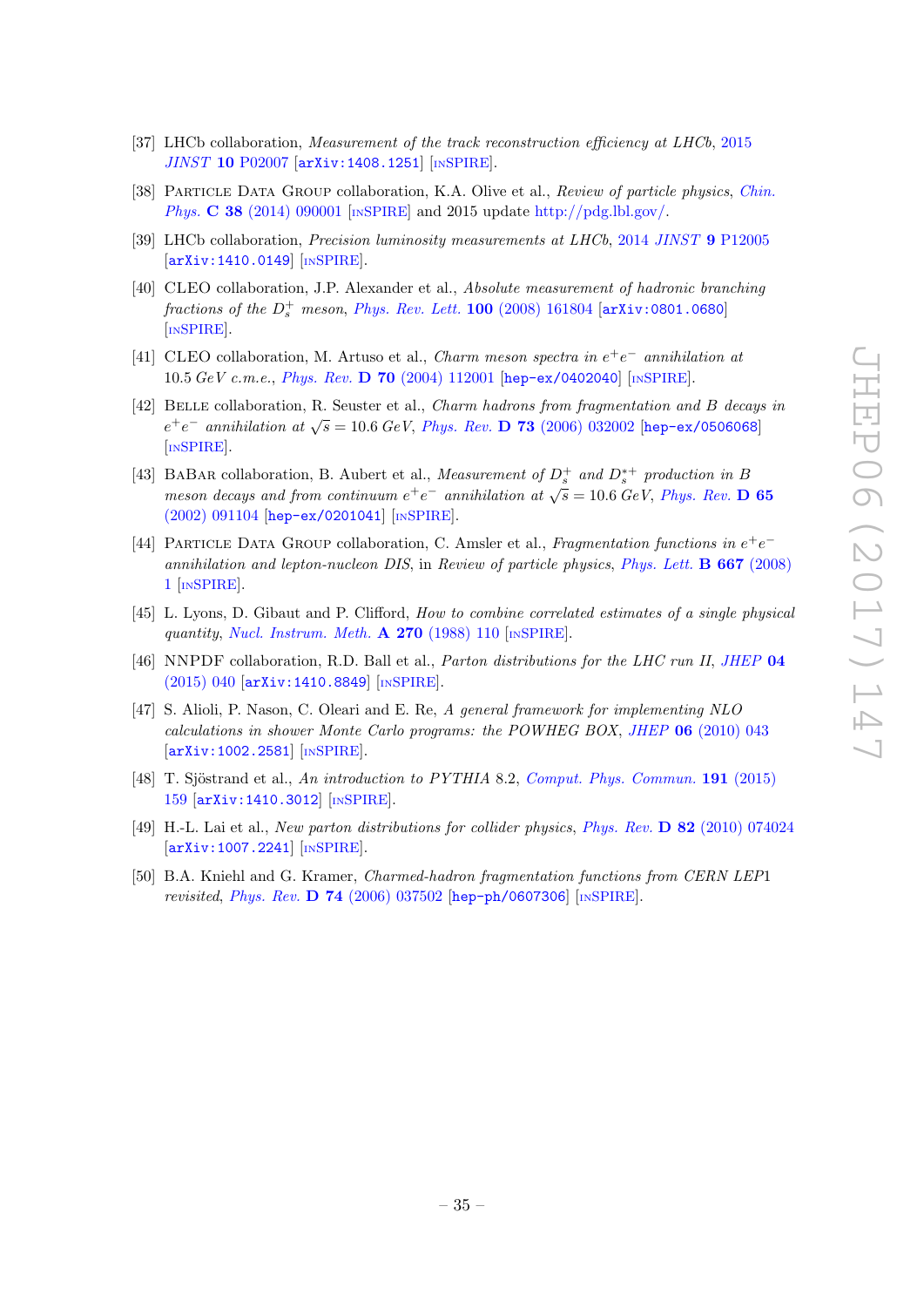[37] LHCb collaboration, *Measurement of the track reconstruction efficiency at LHCb*, 2015 *JINST* **10** P02007 [arXiv:1408.1251] [INSPIRE].

[38] Particle Data Group collaboration, K.A. Olive et al., *Review of particle physics*, *Chin. Phys.* **C 38** (2014) 090001 [INSPIRE] and 2015 update http://pdg.lbl.gov/.

[39] LHCb collaboration, *Precision luminosity measurements at LHCb*, 2014 *JINST* **9** P12005 [arXiv:1410.0149] [INSPIRE].

[40] CLEO collaboration, J.P. Alexander et al., *Absolute measurement of hadronic branching fractions of the $D_s^+$ meson*, *Phys. Rev. Lett.* **100** (2008) 161804 [arXiv:0801.0680] [INSPIRE].

[41] CLEO collaboration, M. Artuso et al., *Charm meson spectra in $e^+e^-$ annihilation at 10.5 GeV c.m.e.*, *Phys. Rev.* **D 70** (2004) 112001 [hep-ex/0402040] [INSPIRE].

[42] Belle collaboration, R. Seuster et al., *Charm hadrons from fragmentation and B decays in $e^+e^-$ annihilation at $\sqrt{s} = 10.6$ GeV*, *Phys. Rev.* **D 73** (2006) 032002 [hep-ex/0506068] [INSPIRE].

[43] BaBar collaboration, B. Aubert et al., *Measurement of $D_s^+$ and $D_s^{*+}$ production in B meson decays and from continuum $e^+e^-$ annihilation at $\sqrt{s} = 10.6$ GeV*, *Phys. Rev.* **D 65** (2002) 091104 [hep-ex/0201041] [INSPIRE].

[44] Particle Data Group collaboration, C. Amsler et al., *Fragmentation functions in $e^+e^-$ annihilation and lepton-nucleon DIS*, in *Review of particle physics*, *Phys. Lett.* **B 667** (2008) 1 [INSPIRE].

[45] L. Lyons, D. Gibaut and P. Clifford, *How to combine correlated estimates of a single physical quantity*, *Nucl. Instrum. Meth.* **A 270** (1988) 110 [INSPIRE].

[46] NNPDF collaboration, R.D. Ball et al., *Parton distributions for the LHC run II*, *JHEP* **04** (2015) 040 [arXiv:1410.8849] [INSPIRE].

[47] S. Alioli, P. Nason, C. Oleari and E. Re, *A general framework for implementing NLO calculations in shower Monte Carlo programs: the POWHEG BOX*, *JHEP* **06** (2010) 043 [arXiv:1002.2581] [INSPIRE].

[48] T. Sjöstrand et al., *An introduction to PYTHIA 8.2*, *Comput. Phys. Commun.* **191** (2015) 159 [arXiv:1410.3012] [INSPIRE].

[49] H.-L. Lai et al., *New parton distributions for collider physics*, *Phys. Rev.* **D 82** (2010) 074024 [arXiv:1007.2241] [INSPIRE].

[50] B.A. Kniehl and G. Kramer, *Charmed-hadron fragmentation functions from CERN LEP1 revisited*, *Phys. Rev.* **D 74** (2006) 037502 [hep-ph/0607306] [INSPIRE].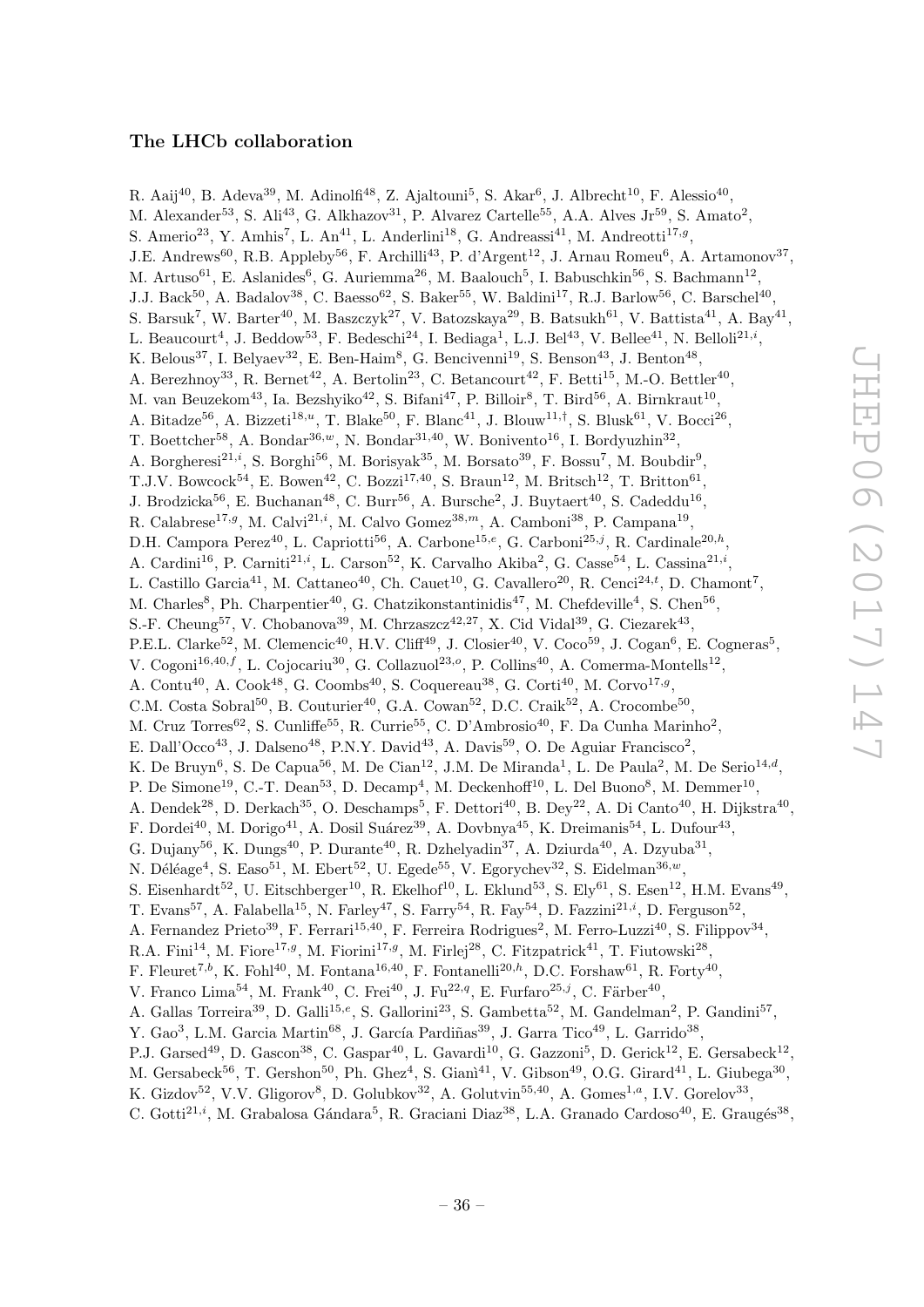### The LHCb collaboration

R. Aaij[40], B. Adeva[39], M. Adinolfi[48], Z. Ajaltouni[5], S. Akar[6], J. Albrecht[10], F. Alessio[40], M. Alexander[53], S. Ali[43], G. Alkhazov[31], P. Alvarez Cartelle[55], A.A. Alves Jr[59], S. Amato[2], S. Amerio[23], Y. Amhis[7], L. An[41], L. Anderlini[18], G. Andreassi[41], M. Andreotti[17,g], J.E. Andrews[60], R.B. Appleby[56], F. Archilli[43], P. d'Argent[12], J. Arnau Romeu[6], A. Artamonov[37], M. Artuso[61], E. Aslanides[6], G. Auriemma[26], M. Baalouch[5], I. Babuschkin[56], S. Bachmann[12], J.J. Back[50], A. Badalov[38], C. Baesso[62], S. Baker[55], W. Baldini[17], R.J. Barlow[56], C. Barschel[40], S. Barsuk[7], W. Barter[40], M. Baszczyk[27], V. Batozskaya[29], B. Batsukh[61], V. Battista[41], A. Bay[41], L. Beaucourt[4], J. Beddow[53], F. Bedeschi[24], I. Bediaga[1], L.J. Bel[43], V. Bellee[41], N. Belloli[21,i], K. Belous[37], I. Belyaev[32], E. Ben-Haim[8], G. Bencivenni[19], S. Benson[43], J. Benton[48], A. Berezhnoy[33], R. Bernet[42], A. Bertolin[23], C. Betancourt[42], F. Betti[15], M.-O. Bettler[40], M. van Beuzekom[43], Ia. Bezshyiko[42], S. Bifani[47], P. Billoir[8], T. Bird[56], A. Birnkraut[10], A. Bitadze[56], A. Bizzeti[18,u], T. Blake[50], F. Blanc[41], J. Blouw[11,†], S. Blusk[61], V. Bocci[26], T. Boettcher[58], A. Bondar[36,w], N. Bondar[31,40], W. Bonivento[16], I. Bordyuzhin[32], A. Borgheresi[21,i], S. Borghi[56], M. Borisyak[35], M. Borsato[39], F. Bossu[7], M. Boubdir[9], T.J.V. Bowcock[54], E. Bowen[42], C. Bozzi[17,40], S. Braun[12], M. Britsch[12], T. Britton[61], J. Brodzicka[56], E. Buchanan[48], C. Burr[56], A. Bursche[2], J. Buytaert[40], S. Cadeddu[16], R. Calabrese[17,g], M. Calvi[21,i], M. Calvo Gomez[38,m], A. Camboni[38], P. Campana[19], D.H. Campora Perez[40], L. Capriotti[56], A. Carbone[15,e], G. Carboni[25,j], R. Cardinale[20,h], A. Cardini[16], P. Carniti[21,i], L. Carson[52], K. Carvalho Akiba[2], G. Casse[54], L. Cassina[21,i], L. Castillo Garcia[41], M. Cattaneo[40], Ch. Cauet[10], G. Cavallero[20], R. Cenci[24,t], D. Chamont[7], M. Charles[8], Ph. Charpentier[40], G. Chatzikonstantinidis[47], M. Chefdeville[4], S. Chen[56], S.-F. Cheung[57], V. Chobanova[39], M. Chrzaszcz[42,27], X. Cid Vidal[39], G. Ciezarek[43], P.E.L. Clarke[52], M. Clemencic[40], H.V. Cliff[49], J. Closier[40], V. Coco[59], J. Cogan[6], E. Cogneras[5], V. Cogoni[16,40,f], L. Cojocariu[30], G. Collazuol[23,o], P. Collins[40], A. Comerma-Montells[12], A. Contu[40], A. Cook[48], G. Coombs[40], S. Coquereau[38], G. Corti[40], M. Corvo[17,g], C.M. Costa Sobral[50], B. Couturier[40], G.A. Cowan[52], D.C. Craik[52], A. Crocombe[50], M. Cruz Torres[62], S. Cunliffe[55], R. Currie[55], C. D'Ambrosio[40], F. Da Cunha Marinho[2], E. Dall'Occo[43], J. Dalseno[48], P.N.Y. David[43], A. Davis[59], O. De Aguiar Francisco[2], K. De Bruyn[6], S. De Capua[56], M. De Cian[12], J.M. De Miranda[1], L. De Paula[2], M. De Serio[14,d], P. De Simone[19], C.-T. Dean[53], D. Decamp[4], M. Deckenhoff[10], L. Del Buono[8], M. Demmer[10], A. Dendek[28], D. Derkach[35], O. Deschamps[5], F. Dettori[40], B. Dey[22], A. Di Canto[40], H. Dijkstra[40], F. Dordei[40], M. Dorigo[41], A. Dosil Suárez[39], A. Dovbnya[45], K. Dreimanis[54], L. Dufour[43], G. Dujany[56], K. Dungs[40], P. Durante[40], R. Dzhelyadin[37], A. Dziurda[40], A. Dzyuba[31], N. Déléage[4], S. Easo[51], M. Ebert[52], U. Egede[55], V. Egorychev[32], S. Eidelman[36,w], S. Eisenhardt[52], U. Eitschberger[10], R. Ekelhof[10], L. Eklund[53], S. Ely[61], S. Esen[12], H.M. Evans[49], T. Evans[57], A. Falabella[15], N. Farley[47], S. Farry[54], R. Fay[54], D. Fazzini[21,i], D. Ferguson[52], A. Fernandez Prieto[39], F. Ferrari[15,40], F. Ferreira Rodrigues[2], M. Ferro-Luzzi[40], S. Filippov[34], R.A. Fini[14], M. Fiore[17,g], M. Fiorini[17,g], M. Firlej[28], C. Fitzpatrick[41], T. Fiutowski[28], F. Fleuret[7,b], K. Fohl[40], M. Fontana[16,40], F. Fontanelli[20,h], D.C. Forshaw[61], R. Forty[40], V. Franco Lima[54], M. Frank[40], C. Frei[40], J. Fu[22,q], E. Furfaro[25,j], C. Färber[40], A. Gallas Torreira[39], D. Galli[15,e], S. Gallorini[23], S. Gambetta[52], M. Gandelman[2], P. Gandini[57], Y. Gao[3], L.M. Garcia Martin[68], J. García Pardiñas[39], J. Garra Tico[49], L. Garrido[38], P.J. Garsed[49], D. Gascon[38], C. Gaspar[40], L. Gavardi[10], G. Gazzoni[5], D. Gerick[12], E. Gersabeck[12], M. Gersabeck[56], T. Gershon[50], Ph. Ghez[4], S. Gianì[41], V. Gibson[49], O.G. Girard[41], L. Giubega[30], K. Gizdov[52], V.V. Gligorov[8], D. Golubkov[32], A. Golutvin[55,40], A. Gomes[1,a], I.V. Gorelov[33], C. Gotti[21,i], M. Grabalosa Gándara[5], R. Graciani Diaz[38], L.A. Granado Cardoso[40], E. Graugés[38],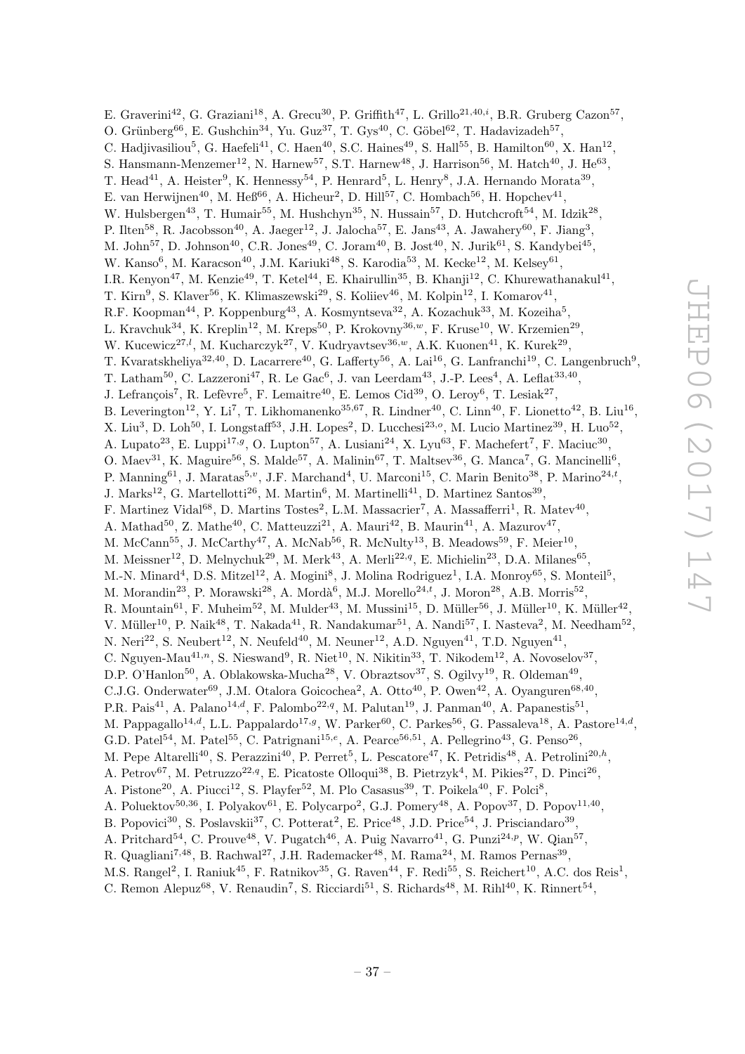E. Graverini[42], G. Graziani[18], A. Grecu[30], P. Griffith[47], L. Grillo[21,40,i], B.R. Gruberg Cazon[57], O. Grünberg[66], E. Gushchin[34], Yu. Guz[37], T. Gys[40], C. Göbel[62], T. Hadavizadeh[57], C. Hadjivasiliou[5], G. Haefeli[41], C. Haen[40], S.C. Haines[49], S. Hall[55], B. Hamilton[60], X. Han[12], S. Hansmann-Menzemer[12], N. Harnew[57], S.T. Harnew[48], J. Harrison[56], M. Hatch[40], J. He[63], T. Head[41], A. Heister[9], K. Hennessy[54], P. Henrard[5], L. Henry[8], J.A. Hernando Morata[39], E. van Herwijnen[40], M. Heß[66], A. Hicheur[2], D. Hill[57], C. Hombach[56], H. Hopchev[41], W. Hulsbergen[43], T. Humair[55], M. Hushchyn[35], N. Hussain[57], D. Hutchcroft[54], M. Idzik[28], P. Ilten[58], R. Jacobsson[40], A. Jaeger[12], J. Jalocha[57], E. Jans[43], A. Jawahery[60], F. Jiang[3], M. John[57], D. Johnson[40], C.R. Jones[49], C. Joram[40], B. Jost[40], N. Jurik[61], S. Kandybei[45], W. Kanso[6], M. Karacson[40], J.M. Kariuki[48], S. Karodia[53], M. Kecke[12], M. Kelsey[61], I.R. Kenyon[47], M. Kenzie[49], T. Ketel[44], E. Khairullin[35], B. Khanji[12], C. Khurewathanakul[41], T. Kirn[9], S. Klaver[56], K. Klimaszewski[29], S. Koliiev[46], M. Kolpin[12], I. Komarov[41], R.F. Koopman[44], P. Koppenburg[43], A. Kosmyntseva[32], A. Kozachuk[33], M. Kozeiha[5], L. Kravchuk[34], K. Kreplin[12], M. Kreps[50], P. Krokovny[36,w], F. Kruse[10], W. Krzemien[29], W. Kucewicz[27,l], M. Kucharczyk[27], V. Kudryavtsev[36,w], A.K. Kuonen[41], K. Kurek[29], T. Kvaratskheliya[32,40], D. Lacarrere[40], G. Lafferty[56], A. Lai[16], G. Lanfranchi[19], C. Langenbruch[9], T. Latham[50], C. Lazzeroni[47], R. Le Gac[6], J. van Leerdam[43], J.-P. Lees[4], A. Leflat[33,40], J. Lefrançois[7], R. Lefèvre[5], F. Lemaitre[40], E. Lemos Cid[39], O. Leroy[6], T. Lesiak[27], B. Leverington[12], Y. Li[7], T. Likhomanenko[35,67], R. Lindner[40], C. Linn[40], F. Lionetto[42], B. Liu[16], X. Liu[3], D. Loh[50], I. Longstaff[53], J.H. Lopes[2], D. Lucchesi[23,o], M. Lucio Martinez[39], H. Luo[52], A. Lupato[23], E. Luppi[17,g], O. Lupton[57], A. Lusiani[24], X. Lyu[63], F. Machefert[7], F. Maciuc[30], O. Maev[31], K. Maguire[56], S. Malde[57], A. Malinin[67], T. Maltsev[36], G. Manca[7], G. Mancinelli[6], P. Manning[61], J. Maratas[5,v], J.F. Marchand[4], U. Marconi[15], C. Marin Benito[38], P. Marino[24,t], J. Marks[12], G. Martellotti[26], M. Martin[6], M. Martinelli[41], D. Martinez Santos[39], F. Martinez Vidal[68], D. Martins Tostes[2], L.M. Massacrier[7], A. Massafferri[1], R. Matev[40], A. Mathad[50], Z. Mathe[40], C. Matteuzzi[21], A. Mauri[42], B. Maurin[41], A. Mazurov[47], M. McCann[55], J. McCarthy[47], A. McNab[56], R. McNulty[13], B. Meadows[59], F. Meier[10], M. Meissner[12], D. Melnychuk[29], M. Merk[43], A. Merli[22,q], E. Michielin[23], D.A. Milanes[65], M.-N. Minard[4], D.S. Mitzel[12], A. Mogini[8], J. Molina Rodriguez[1], I.A. Monroy[65], S. Monteil[5], M. Morandin[23], P. Morawski[28], A. Mordà[6], M.J. Morello[24,t], J. Moron[28], A.B. Morris[52], R. Mountain[61], F. Muheim[52], M. Mulder[43], M. Mussini[15], D. Müller[56], J. Müller[10], K. Müller[42], V. Müller[10], P. Naik[48], T. Nakada[41], R. Nandakumar[51], A. Nandi[57], I. Nasteva[2], M. Needham[52], N. Neri[22], S. Neubert[12], N. Neufeld[40], M. Neuner[12], A.D. Nguyen[41], T.D. Nguyen[41], C. Nguyen-Mau[41,n], S. Nieswand[9], R. Niet[10], N. Nikitin[33], T. Nikodem[12], A. Novoselov[37], D.P. O'Hanlon[50], A. Oblakowska-Mucha[28], V. Obraztsov[37], S. Ogilvy[19], R. Oldeman[49], C.J.G. Onderwater[69], J.M. Otalora Goicochea[2], A. Otto[40], P. Owen[42], A. Oyanguren[68,40], P.R. Pais[41], A. Palano[14,d], F. Palombo[22,q], M. Palutan[19], J. Panman[40], A. Papanestis[51], M. Pappagallo[14,d], L.L. Pappalardo[17,g], W. Parker[60], C. Parkes[56], G. Passaleva[18], A. Pastore[14,d], G.D. Patel[54], M. Patel[55], C. Patrignani[15,e], A. Pearce[56,51], A. Pellegrino[43], G. Penso[26], M. Pepe Altarelli[40], S. Perazzini[40], P. Perret[5], L. Pescatore[47], K. Petridis[48], A. Petrolini[20,h], A. Petrov[67], M. Petruzzo[22,q], E. Picatoste Olloqui[38], B. Pietrzyk[4], M. Pikies[27], D. Pinci[26], A. Pistone[20], A. Piucci[12], S. Playfer[52], M. Plo Casasus[39], T. Poikela[40], F. Polci[8], A. Poluektov[50,36], I. Polyakov[61], E. Polycarpo[2], G.J. Pomery[48], A. Popov[37], D. Popov[11,40], B. Popovici[30], S. Poslavskii[37], C. Potterat[2], E. Price[48], J.D. Price[54], J. Prisciandaro[39], A. Pritchard[54], C. Prouve[48], V. Pugatch[46], A. Puig Navarro[41], G. Punzi[24,p], W. Qian[57], R. Quagliani[7,48], B. Rachwal[27], J.H. Rademacker[48], M. Rama[24], M. Ramos Pernas[39], M.S. Rangel[2], I. Raniuk[45], F. Ratnikov[35], G. Raven[44], F. Redi[55], S. Reichert[10], A.C. dos Reis[1], C. Remon Alepuz[68], V. Renaudin[7], S. Ricciardi[51], S. Richards[48], M. Rihl[40], K. Rinnert[54],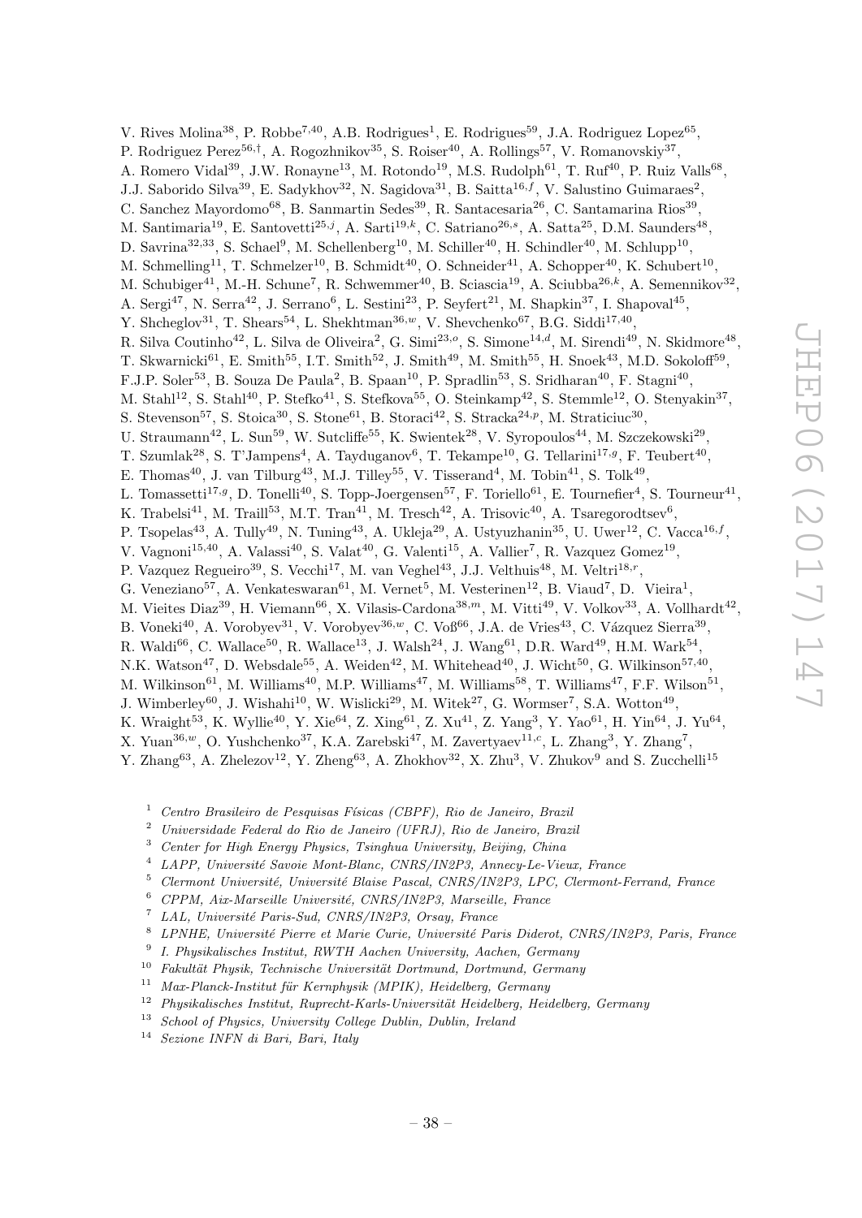V. Rives Molina[38], P. Robbe[7,40], A.B. Rodrigues[1], E. Rodrigues[59], J.A. Rodriguez Lopez[65], P. Rodriguez Perez[56,†], A. Rogozhnikov[35], S. Roiser[40], A. Rollings[57], V. Romanovskiy[37], A. Romero Vidal[39], J.W. Ronayne[13], M. Rotondo[19], M.S. Rudolph[61], T. Ruf[40], P. Ruiz Valls[68], J.J. Saborido Silva[39], E. Sadykhov[32], N. Sagidova[31], B. Saitta[16,f], V. Salustino Guimaraes[2], C. Sanchez Mayordomo[68], B. Sanmartin Sedes[39], R. Santacesaria[26], C. Santamarina Rios[39], M. Santimaria[19], E. Santovetti[25,j], A. Sarti[19,k], C. Satriano[26,s], A. Satta[25], D.M. Saunders[48], D. Savrina[32,33], S. Schael[9], M. Schellenberg[10], M. Schiller[40], H. Schindler[40], M. Schlupp[10], M. Schmelling[11], T. Schmelzer[10], B. Schmidt[40], O. Schneider[41], A. Schopper[40], K. Schubert[10], M. Schubiger[41], M.-H. Schune[7], R. Schwemmer[40], B. Sciascia[19], A. Sciubba[26,k], A. Semennikov[32], A. Sergi[47], N. Serra[42], J. Serrano[6], L. Sestini[23], P. Seyfert[21], M. Shapkin[37], I. Shapoval[45], Y. Shcheglov[31], T. Shears[54], L. Shekhtman[36,w], V. Shevchenko[67], B.G. Siddi[17,40], R. Silva Coutinho[42], L. Silva de Oliveira[2], G. Simi[23,o], S. Simone[14,d], M. Sirendi[49], N. Skidmore[48], T. Skwarnicki[61], E. Smith[55], I.T. Smith[52], J. Smith[49], M. Smith[55], H. Snoek[43], M.D. Sokoloff[59], F.J.P. Soler[53], B. Souza De Paula[2], B. Spaan[10], P. Spradlin[53], S. Sridharan[40], F. Stagni[40], M. Stahl[12], S. Stahl[40], P. Stefko[41], S. Stefkova[55], O. Steinkamp[42], S. Stemmle[12], O. Stenyakin[37], S. Stevenson[57], S. Stoica[30], S. Stone[61], B. Storaci[42], S. Stracka[24,p], M. Straticiuc[30], U. Straumann[42], L. Sun[59], W. Sutcliffe[55], K. Swientek[28], V. Syropoulos[44], M. Szczekowski[29], T. Szumlak[28], S. T'Jampens[4], A. Tayduganov[6], T. Tekampe[10], G. Tellarini[17,g], F. Teubert[40], E. Thomas[40], J. van Tilburg[43], M.J. Tilley[55], V. Tisserand[4], M. Tobin[41], S. Tolk[49], L. Tomassetti[17,g], D. Tonelli[40], S. Topp-Joergensen[57], F. Toriello[61], E. Tournefier[4], S. Tourneur[41], K. Trabelsi[41], M. Traill[53], M.T. Tran[41], M. Tresch[42], A. Trisovic[40], A. Tsaregorodtsev[6], P. Tsopelas[43], A. Tully[49], N. Tuning[43], A. Ukleja[29], A. Ustyuzhanin[35], U. Uwer[12], C. Vacca[16,f], V. Vagnoni[15,40], A. Valassi[40], S. Valat[40], G. Valenti[15], A. Vallier[7], R. Vazquez Gomez[19], P. Vazquez Regueiro[39], S. Vecchi[17], M. van Veghel[43], J.J. Velthuis[48], M. Veltri[18,r], G. Veneziano[57], A. Venkateswaran[61], M. Vernet[5], M. Vesterinen[12], B. Viaud[7], D. Vieira[1], M. Vieites Diaz[39], H. Viemann[66], X. Vilasis-Cardona[38,m], M. Vitti[49], V. Volkov[33], A. Vollhardt[42], B. Voneki[40], A. Vorobyev[31], V. Vorobyev[36,w], C. Voß[66], J.A. de Vries[43], C. Vázquez Sierra[39], R. Waldi[66], C. Wallace[50], R. Wallace[13], J. Walsh[24], J. Wang[61], D.R. Ward[49], H.M. Wark[54], N.K. Watson[47], D. Websdale[55], A. Weiden[42], M. Whitehead[40], J. Wicht[50], G. Wilkinson[57,40], M. Wilkinson[61], M. Williams[40], M.P. Williams[47], M. Williams[58], T. Williams[47], F.F. Wilson[51], J. Wimberley[60], J. Wishahi[10], W. Wislicki[29], M. Witek[27], G. Wormser[7], S.A. Wotton[49], K. Wraight[53], K. Wyllie[40], Y. Xie[64], Z. Xing[61], Z. Xu[41], Z. Yang[3], Y. Yao[61], H. Yin[64], J. Yu[64], X. Yuan[36,w], O. Yushchenko[37], K.A. Zarebski[47], M. Zavertyaev[11,c], L. Zhang[3], Y. Zhang[7], Y. Zhang[63], A. Zhelezov[12], Y. Zheng[63], A. Zhokhov[32], X. Zhu[3], V. Zhukov[9] and S. Zucchelli[15]

[1] *Centro Brasileiro de Pesquisas Físicas (CBPF), Rio de Janeiro, Brazil*
[2] *Universidade Federal do Rio de Janeiro (UFRJ), Rio de Janeiro, Brazil*
[3] *Center for High Energy Physics, Tsinghua University, Beijing, China*
[4] *LAPP, Université Savoie Mont-Blanc, CNRS/IN2P3, Annecy-Le-Vieux, France*
[5] *Clermont Université, Université Blaise Pascal, CNRS/IN2P3, LPC, Clermont-Ferrand, France*
[6] *CPPM, Aix-Marseille Université, CNRS/IN2P3, Marseille, France*
[7] *LAL, Université Paris-Sud, CNRS/IN2P3, Orsay, France*
[8] *LPNHE, Université Pierre et Marie Curie, Université Paris Diderot, CNRS/IN2P3, Paris, France*
[9] *I. Physikalisches Institut, RWTH Aachen University, Aachen, Germany*
[10] *Fakultät Physik, Technische Universität Dortmund, Dortmund, Germany*
[11] *Max-Planck-Institut für Kernphysik (MPIK), Heidelberg, Germany*
[12] *Physikalisches Institut, Ruprecht-Karls-Universität Heidelberg, Heidelberg, Germany*
[13] *School of Physics, University College Dublin, Dublin, Ireland*
[14] *Sezione INFN di Bari, Bari, Italy*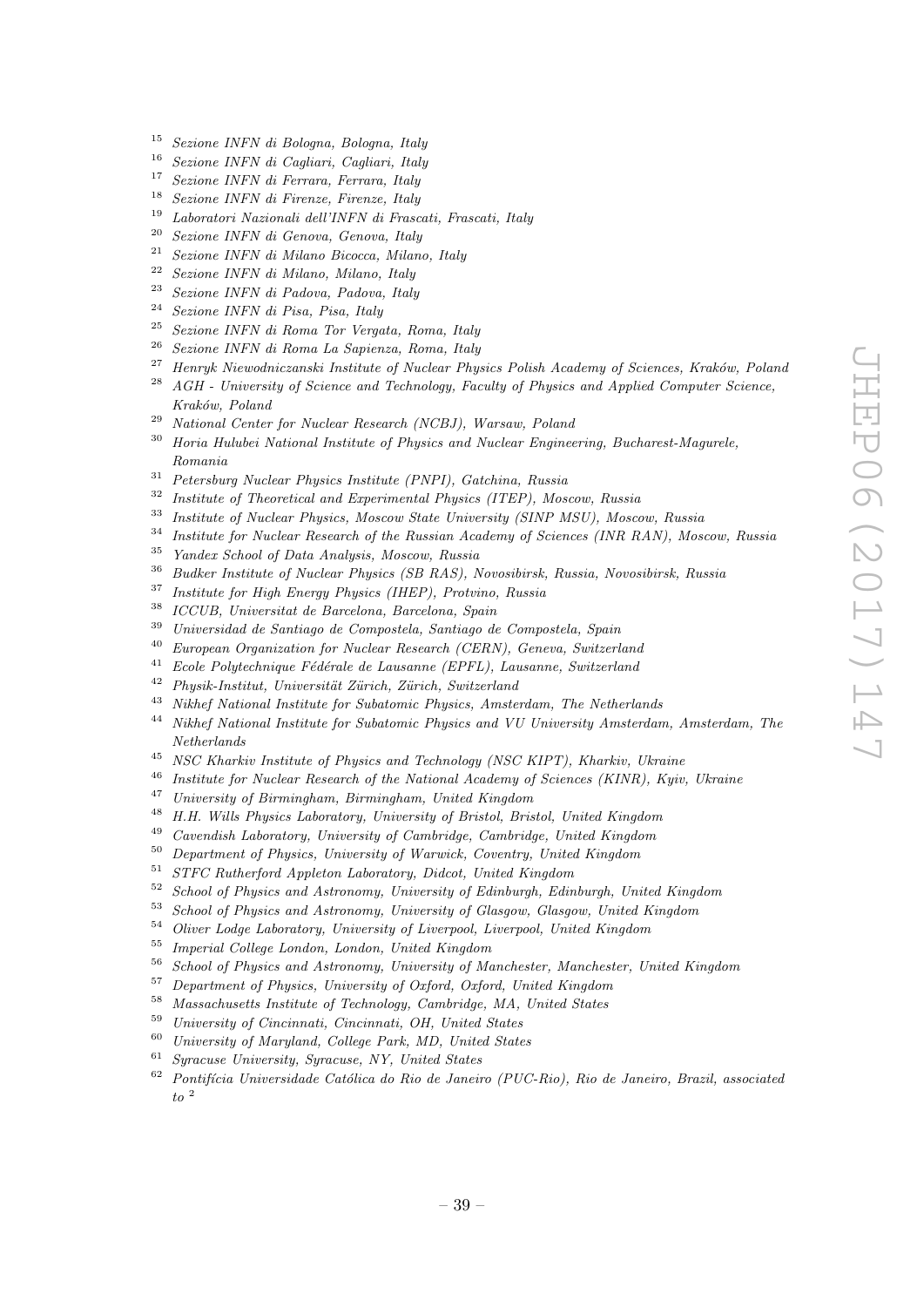[15] *Sezione INFN di Bologna, Bologna, Italy*
[16] *Sezione INFN di Cagliari, Cagliari, Italy*
[17] *Sezione INFN di Ferrara, Ferrara, Italy*
[18] *Sezione INFN di Firenze, Firenze, Italy*
[19] *Laboratori Nazionali dell'INFN di Frascati, Frascati, Italy*
[20] *Sezione INFN di Genova, Genova, Italy*
[21] *Sezione INFN di Milano Bicocca, Milano, Italy*
[22] *Sezione INFN di Milano, Milano, Italy*
[23] *Sezione INFN di Padova, Padova, Italy*
[24] *Sezione INFN di Pisa, Pisa, Italy*
[25] *Sezione INFN di Roma Tor Vergata, Roma, Italy*
[26] *Sezione INFN di Roma La Sapienza, Roma, Italy*
[27] *Henryk Niewodniczanski Institute of Nuclear Physics Polish Academy of Sciences, Kraków, Poland*
[28] *AGH - University of Science and Technology, Faculty of Physics and Applied Computer Science, Kraków, Poland*
[29] *National Center for Nuclear Research (NCBJ), Warsaw, Poland*
[30] *Horia Hulubei National Institute of Physics and Nuclear Engineering, Bucharest-Magurele, Romania*
[31] *Petersburg Nuclear Physics Institute (PNPI), Gatchina, Russia*
[32] *Institute of Theoretical and Experimental Physics (ITEP), Moscow, Russia*
[33] *Institute of Nuclear Physics, Moscow State University (SINP MSU), Moscow, Russia*
[34] *Institute for Nuclear Research of the Russian Academy of Sciences (INR RAN), Moscow, Russia*
[35] *Yandex School of Data Analysis, Moscow, Russia*
[36] *Budker Institute of Nuclear Physics (SB RAS), Novosibirsk, Russia, Novosibirsk, Russia*
[37] *Institute for High Energy Physics (IHEP), Protvino, Russia*
[38] *ICCUB, Universitat de Barcelona, Barcelona, Spain*
[39] *Universidad de Santiago de Compostela, Santiago de Compostela, Spain*
[40] *European Organization for Nuclear Research (CERN), Geneva, Switzerland*
[41] *Ecole Polytechnique Fédérale de Lausanne (EPFL), Lausanne, Switzerland*
[42] *Physik-Institut, Universität Zürich, Zürich, Switzerland*
[43] *Nikhef National Institute for Subatomic Physics, Amsterdam, The Netherlands*
[44] *Nikhef National Institute for Subatomic Physics and VU University Amsterdam, Amsterdam, The Netherlands*
[45] *NSC Kharkiv Institute of Physics and Technology (NSC KIPT), Kharkiv, Ukraine*
[46] *Institute for Nuclear Research of the National Academy of Sciences (KINR), Kyiv, Ukraine*
[47] *University of Birmingham, Birmingham, United Kingdom*
[48] *H.H. Wills Physics Laboratory, University of Bristol, Bristol, United Kingdom*
[49] *Cavendish Laboratory, University of Cambridge, Cambridge, United Kingdom*
[50] *Department of Physics, University of Warwick, Coventry, United Kingdom*
[51] *STFC Rutherford Appleton Laboratory, Didcot, United Kingdom*
[52] *School of Physics and Astronomy, University of Edinburgh, Edinburgh, United Kingdom*
[53] *School of Physics and Astronomy, University of Glasgow, Glasgow, United Kingdom*
[54] *Oliver Lodge Laboratory, University of Liverpool, Liverpool, United Kingdom*
[55] *Imperial College London, London, United Kingdom*
[56] *School of Physics and Astronomy, University of Manchester, Manchester, United Kingdom*
[57] *Department of Physics, University of Oxford, Oxford, United Kingdom*
[58] *Massachusetts Institute of Technology, Cambridge, MA, United States*
[59] *University of Cincinnati, Cincinnati, OH, United States*
[60] *University of Maryland, College Park, MD, United States*
[61] *Syracuse University, Syracuse, NY, United States*
[62] *Pontifícia Universidade Católica do Rio de Janeiro (PUC-Rio), Rio de Janeiro, Brazil, associated to* [2]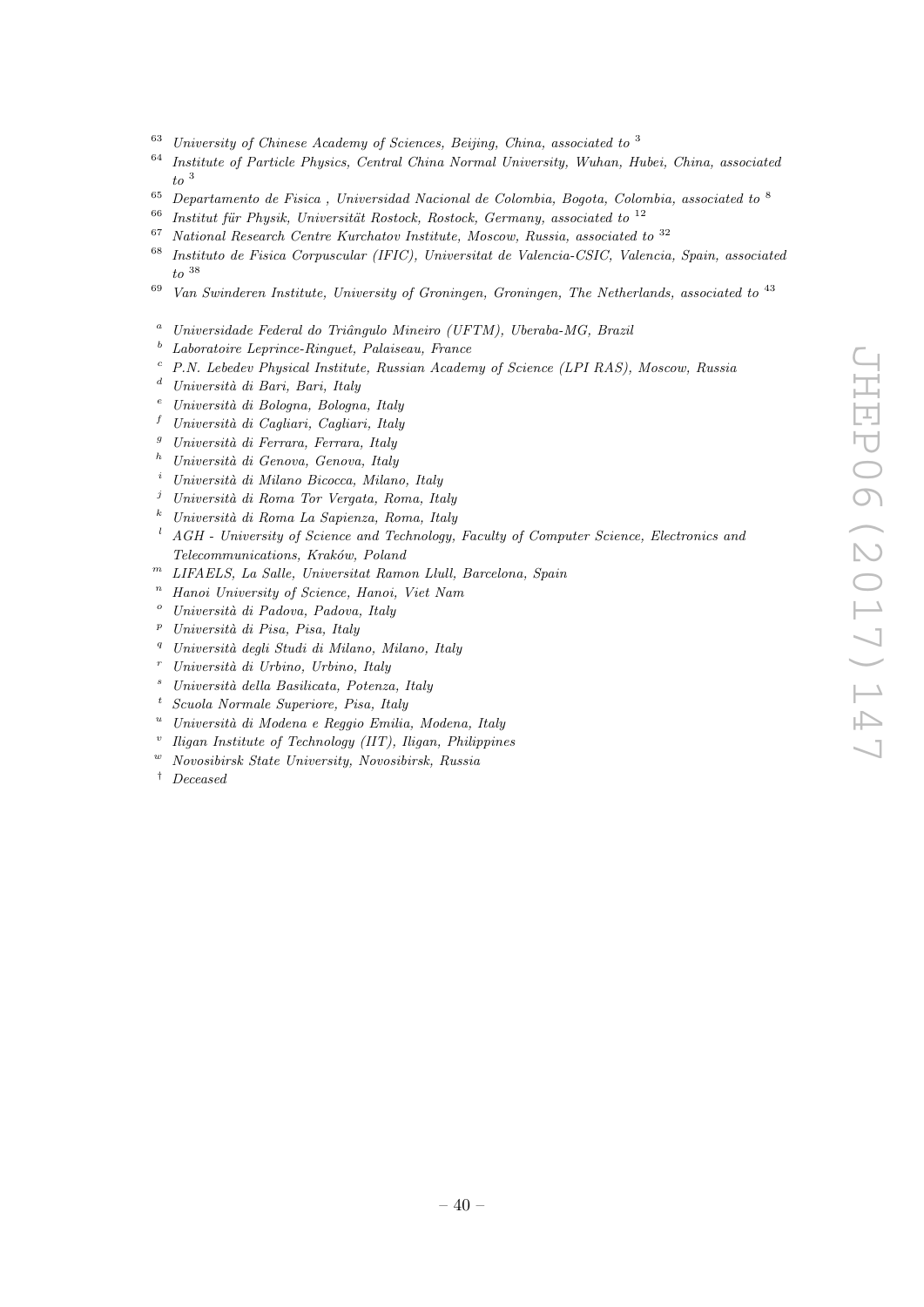[63] *University of Chinese Academy of Sciences, Beijing, China, associated to* [3]
[64] *Institute of Particle Physics, Central China Normal University, Wuhan, Hubei, China, associated to* [3]
[65] *Departamento de Fisica , Universidad Nacional de Colombia, Bogota, Colombia, associated to* [8]
[66] *Institut für Physik, Universität Rostock, Rostock, Germany, associated to* [12]
[67] *National Research Centre Kurchatov Institute, Moscow, Russia, associated to* [32]
[68] *Instituto de Fisica Corpuscular (IFIC), Universitat de Valencia-CSIC, Valencia, Spain, associated to* [38]
[69] *Van Swinderen Institute, University of Groningen, Groningen, The Netherlands, associated to* [43]

[a] *Universidade Federal do Triângulo Mineiro (UFTM), Uberaba-MG, Brazil*
[b] *Laboratoire Leprince-Ringuet, Palaiseau, France*
[c] *P.N. Lebedev Physical Institute, Russian Academy of Science (LPI RAS), Moscow, Russia*
[d] *Università di Bari, Bari, Italy*
[e] *Università di Bologna, Bologna, Italy*
[f] *Università di Cagliari, Cagliari, Italy*
[g] *Università di Ferrara, Ferrara, Italy*
[h] *Università di Genova, Genova, Italy*
[i] *Università di Milano Bicocca, Milano, Italy*
[j] *Università di Roma Tor Vergata, Roma, Italy*
[k] *Università di Roma La Sapienza, Roma, Italy*
[l] *AGH - University of Science and Technology, Faculty of Computer Science, Electronics and Telecommunications, Kraków, Poland*
[m] *LIFAELS, La Salle, Universitat Ramon Llull, Barcelona, Spain*
[n] *Hanoi University of Science, Hanoi, Viet Nam*
[o] *Università di Padova, Padova, Italy*
[p] *Università di Pisa, Pisa, Italy*
[q] *Università degli Studi di Milano, Milano, Italy*
[r] *Università di Urbino, Urbino, Italy*
[s] *Università della Basilicata, Potenza, Italy*
[t] *Scuola Normale Superiore, Pisa, Italy*
[u] *Università di Modena e Reggio Emilia, Modena, Italy*
[v] *Iligan Institute of Technology (IIT), Iligan, Philippines*
[w] *Novosibirsk State University, Novosibirsk, Russia*
[†] *Deceased*